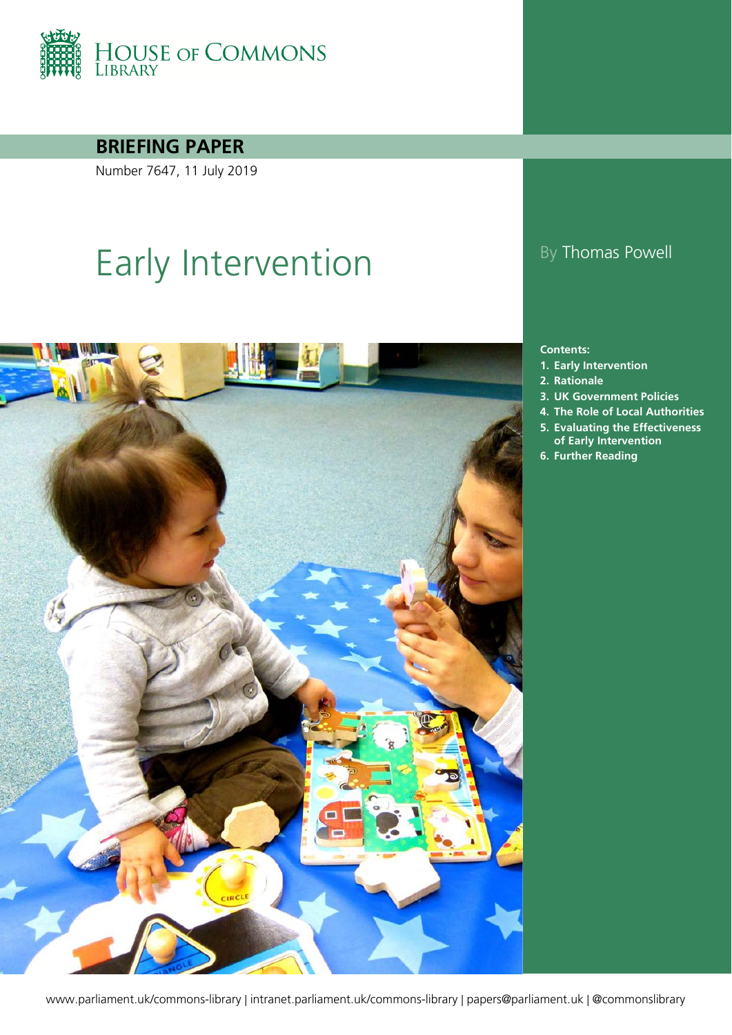HOUSE OF COMMONS LIBRARY

**BRIEFING PAPER**

Number 7647, 11 July 2019

# Early Intervention

By Thomas Powell

**Contents:**

1. **Early Intervention**
2. **Rationale**
3. **UK Government Policies**
4. **The Role of Local Authorities**
5. **Evaluating the Effectiveness of Early Intervention**
6. **Further Reading**

www.parliament.uk/commons-library | intranet.parliament.uk/commons-library | papers@parliament.uk | @commonslibrary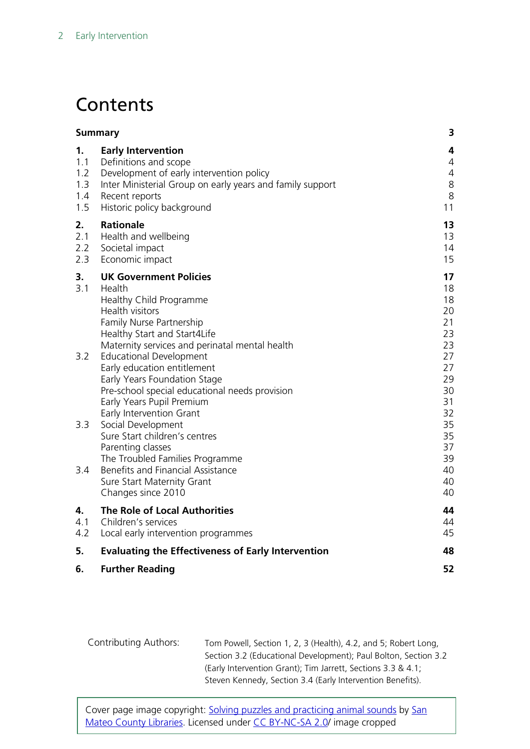# Contents

| | | |
|---|---|---|
| **Summary** | | **3** |
| **1.** | **Early Intervention** | **4** |
| 1.1 | Definitions and scope | 4 |
| 1.2 | Development of early intervention policy | 4 |
| 1.3 | Inter Ministerial Group on early years and family support | 8 |
| 1.4 | Recent reports | 8 |
| 1.5 | Historic policy background | 11 |
| **2.** | **Rationale** | **13** |
| 2.1 | Health and wellbeing | 13 |
| 2.2 | Societal impact | 14 |
| 2.3 | Economic impact | 15 |
| **3.** | **UK Government Policies** | **17** |
| 3.1 | Health | 18 |
| | Healthy Child Programme | 18 |
| | Health visitors | 20 |
| | Family Nurse Partnership | 21 |
| | Healthy Start and Start4Life | 23 |
| | Maternity services and perinatal mental health | 23 |
| 3.2 | Educational Development | 27 |
| | Early education entitlement | 27 |
| | Early Years Foundation Stage | 29 |
| | Pre-school special educational needs provision | 30 |
| | Early Years Pupil Premium | 31 |
| | Early Intervention Grant | 32 |
| 3.3 | Social Development | 35 |
| | Sure Start children's centres | 35 |
| | Parenting classes | 37 |
| | The Troubled Families Programme | 39 |
| 3.4 | Benefits and Financial Assistance | 40 |
| | Sure Start Maternity Grant | 40 |
| | Changes since 2010 | 40 |
| **4.** | **The Role of Local Authorities** | **44** |
| 4.1 | Children's services | 44 |
| 4.2 | Local early intervention programmes | 45 |
| **5.** | **Evaluating the Effectiveness of Early Intervention** | **48** |
| **6.** | **Further Reading** | **52** |

Contributing Authors: Tom Powell, Section 1, 2, 3 (Health), 4.2, and 5; Robert Long, Section 3.2 (Educational Development); Paul Bolton, Section 3.2 (Early Intervention Grant); Tim Jarrett, Sections 3.3 & 4.1; Steven Kennedy, Section 3.4 (Early Intervention Benefits).

Cover page image copyright: Solving puzzles and practicing animal sounds by San Mateo County Libraries. Licensed under CC BY-NC-SA 2.0/ image cropped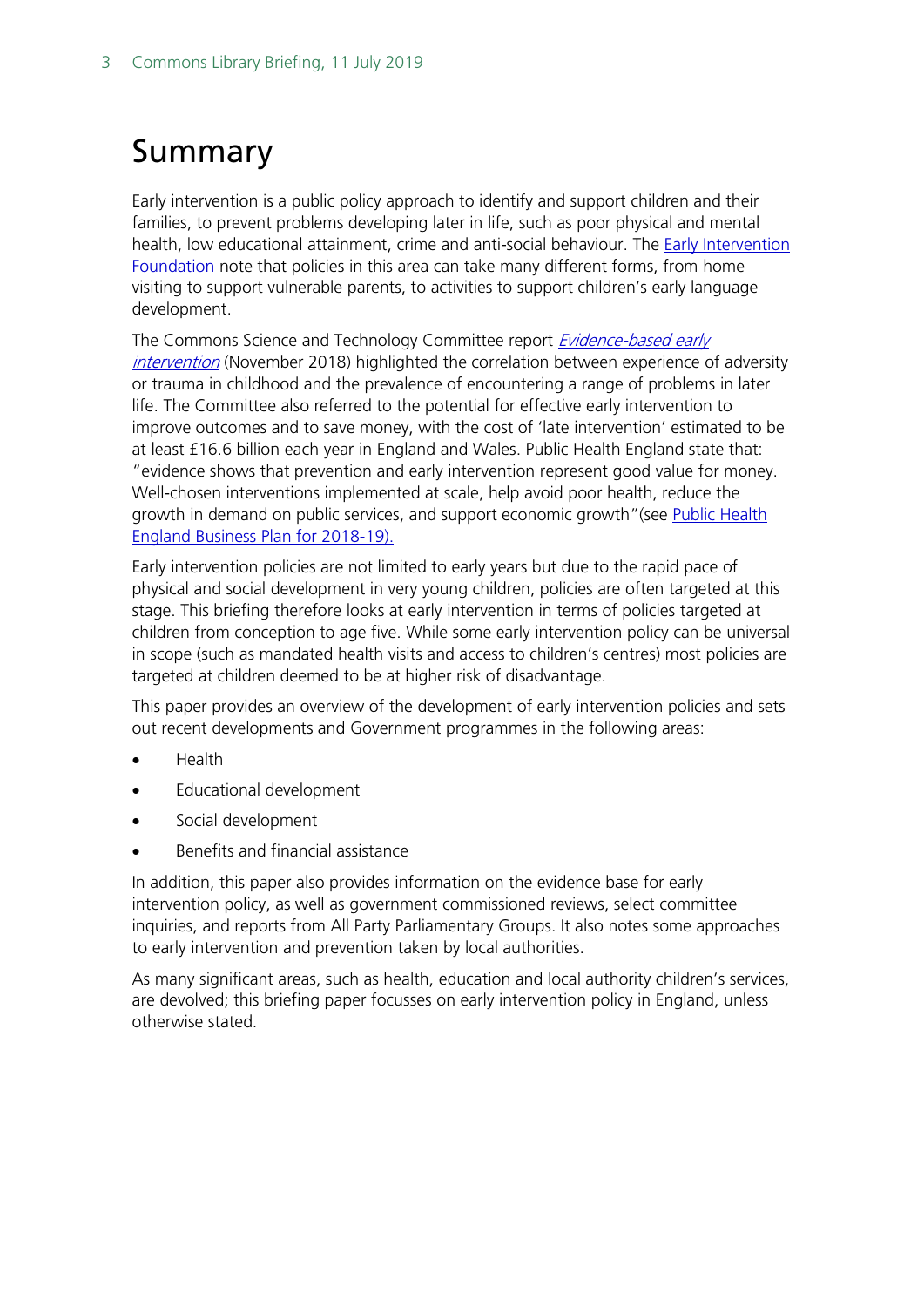# Summary

Early intervention is a public policy approach to identify and support children and their families, to prevent problems developing later in life, such as poor physical and mental health, low educational attainment, crime and anti-social behaviour. The Early Intervention Foundation note that policies in this area can take many different forms, from home visiting to support vulnerable parents, to activities to support children's early language development.

The Commons Science and Technology Committee report *Evidence-based early intervention* (November 2018) highlighted the correlation between experience of adversity or trauma in childhood and the prevalence of encountering a range of problems in later life. The Committee also referred to the potential for effective early intervention to improve outcomes and to save money, with the cost of 'late intervention' estimated to be at least £16.6 billion each year in England and Wales. Public Health England state that: "evidence shows that prevention and early intervention represent good value for money. Well-chosen interventions implemented at scale, help avoid poor health, reduce the growth in demand on public services, and support economic growth"(see Public Health England Business Plan for 2018-19).

Early intervention policies are not limited to early years but due to the rapid pace of physical and social development in very young children, policies are often targeted at this stage. This briefing therefore looks at early intervention in terms of policies targeted at children from conception to age five. While some early intervention policy can be universal in scope (such as mandated health visits and access to children's centres) most policies are targeted at children deemed to be at higher risk of disadvantage.

This paper provides an overview of the development of early intervention policies and sets out recent developments and Government programmes in the following areas:

- Health
- Educational development
- Social development
- Benefits and financial assistance

In addition, this paper also provides information on the evidence base for early intervention policy, as well as government commissioned reviews, select committee inquiries, and reports from All Party Parliamentary Groups. It also notes some approaches to early intervention and prevention taken by local authorities.

As many significant areas, such as health, education and local authority children's services, are devolved; this briefing paper focusses on early intervention policy in England, unless otherwise stated.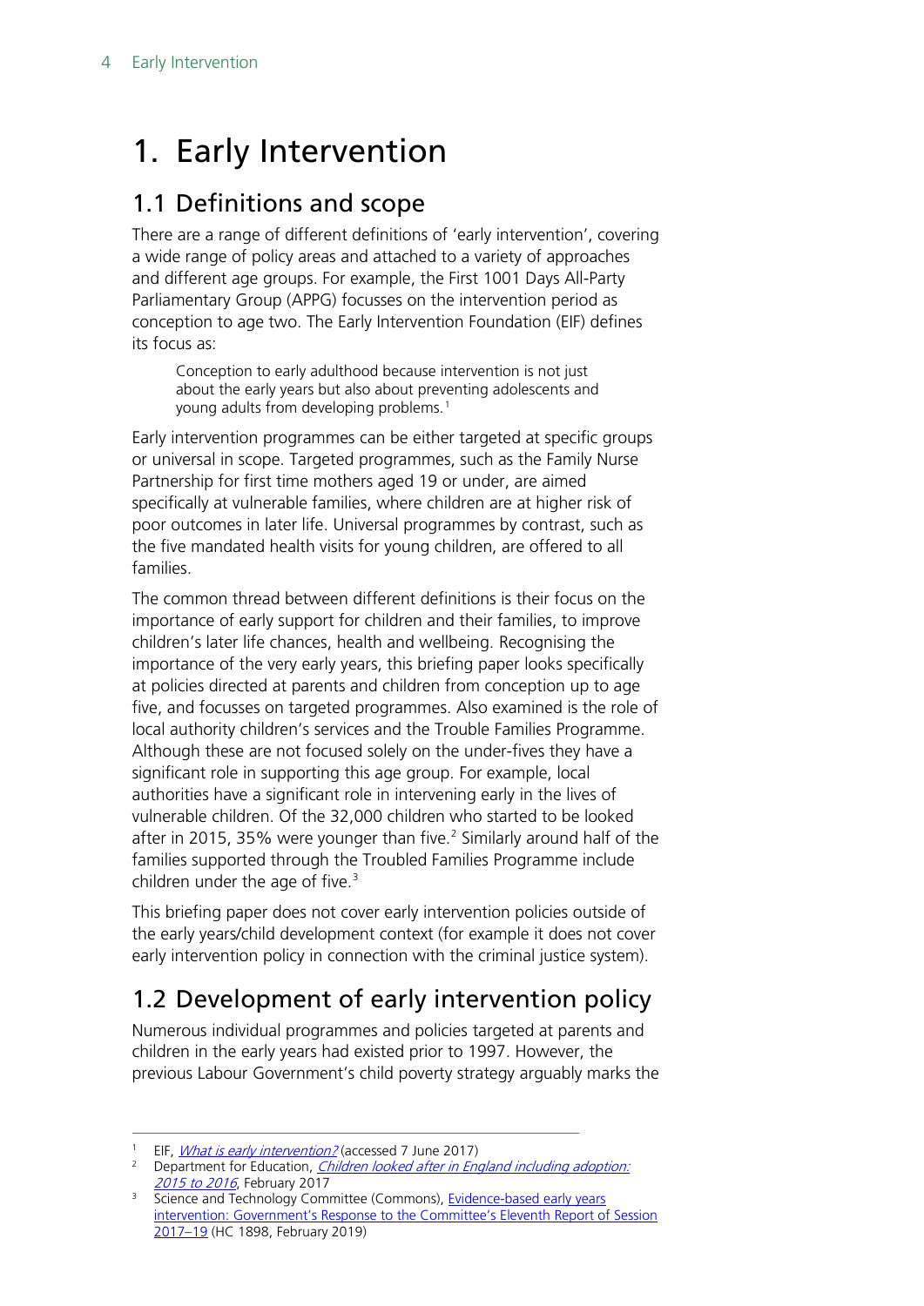# 1. Early Intervention

## 1.1 Definitions and scope

There are a range of different definitions of 'early intervention', covering a wide range of policy areas and attached to a variety of approaches and different age groups. For example, the First 1001 Days All-Party Parliamentary Group (APPG) focusses on the intervention period as conception to age two. The Early Intervention Foundation (EIF) defines its focus as:

> Conception to early adulthood because intervention is not just about the early years but also about preventing adolescents and young adults from developing problems.[1]

Early intervention programmes can be either targeted at specific groups or universal in scope. Targeted programmes, such as the Family Nurse Partnership for first time mothers aged 19 or under, are aimed specifically at vulnerable families, where children are at higher risk of poor outcomes in later life. Universal programmes by contrast, such as the five mandated health visits for young children, are offered to all families.

The common thread between different definitions is their focus on the importance of early support for children and their families, to improve children's later life chances, health and wellbeing. Recognising the importance of the very early years, this briefing paper looks specifically at policies directed at parents and children from conception up to age five, and focusses on targeted programmes. Also examined is the role of local authority children's services and the Trouble Families Programme. Although these are not focused solely on the under-fives they have a significant role in supporting this age group. For example, local authorities have a significant role in intervening early in the lives of vulnerable children. Of the 32,000 children who started to be looked after in 2015, 35% were younger than five.[2] Similarly around half of the families supported through the Troubled Families Programme include children under the age of five.[3]

This briefing paper does not cover early intervention policies outside of the early years/child development context (for example it does not cover early intervention policy in connection with the criminal justice system).

## 1.2 Development of early intervention policy

Numerous individual programmes and policies targeted at parents and children in the early years had existed prior to 1997. However, the previous Labour Government's child poverty strategy arguably marks the

---

[1] EIF, *What is early intervention?* (accessed 7 June 2017)

[2] Department for Education, *Children looked after in England including adoption: 2015 to 2016*, February 2017

[3] Science and Technology Committee (Commons), Evidence-based early years intervention: Government's Response to the Committee's Eleventh Report of Session 2017–19 (HC 1898, February 2019)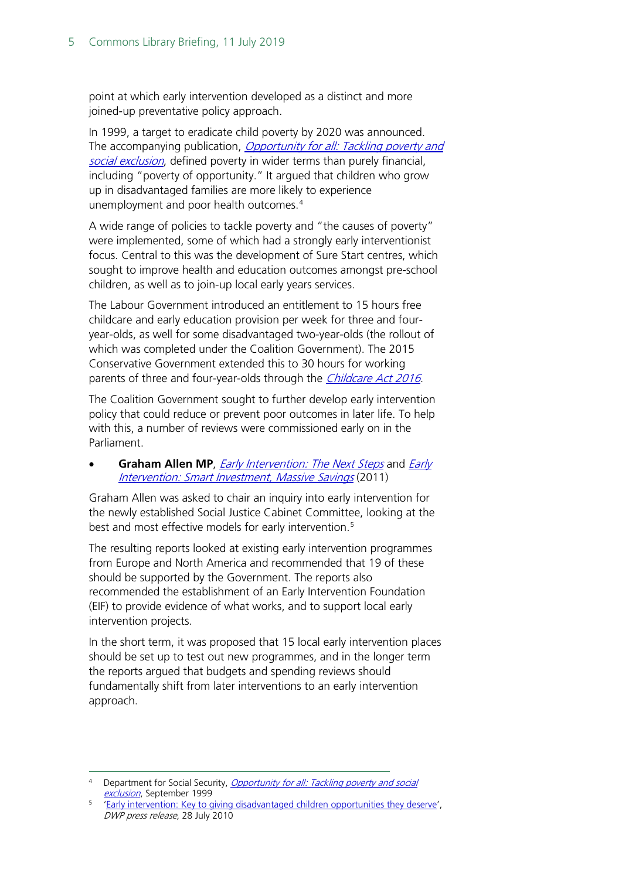point at which early intervention developed as a distinct and more joined-up preventative policy approach.

In 1999, a target to eradicate child poverty by 2020 was announced. The accompanying publication, *Opportunity for all: Tackling poverty and social exclusion*, defined poverty in wider terms than purely financial, including "poverty of opportunity." It argued that children who grow up in disadvantaged families are more likely to experience unemployment and poor health outcomes.[4]

A wide range of policies to tackle poverty and "the causes of poverty" were implemented, some of which had a strongly early interventionist focus. Central to this was the development of Sure Start centres, which sought to improve health and education outcomes amongst pre-school children, as well as to join-up local early years services.

The Labour Government introduced an entitlement to 15 hours free childcare and early education provision per week for three and four-year-olds, as well for some disadvantaged two-year-olds (the rollout of which was completed under the Coalition Government). The 2015 Conservative Government extended this to 30 hours for working parents of three and four-year-olds through the *Childcare Act 2016*.

The Coalition Government sought to further develop early intervention policy that could reduce or prevent poor outcomes in later life. To help with this, a number of reviews were commissioned early on in the Parliament.

- **Graham Allen MP**, *Early Intervention: The Next Steps* and *Early Intervention: Smart Investment, Massive Savings* (2011)

Graham Allen was asked to chair an inquiry into early intervention for the newly established Social Justice Cabinet Committee, looking at the best and most effective models for early intervention.[5]

The resulting reports looked at existing early intervention programmes from Europe and North America and recommended that 19 of these should be supported by the Government. The reports also recommended the establishment of an Early Intervention Foundation (EIF) to provide evidence of what works, and to support local early intervention projects.

In the short term, it was proposed that 15 local early intervention places should be set up to test out new programmes, and in the longer term the reports argued that budgets and spending reviews should fundamentally shift from later interventions to an early intervention approach.

---

[4] Department for Social Security, *Opportunity for all: Tackling poverty and social exclusion*, September 1999

[5] 'Early intervention: Key to giving disadvantaged children opportunities they deserve', *DWP press release*, 28 July 2010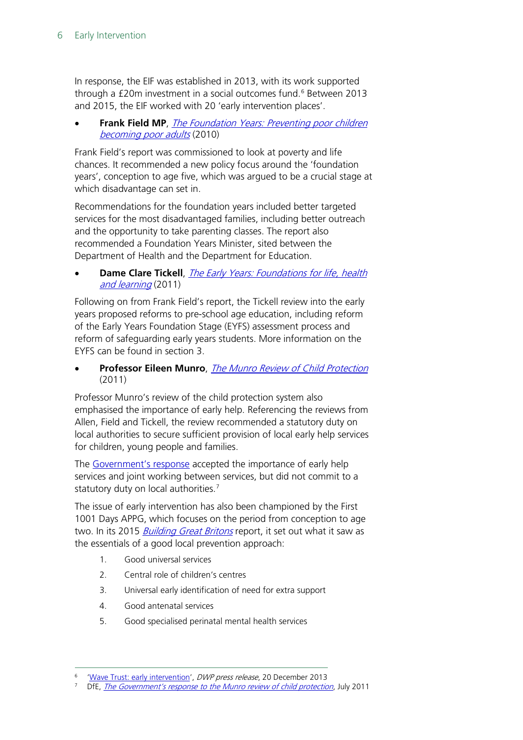In response, the EIF was established in 2013, with its work supported through a £20m investment in a social outcomes fund.[6] Between 2013 and 2015, the EIF worked with 20 'early intervention places'.

- **Frank Field MP**, *The Foundation Years: Preventing poor children becoming poor adults* (2010)

Frank Field's report was commissioned to look at poverty and life chances. It recommended a new policy focus around the 'foundation years', conception to age five, which was argued to be a crucial stage at which disadvantage can set in.

Recommendations for the foundation years included better targeted services for the most disadvantaged families, including better outreach and the opportunity to take parenting classes. The report also recommended a Foundation Years Minister, sited between the Department of Health and the Department for Education.

- **Dame Clare Tickell**, *The Early Years: Foundations for life, health and learning* (2011)

Following on from Frank Field's report, the Tickell review into the early years proposed reforms to pre-school age education, including reform of the Early Years Foundation Stage (EYFS) assessment process and reform of safeguarding early years students. More information on the EYFS can be found in section 3.

- **Professor Eileen Munro**, *The Munro Review of Child Protection* (2011)

Professor Munro's review of the child protection system also emphasised the importance of early help. Referencing the reviews from Allen, Field and Tickell, the review recommended a statutory duty on local authorities to secure sufficient provision of local early help services for children, young people and families.

The Government's response accepted the importance of early help services and joint working between services, but did not commit to a statutory duty on local authorities.[7]

The issue of early intervention has also been championed by the First 1001 Days APPG, which focuses on the period from conception to age two. In its 2015 *Building Great Britons* report, it set out what it saw as the essentials of a good local prevention approach:

1. Good universal services
2. Central role of children's centres
3. Universal early identification of need for extra support
4. Good antenatal services
5. Good specialised perinatal mental health services

---

[6] 'Wave Trust: early intervention', *DWP press release*, 20 December 2013

[7] DfE, *The Government's response to the Munro review of child protection*, July 2011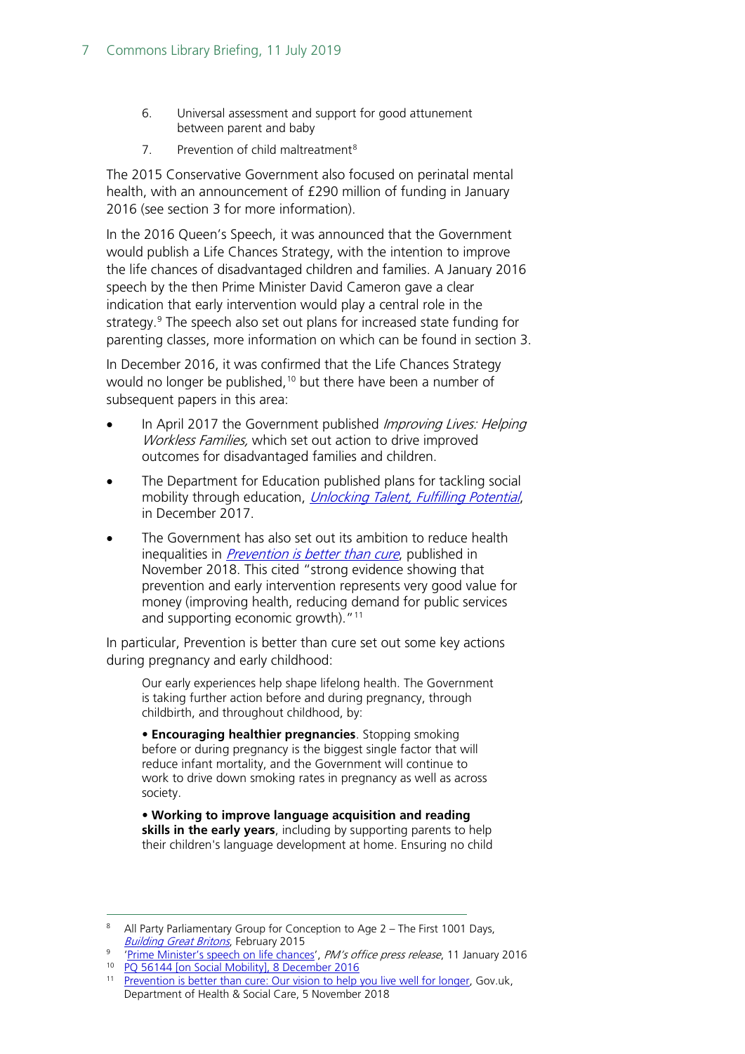6. Universal assessment and support for good attunement between parent and baby
7. Prevention of child maltreatment[8]

The 2015 Conservative Government also focused on perinatal mental health, with an announcement of £290 million of funding in January 2016 (see section 3 for more information).

In the 2016 Queen's Speech, it was announced that the Government would publish a Life Chances Strategy, with the intention to improve the life chances of disadvantaged children and families. A January 2016 speech by the then Prime Minister David Cameron gave a clear indication that early intervention would play a central role in the strategy.[9] The speech also set out plans for increased state funding for parenting classes, more information on which can be found in section 3.

In December 2016, it was confirmed that the Life Chances Strategy would no longer be published,[10] but there have been a number of subsequent papers in this area:

- In April 2017 the Government published *Improving Lives: Helping Workless Families,* which set out action to drive improved outcomes for disadvantaged families and children.
- The Department for Education published plans for tackling social mobility through education, *Unlocking Talent, Fulfilling Potential*, in December 2017.
- The Government has also set out its ambition to reduce health inequalities in *Prevention is better than cure*, published in November 2018. This cited "strong evidence showing that prevention and early intervention represents very good value for money (improving health, reducing demand for public services and supporting economic growth)."[11]

In particular, Prevention is better than cure set out some key actions during pregnancy and early childhood:

> Our early experiences help shape lifelong health. The Government is taking further action before and during pregnancy, through childbirth, and throughout childhood, by:
>
> • **Encouraging healthier pregnancies**. Stopping smoking before or during pregnancy is the biggest single factor that will reduce infant mortality, and the Government will continue to work to drive down smoking rates in pregnancy as well as across society.
>
> • **Working to improve language acquisition and reading skills in the early years**, including by supporting parents to help their children's language development at home. Ensuring no child

---

[8] All Party Parliamentary Group for Conception to Age 2 – The First 1001 Days, *Building Great Britons*, February 2015

[9] 'Prime Minister's speech on life chances', *PM's office press release*, 11 January 2016

[10] PQ 56144 [on Social Mobility], 8 December 2016

[11] Prevention is better than cure: Our vision to help you live well for longer, Gov.uk, Department of Health & Social Care, 5 November 2018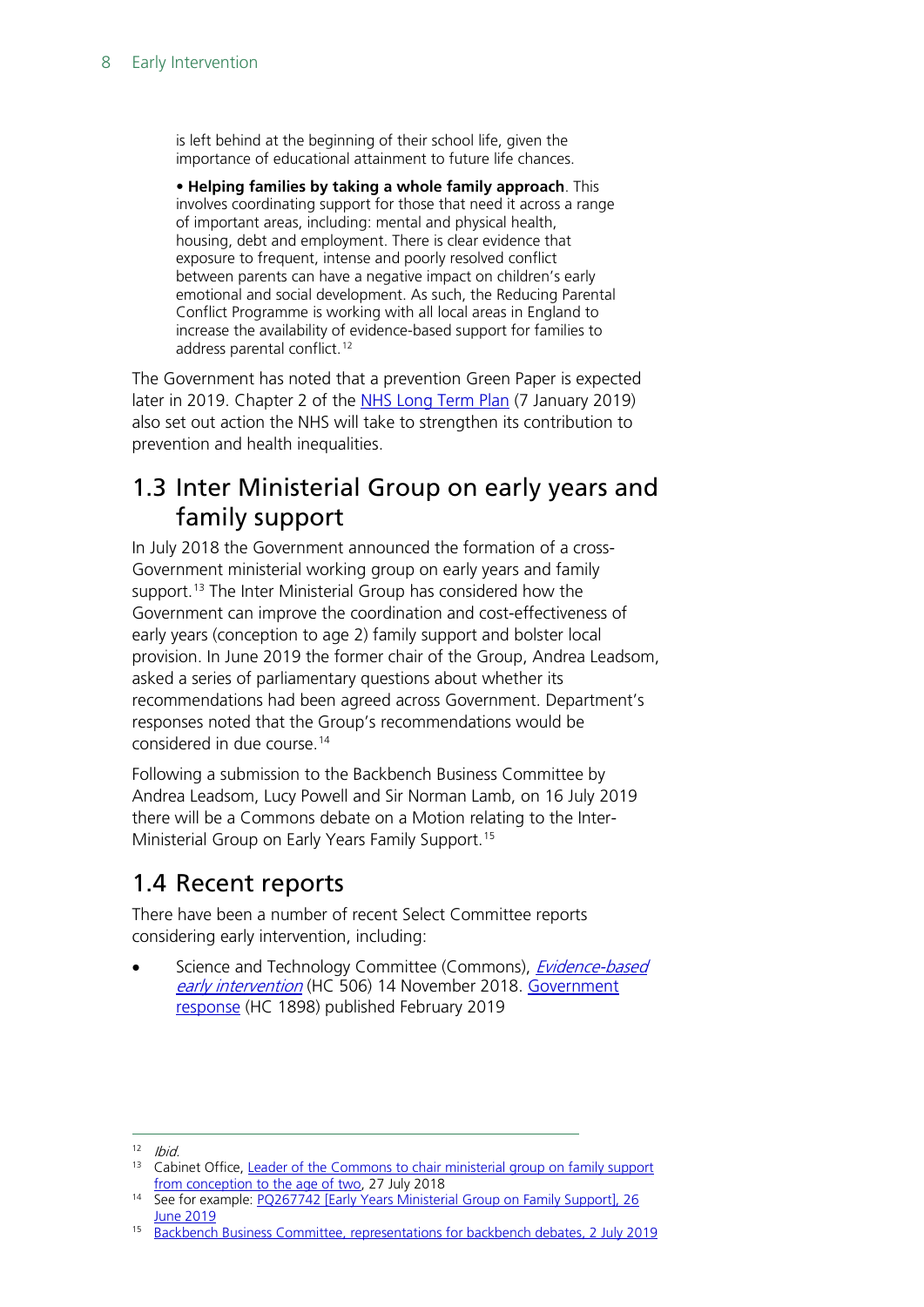is left behind at the beginning of their school life, given the importance of educational attainment to future life chances.

• **Helping families by taking a whole family approach**. This involves coordinating support for those that need it across a range of important areas, including: mental and physical health, housing, debt and employment. There is clear evidence that exposure to frequent, intense and poorly resolved conflict between parents can have a negative impact on children's early emotional and social development. As such, the Reducing Parental Conflict Programme is working with all local areas in England to increase the availability of evidence-based support for families to address parental conflict.[12]

The Government has noted that a prevention Green Paper is expected later in 2019. Chapter 2 of the NHS Long Term Plan (7 January 2019) also set out action the NHS will take to strengthen its contribution to prevention and health inequalities.

## 1.3 Inter Ministerial Group on early years and family support

In July 2018 the Government announced the formation of a cross-Government ministerial working group on early years and family support.[13] The Inter Ministerial Group has considered how the Government can improve the coordination and cost-effectiveness of early years (conception to age 2) family support and bolster local provision. In June 2019 the former chair of the Group, Andrea Leadsom, asked a series of parliamentary questions about whether its recommendations had been agreed across Government. Department's responses noted that the Group's recommendations would be considered in due course.[14]

Following a submission to the Backbench Business Committee by Andrea Leadsom, Lucy Powell and Sir Norman Lamb, on 16 July 2019 there will be a Commons debate on a Motion relating to the Inter-Ministerial Group on Early Years Family Support.[15]

## 1.4 Recent reports

There have been a number of recent Select Committee reports considering early intervention, including:

- Science and Technology Committee (Commons), *Evidence-based early intervention* (HC 506) 14 November 2018. Government response (HC 1898) published February 2019

---

[12] *Ibid.*

[13] Cabinet Office, Leader of the Commons to chair ministerial group on family support from conception to the age of two, 27 July 2018

[14] See for example: PQ267742 [Early Years Ministerial Group on Family Support], 26 June 2019

[15] Backbench Business Committee, representations for backbench debates, 2 July 2019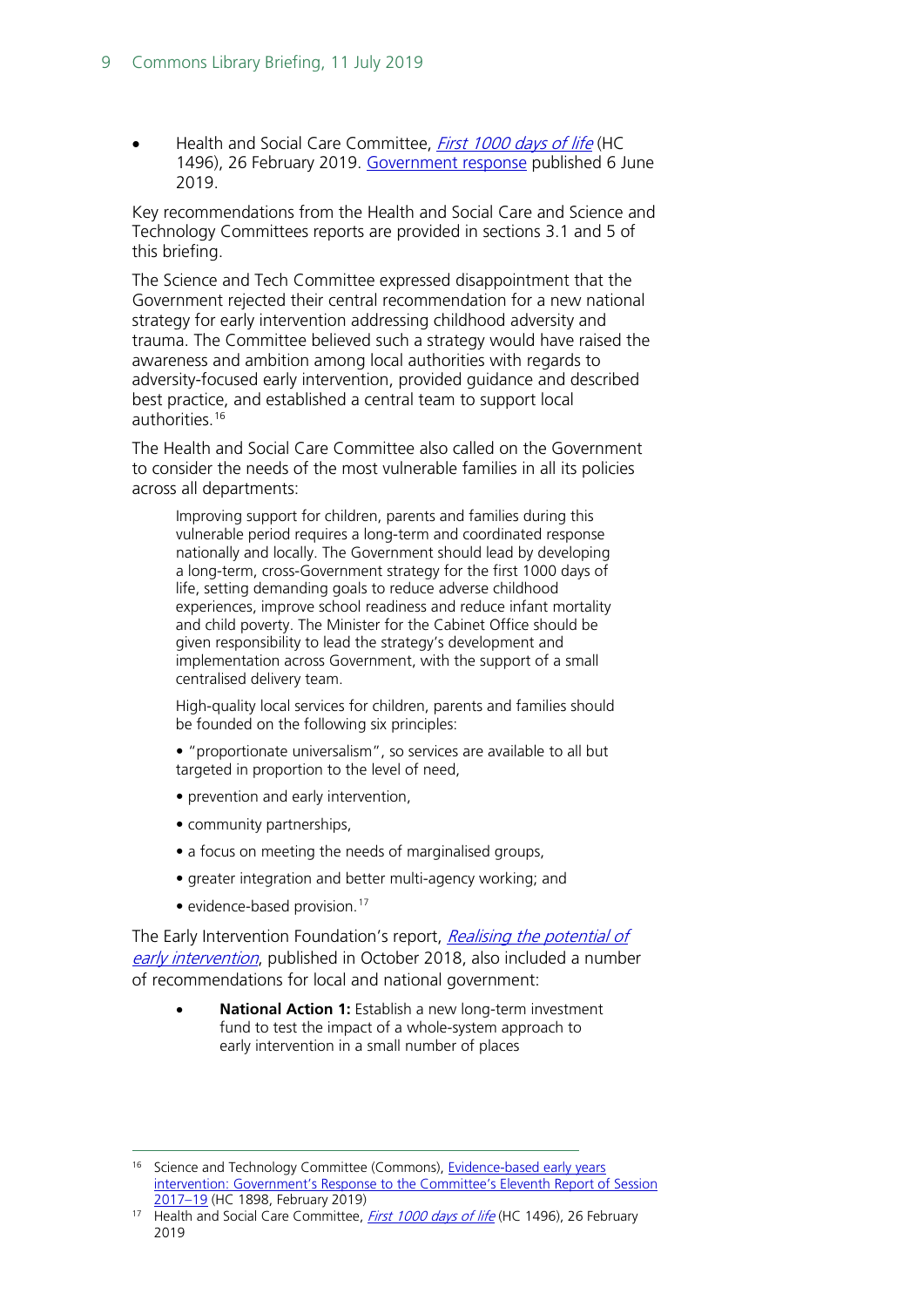- Health and Social Care Committee, *First 1000 days of life* (HC 1496), 26 February 2019. Government response published 6 June 2019.

Key recommendations from the Health and Social Care and Science and Technology Committees reports are provided in sections 3.1 and 5 of this briefing.

The Science and Tech Committee expressed disappointment that the Government rejected their central recommendation for a new national strategy for early intervention addressing childhood adversity and trauma. The Committee believed such a strategy would have raised the awareness and ambition among local authorities with regards to adversity-focused early intervention, provided guidance and described best practice, and established a central team to support local authorities.[16]

The Health and Social Care Committee also called on the Government to consider the needs of the most vulnerable families in all its policies across all departments:

> Improving support for children, parents and families during this vulnerable period requires a long-term and coordinated response nationally and locally. The Government should lead by developing a long-term, cross-Government strategy for the first 1000 days of life, setting demanding goals to reduce adverse childhood experiences, improve school readiness and reduce infant mortality and child poverty. The Minister for the Cabinet Office should be given responsibility to lead the strategy's development and implementation across Government, with the support of a small centralised delivery team.
>
> High-quality local services for children, parents and families should be founded on the following six principles:
>
> • "proportionate universalism", so services are available to all but targeted in proportion to the level of need,
>
> • prevention and early intervention,
>
> • community partnerships,
>
> • a focus on meeting the needs of marginalised groups,
>
> • greater integration and better multi-agency working; and
>
> • evidence-based provision.[17]

The Early Intervention Foundation's report, *Realising the potential of early intervention*, published in October 2018, also included a number of recommendations for local and national government:

- **National Action 1:** Establish a new long-term investment fund to test the impact of a whole-system approach to early intervention in a small number of places

---

[16] Science and Technology Committee (Commons), Evidence-based early years intervention: Government's Response to the Committee's Eleventh Report of Session 2017–19 (HC 1898, February 2019)

[17] Health and Social Care Committee, *First 1000 days of life* (HC 1496), 26 February 2019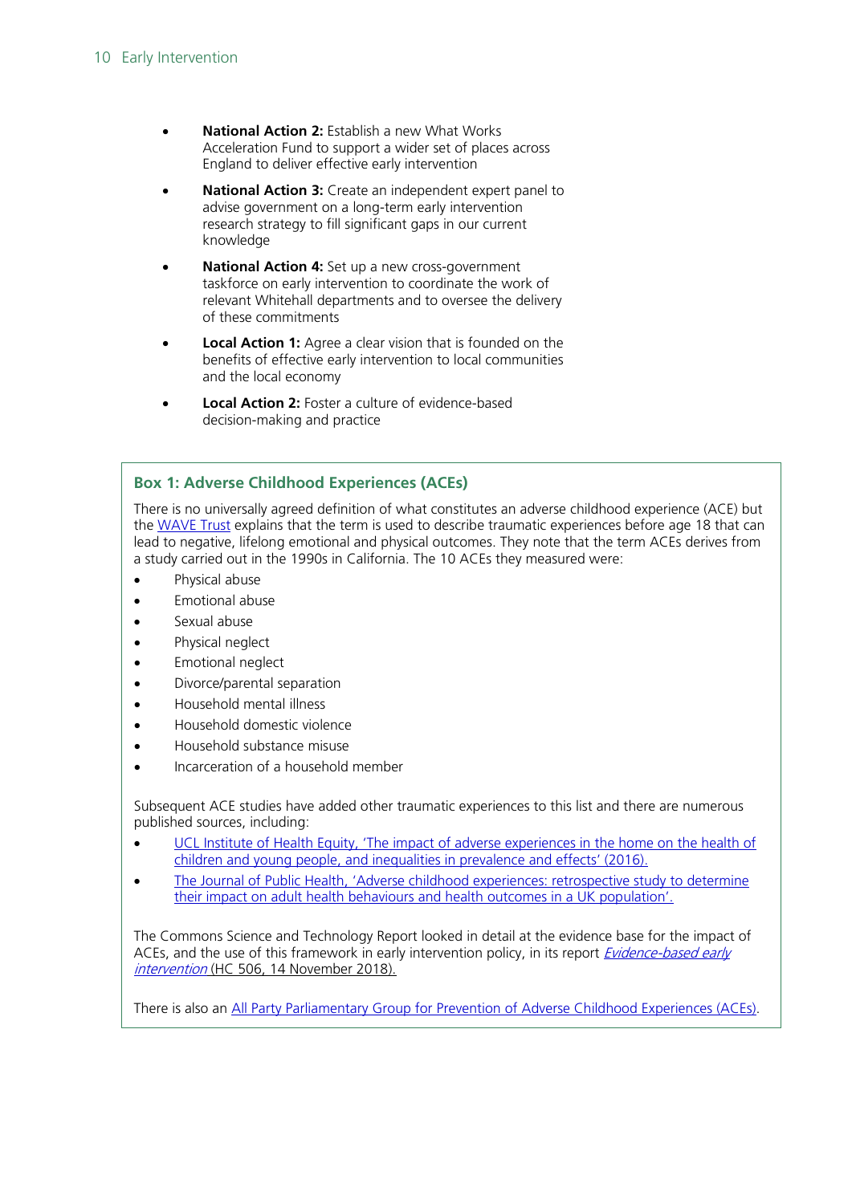- **National Action 2:** Establish a new What Works Acceleration Fund to support a wider set of places across England to deliver effective early intervention
- **National Action 3:** Create an independent expert panel to advise government on a long-term early intervention research strategy to fill significant gaps in our current knowledge
- **National Action 4:** Set up a new cross-government taskforce on early intervention to coordinate the work of relevant Whitehall departments and to oversee the delivery of these commitments
- **Local Action 1:** Agree a clear vision that is founded on the benefits of effective early intervention to local communities and the local economy
- **Local Action 2:** Foster a culture of evidence-based decision-making and practice

### Box 1: Adverse Childhood Experiences (ACEs)

There is no universally agreed definition of what constitutes an adverse childhood experience (ACE) but the WAVE Trust explains that the term is used to describe traumatic experiences before age 18 that can lead to negative, lifelong emotional and physical outcomes. They note that the term ACEs derives from a study carried out in the 1990s in California. The 10 ACEs they measured were:

- Physical abuse
- Emotional abuse
- Sexual abuse
- Physical neglect
- Emotional neglect
- Divorce/parental separation
- Household mental illness
- Household domestic violence
- Household substance misuse
- Incarceration of a household member

Subsequent ACE studies have added other traumatic experiences to this list and there are numerous published sources, including:

- UCL Institute of Health Equity, 'The impact of adverse experiences in the home on the health of children and young people, and inequalities in prevalence and effects' (2016).
- The Journal of Public Health, 'Adverse childhood experiences: retrospective study to determine their impact on adult health behaviours and health outcomes in a UK population'.

The Commons Science and Technology Report looked in detail at the evidence base for the impact of ACEs, and the use of this framework in early intervention policy, in its report *Evidence-based early intervention* (HC 506, 14 November 2018).

There is also an All Party Parliamentary Group for Prevention of Adverse Childhood Experiences (ACEs).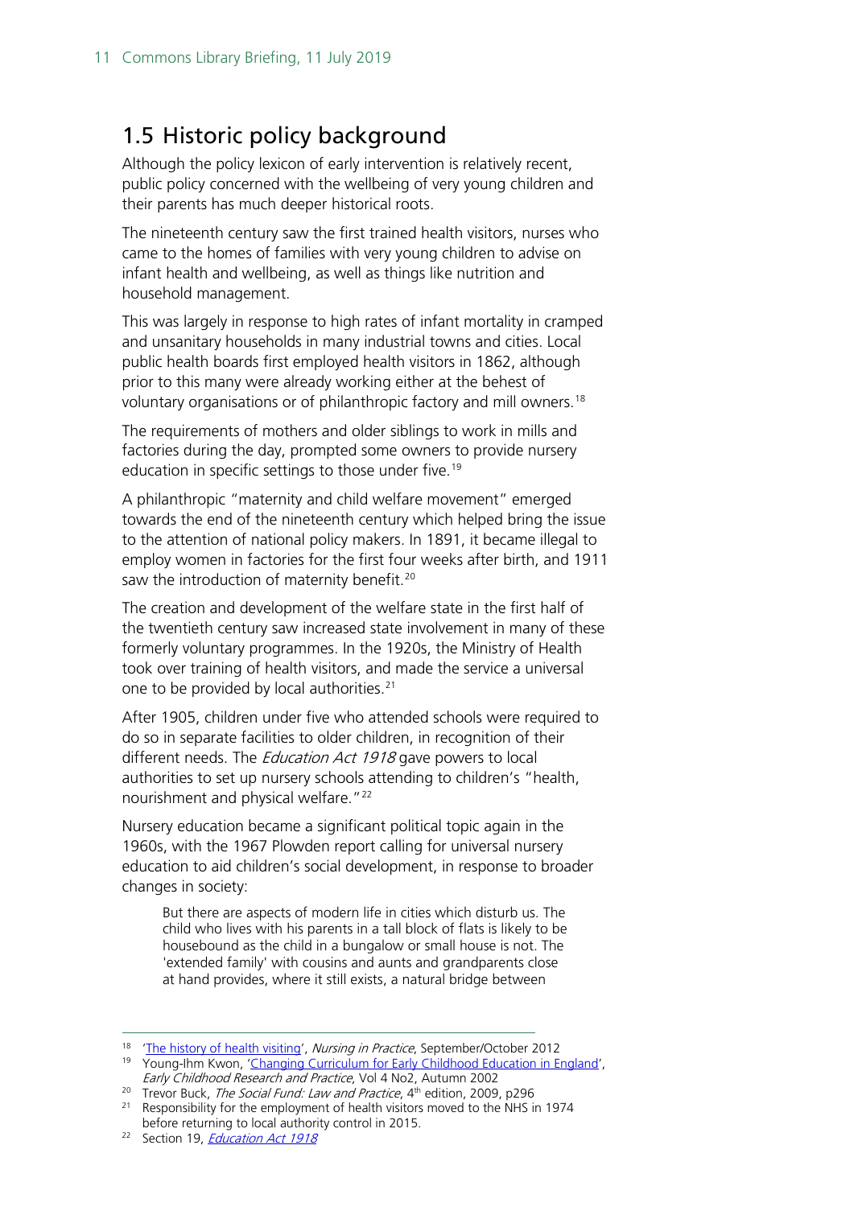## 1.5 Historic policy background

Although the policy lexicon of early intervention is relatively recent, public policy concerned with the wellbeing of very young children and their parents has much deeper historical roots.

The nineteenth century saw the first trained health visitors, nurses who came to the homes of families with very young children to advise on infant health and wellbeing, as well as things like nutrition and household management.

This was largely in response to high rates of infant mortality in cramped and unsanitary households in many industrial towns and cities. Local public health boards first employed health visitors in 1862, although prior to this many were already working either at the behest of voluntary organisations or of philanthropic factory and mill owners.[18]

The requirements of mothers and older siblings to work in mills and factories during the day, prompted some owners to provide nursery education in specific settings to those under five.[19]

A philanthropic "maternity and child welfare movement" emerged towards the end of the nineteenth century which helped bring the issue to the attention of national policy makers. In 1891, it became illegal to employ women in factories for the first four weeks after birth, and 1911 saw the introduction of maternity benefit.[20]

The creation and development of the welfare state in the first half of the twentieth century saw increased state involvement in many of these formerly voluntary programmes. In the 1920s, the Ministry of Health took over training of health visitors, and made the service a universal one to be provided by local authorities.[21]

After 1905, children under five who attended schools were required to do so in separate facilities to older children, in recognition of their different needs. The *Education Act 1918* gave powers to local authorities to set up nursery schools attending to children's "health, nourishment and physical welfare."[22]

Nursery education became a significant political topic again in the 1960s, with the 1967 Plowden report calling for universal nursery education to aid children's social development, in response to broader changes in society:

> But there are aspects of modern life in cities which disturb us. The child who lives with his parents in a tall block of flats is likely to be housebound as the child in a bungalow or small house is not. The 'extended family' with cousins and aunts and grandparents close at hand provides, where it still exists, a natural bridge between

---

18 'The history of health visiting', *Nursing in Practice*, September/October 2012

19 Young-Ihm Kwon, 'Changing Curriculum for Early Childhood Education in England', *Early Childhood Research and Practice*, Vol 4 No2, Autumn 2002

20 Trevor Buck, *The Social Fund: Law and Practice*, 4th edition, 2009, p296

21 Responsibility for the employment of health visitors moved to the NHS in 1974 before returning to local authority control in 2015.

22 Section 19, *Education Act 1918*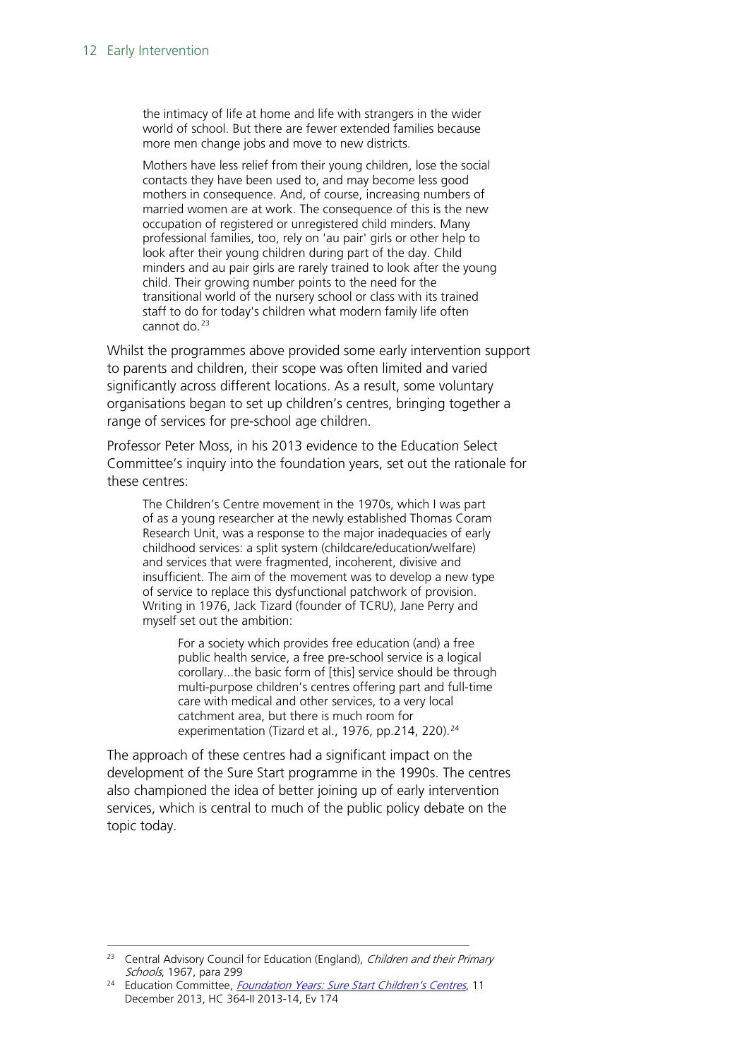> the intimacy of life at home and life with strangers in the wider world of school. But there are fewer extended families because more men change jobs and move to new districts.
>
> Mothers have less relief from their young children, lose the social contacts they have been used to, and may become less good mothers in consequence. And, of course, increasing numbers of married women are at work. The consequence of this is the new occupation of registered or unregistered child minders. Many professional families, too, rely on 'au pair' girls or other help to look after their young children during part of the day. Child minders and au pair girls are rarely trained to look after the young child. Their growing number points to the need for the transitional world of the nursery school or class with its trained staff to do for today's children what modern family life often cannot do.[23]

Whilst the programmes above provided some early intervention support to parents and children, their scope was often limited and varied significantly across different locations. As a result, some voluntary organisations began to set up children's centres, bringing together a range of services for pre-school age children.

Professor Peter Moss, in his 2013 evidence to the Education Select Committee's inquiry into the foundation years, set out the rationale for these centres:

> The Children's Centre movement in the 1970s, which I was part of as a young researcher at the newly established Thomas Coram Research Unit, was a response to the major inadequacies of early childhood services: a split system (childcare/education/welfare) and services that were fragmented, incoherent, divisive and insufficient. The aim of the movement was to develop a new type of service to replace this dysfunctional patchwork of provision. Writing in 1976, Jack Tizard (founder of TCRU), Jane Perry and myself set out the ambition:
>
>> For a society which provides free education (and) a free public health service, a free pre-school service is a logical corollary...the basic form of [this] service should be through multi-purpose children's centres offering part and full-time care with medical and other services, to a very local catchment area, but there is much room for experimentation (Tizard et al., 1976, pp.214, 220).[24]

The approach of these centres had a significant impact on the development of the Sure Start programme in the 1990s. The centres also championed the idea of better joining up of early intervention services, which is central to much of the public policy debate on the topic today.

---

[23] Central Advisory Council for Education (England), *Children and their Primary Schools*, 1967, para 299

[24] Education Committee, *Foundation Years: Sure Start Children's Centres*, 11 December 2013, HC 364-II 2013-14, Ev 174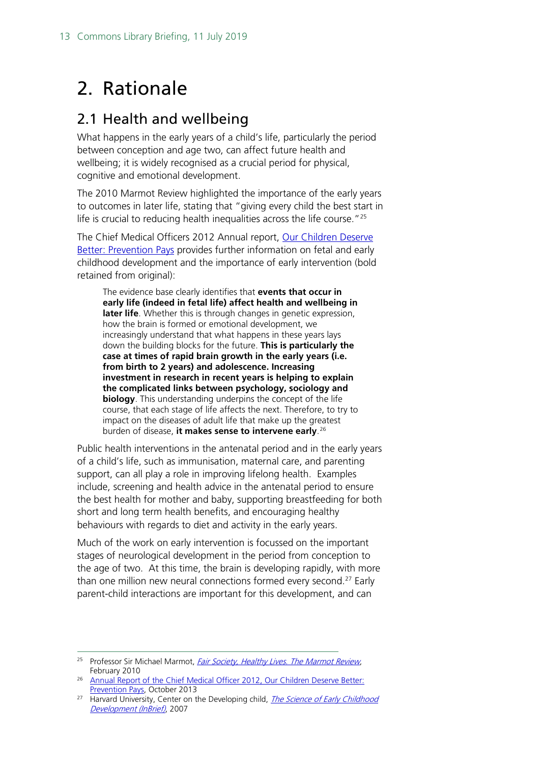# 2. Rationale

## 2.1 Health and wellbeing

What happens in the early years of a child's life, particularly the period between conception and age two, can affect future health and wellbeing; it is widely recognised as a crucial period for physical, cognitive and emotional development.

The 2010 Marmot Review highlighted the importance of the early years to outcomes in later life, stating that "giving every child the best start in life is crucial to reducing health inequalities across the life course."[25]

The Chief Medical Officers 2012 Annual report, Our Children Deserve Better: Prevention Pays provides further information on fetal and early childhood development and the importance of early intervention (bold retained from original):

> The evidence base clearly identifies that **events that occur in early life (indeed in fetal life) affect health and wellbeing in later life**. Whether this is through changes in genetic expression, how the brain is formed or emotional development, we increasingly understand that what happens in these years lays down the building blocks for the future. **This is particularly the case at times of rapid brain growth in the early years (i.e. from birth to 2 years) and adolescence. Increasing investment in research in recent years is helping to explain the complicated links between psychology, sociology and biology**. This understanding underpins the concept of the life course, that each stage of life affects the next. Therefore, to try to impact on the diseases of adult life that make up the greatest burden of disease, **it makes sense to intervene early**.[26]

Public health interventions in the antenatal period and in the early years of a child's life, such as immunisation, maternal care, and parenting support, can all play a role in improving lifelong health. Examples include, screening and health advice in the antenatal period to ensure the best health for mother and baby, supporting breastfeeding for both short and long term health benefits, and encouraging healthy behaviours with regards to diet and activity in the early years.

Much of the work on early intervention is focussed on the important stages of neurological development in the period from conception to the age of two. At this time, the brain is developing rapidly, with more than one million new neural connections formed every second.[27] Early parent-child interactions are important for this development, and can

---

[25] Professor Sir Michael Marmot, *Fair Society, Healthy Lives. The Marmot Review*, February 2010

[26] Annual Report of the Chief Medical Officer 2012, Our Children Deserve Better: Prevention Pays, October 2013

[27] Harvard University, Center on the Developing child, *The Science of Early Childhood Development (InBrief)*, 2007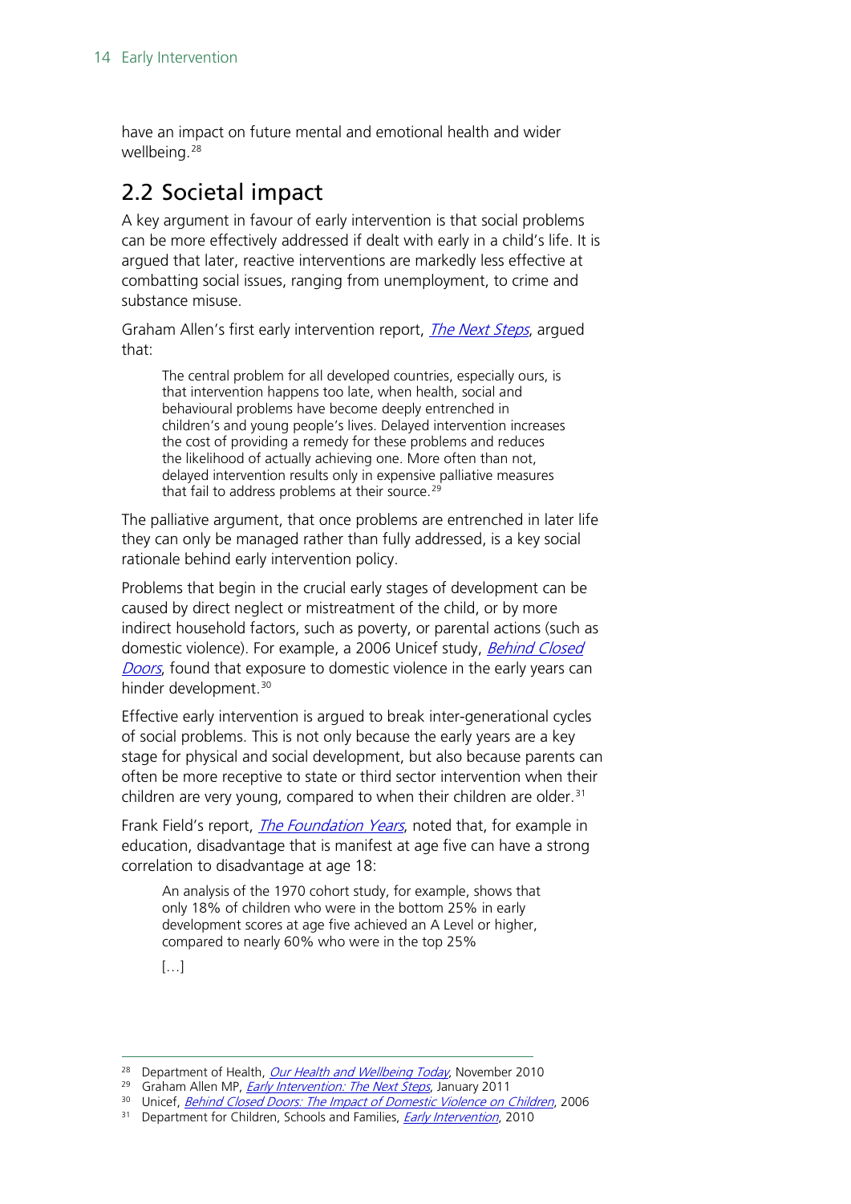have an impact on future mental and emotional health and wider wellbeing.[28]

## 2.2 Societal impact

A key argument in favour of early intervention is that social problems can be more effectively addressed if dealt with early in a child's life. It is argued that later, reactive interventions are markedly less effective at combatting social issues, ranging from unemployment, to crime and substance misuse.

Graham Allen's first early intervention report, *The Next Steps*, argued that:

> The central problem for all developed countries, especially ours, is that intervention happens too late, when health, social and behavioural problems have become deeply entrenched in children's and young people's lives. Delayed intervention increases the cost of providing a remedy for these problems and reduces the likelihood of actually achieving one. More often than not, delayed intervention results only in expensive palliative measures that fail to address problems at their source.[29]

The palliative argument, that once problems are entrenched in later life they can only be managed rather than fully addressed, is a key social rationale behind early intervention policy.

Problems that begin in the crucial early stages of development can be caused by direct neglect or mistreatment of the child, or by more indirect household factors, such as poverty, or parental actions (such as domestic violence). For example, a 2006 Unicef study, *Behind Closed Doors*, found that exposure to domestic violence in the early years can hinder development.[30]

Effective early intervention is argued to break inter-generational cycles of social problems. This is not only because the early years are a key stage for physical and social development, but also because parents can often be more receptive to state or third sector intervention when their children are very young, compared to when their children are older.[31]

Frank Field's report, *The Foundation Years*, noted that, for example in education, disadvantage that is manifest at age five can have a strong correlation to disadvantage at age 18:

> An analysis of the 1970 cohort study, for example, shows that only 18% of children who were in the bottom 25% in early development scores at age five achieved an A Level or higher, compared to nearly 60% who were in the top 25%
>
> […]

---

[28] Department of Health, *Our Health and Wellbeing Today*, November 2010
[29] Graham Allen MP, *Early Intervention: The Next Steps*, January 2011
[30] Unicef, *Behind Closed Doors: The Impact of Domestic Violence on Children*, 2006
[31] Department for Children, Schools and Families, *Early Intervention*, 2010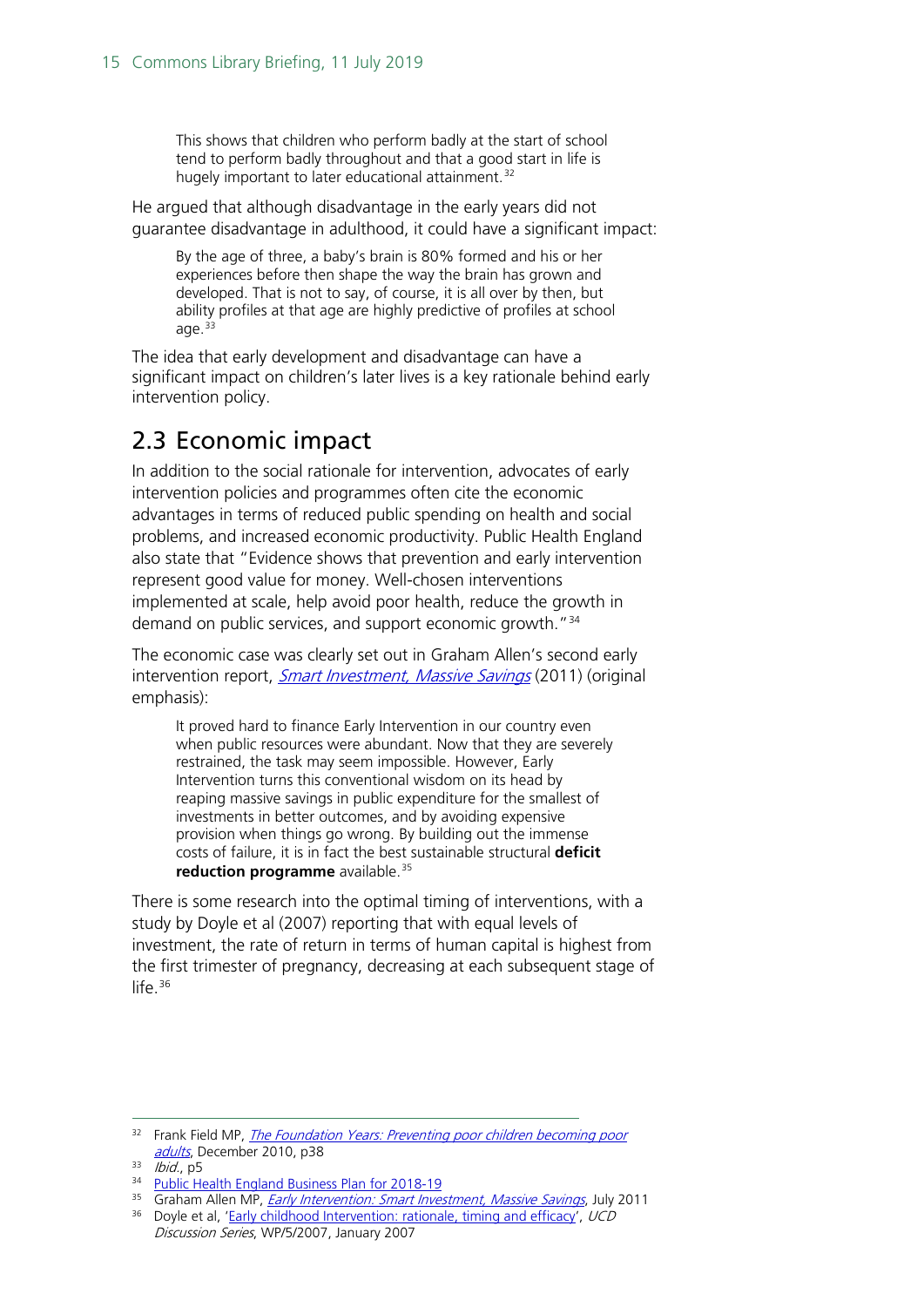> This shows that children who perform badly at the start of school tend to perform badly throughout and that a good start in life is hugely important to later educational attainment.[32]

He argued that although disadvantage in the early years did not guarantee disadvantage in adulthood, it could have a significant impact:

> By the age of three, a baby's brain is 80% formed and his or her experiences before then shape the way the brain has grown and developed. That is not to say, of course, it is all over by then, but ability profiles at that age are highly predictive of profiles at school age.[33]

The idea that early development and disadvantage can have a significant impact on children's later lives is a key rationale behind early intervention policy.

## 2.3 Economic impact

In addition to the social rationale for intervention, advocates of early intervention policies and programmes often cite the economic advantages in terms of reduced public spending on health and social problems, and increased economic productivity. Public Health England also state that "Evidence shows that prevention and early intervention represent good value for money. Well-chosen interventions implemented at scale, help avoid poor health, reduce the growth in demand on public services, and support economic growth."[34]

The economic case was clearly set out in Graham Allen's second early intervention report, *Smart Investment, Massive Savings* (2011) (original emphasis):

> It proved hard to finance Early Intervention in our country even when public resources were abundant. Now that they are severely restrained, the task may seem impossible. However, Early Intervention turns this conventional wisdom on its head by reaping massive savings in public expenditure for the smallest of investments in better outcomes, and by avoiding expensive provision when things go wrong. By building out the immense costs of failure, it is in fact the best sustainable structural **deficit reduction programme** available.[35]

There is some research into the optimal timing of interventions, with a study by Doyle et al (2007) reporting that with equal levels of investment, the rate of return in terms of human capital is highest from the first trimester of pregnancy, decreasing at each subsequent stage of life.[36]

---

[32] Frank Field MP, *The Foundation Years: Preventing poor children becoming poor adults*, December 2010, p38

[33] *Ibid.*, p5

[34] Public Health England Business Plan for 2018-19

[35] Graham Allen MP, *Early Intervention: Smart Investment, Massive Savings*, July 2011

[36] Doyle et al, 'Early childhood Intervention: rationale, timing and efficacy', *UCD Discussion Series*, WP/5/2007, January 2007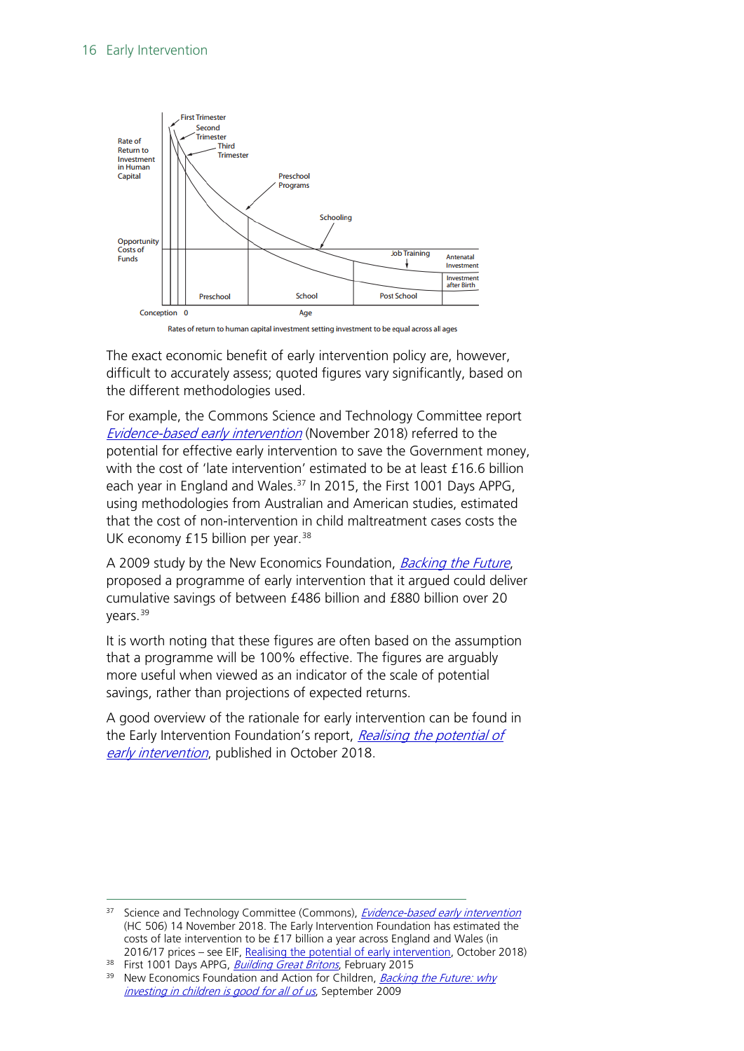Rates of return to human capital investment setting investment to be equal across all ages

The exact economic benefit of early intervention policy are, however, difficult to accurately assess; quoted figures vary significantly, based on the different methodologies used.

For example, the Commons Science and Technology Committee report *Evidence-based early intervention* (November 2018) referred to the potential for effective early intervention to save the Government money, with the cost of 'late intervention' estimated to be at least £16.6 billion each year in England and Wales.[37] In 2015, the First 1001 Days APPG, using methodologies from Australian and American studies, estimated that the cost of non-intervention in child maltreatment cases costs the UK economy £15 billion per year.[38]

A 2009 study by the New Economics Foundation, *Backing the Future*, proposed a programme of early intervention that it argued could deliver cumulative savings of between £486 billion and £880 billion over 20 years.[39]

It is worth noting that these figures are often based on the assumption that a programme will be 100% effective. The figures are arguably more useful when viewed as an indicator of the scale of potential savings, rather than projections of expected returns.

A good overview of the rationale for early intervention can be found in the Early Intervention Foundation's report, *Realising the potential of early intervention*, published in October 2018.

---

[37] Science and Technology Committee (Commons), *Evidence-based early intervention* (HC 506) 14 November 2018. The Early Intervention Foundation has estimated the costs of late intervention to be £17 billion a year across England and Wales (in 2016/17 prices – see EIF, Realising the potential of early intervention, October 2018)

[38] First 1001 Days APPG, *Building Great Britons*, February 2015

[39] New Economics Foundation and Action for Children, *Backing the Future: why investing in children is good for all of us*, September 2009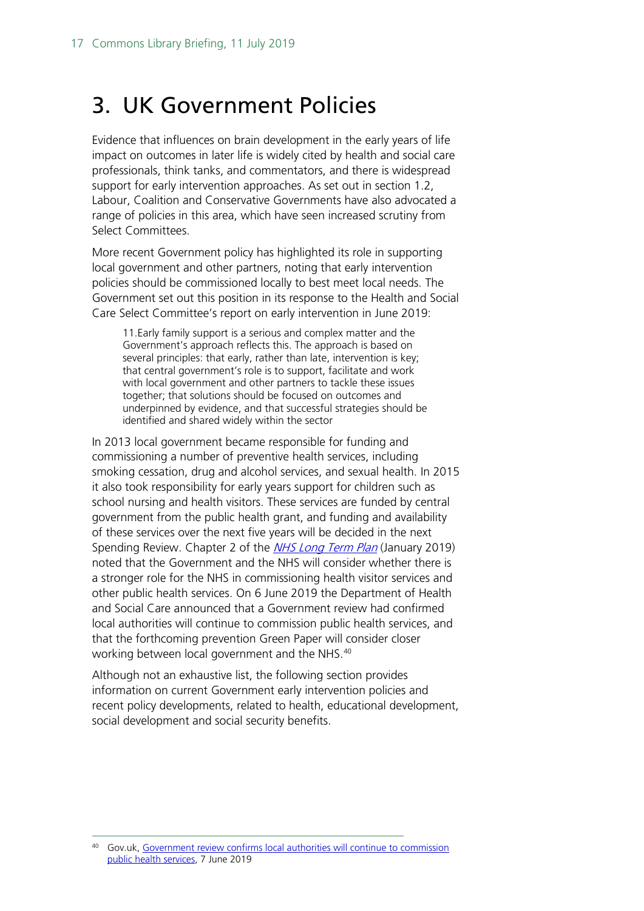# 3. UK Government Policies

Evidence that influences on brain development in the early years of life impact on outcomes in later life is widely cited by health and social care professionals, think tanks, and commentators, and there is widespread support for early intervention approaches. As set out in section 1.2, Labour, Coalition and Conservative Governments have also advocated a range of policies in this area, which have seen increased scrutiny from Select Committees.

More recent Government policy has highlighted its role in supporting local government and other partners, noting that early intervention policies should be commissioned locally to best meet local needs. The Government set out this position in its response to the Health and Social Care Select Committee's report on early intervention in June 2019:

> 11.Early family support is a serious and complex matter and the Government's approach reflects this. The approach is based on several principles: that early, rather than late, intervention is key; that central government's role is to support, facilitate and work with local government and other partners to tackle these issues together; that solutions should be focused on outcomes and underpinned by evidence, and that successful strategies should be identified and shared widely within the sector

In 2013 local government became responsible for funding and commissioning a number of preventive health services, including smoking cessation, drug and alcohol services, and sexual health. In 2015 it also took responsibility for early years support for children such as school nursing and health visitors. These services are funded by central government from the public health grant, and funding and availability of these services over the next five years will be decided in the next Spending Review. Chapter 2 of the *NHS Long Term Plan* (January 2019) noted that the Government and the NHS will consider whether there is a stronger role for the NHS in commissioning health visitor services and other public health services. On 6 June 2019 the Department of Health and Social Care announced that a Government review had confirmed local authorities will continue to commission public health services, and that the forthcoming prevention Green Paper will consider closer working between local government and the NHS.[40]

Although not an exhaustive list, the following section provides information on current Government early intervention policies and recent policy developments, related to health, educational development, social development and social security benefits.

---

[40] Gov.uk, Government review confirms local authorities will continue to commission public health services, 7 June 2019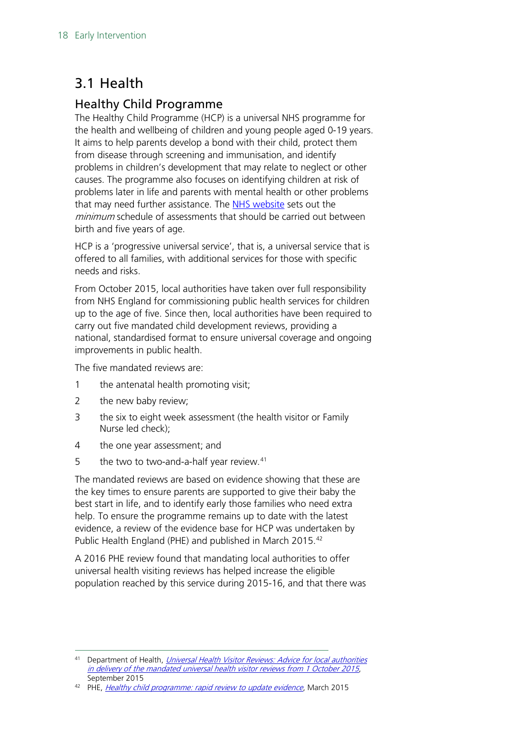## 3.1 Health

### Healthy Child Programme

The Healthy Child Programme (HCP) is a universal NHS programme for the health and wellbeing of children and young people aged 0-19 years. It aims to help parents develop a bond with their child, protect them from disease through screening and immunisation, and identify problems in children's development that may relate to neglect or other causes. The programme also focuses on identifying children at risk of problems later in life and parents with mental health or other problems that may need further assistance. The NHS website sets out the *minimum* schedule of assessments that should be carried out between birth and five years of age.

HCP is a 'progressive universal service', that is, a universal service that is offered to all families, with additional services for those with specific needs and risks.

From October 2015, local authorities have taken over full responsibility from NHS England for commissioning public health services for children up to the age of five. Since then, local authorities have been required to carry out five mandated child development reviews, providing a national, standardised format to ensure universal coverage and ongoing improvements in public health.

The five mandated reviews are:

1. the antenatal health promoting visit;
2. the new baby review;
3. the six to eight week assessment (the health visitor or Family Nurse led check);
4. the one year assessment; and
5. the two to two-and-a-half year review.[41]

The mandated reviews are based on evidence showing that these are the key times to ensure parents are supported to give their baby the best start in life, and to identify early those families who need extra help. To ensure the programme remains up to date with the latest evidence, a review of the evidence base for HCP was undertaken by Public Health England (PHE) and published in March 2015.[42]

A 2016 PHE review found that mandating local authorities to offer universal health visiting reviews has helped increase the eligible population reached by this service during 2015-16, and that there was

---

[41] Department of Health, *Universal Health Visitor Reviews: Advice for local authorities in delivery of the mandated universal health visitor reviews from 1 October 2015*, September 2015

[42] PHE, *Healthy child programme: rapid review to update evidence*, March 2015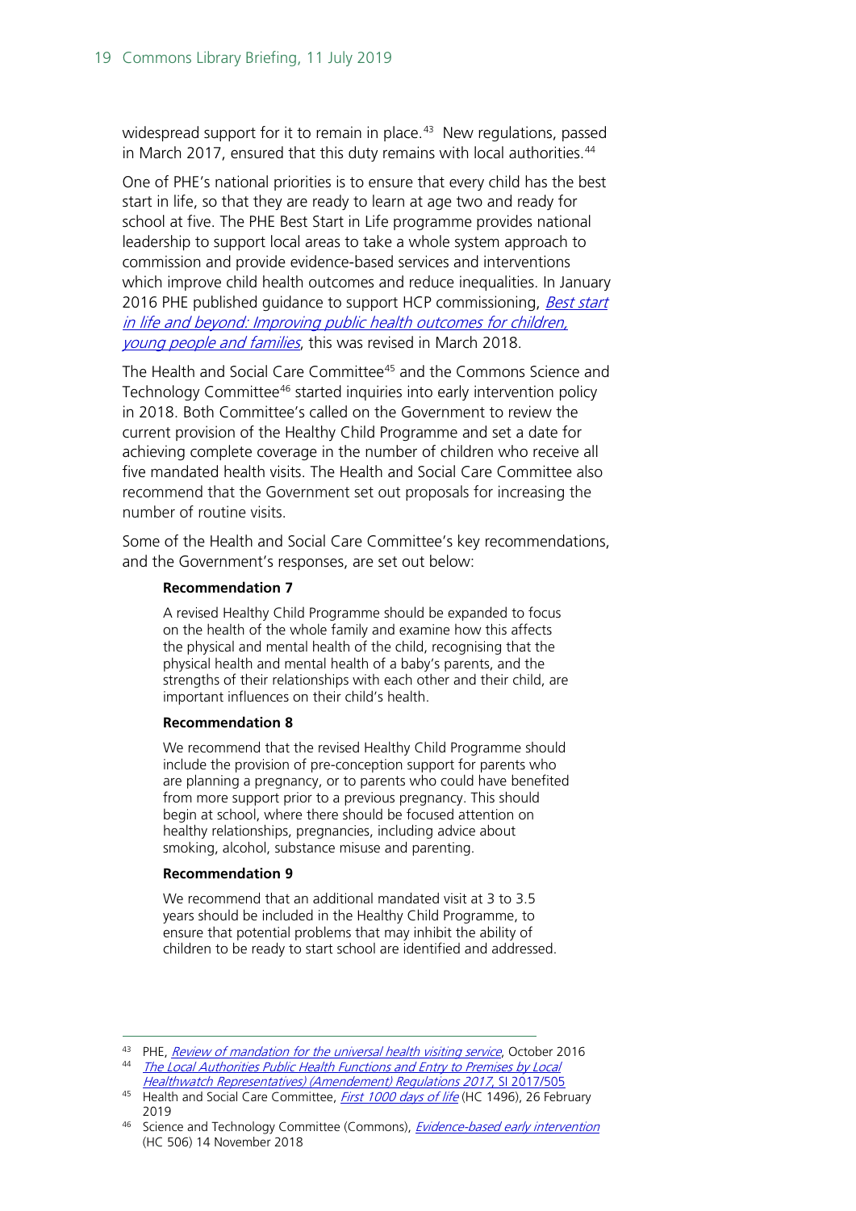widespread support for it to remain in place.[43] New regulations, passed in March 2017, ensured that this duty remains with local authorities.[44]

One of PHE's national priorities is to ensure that every child has the best start in life, so that they are ready to learn at age two and ready for school at five. The PHE Best Start in Life programme provides national leadership to support local areas to take a whole system approach to commission and provide evidence-based services and interventions which improve child health outcomes and reduce inequalities. In January 2016 PHE published guidance to support HCP commissioning, *Best start in life and beyond: Improving public health outcomes for children, young people and families*, this was revised in March 2018.

The Health and Social Care Committee[45] and the Commons Science and Technology Committee[46] started inquiries into early intervention policy in 2018. Both Committee's called on the Government to review the current provision of the Healthy Child Programme and set a date for achieving complete coverage in the number of children who receive all five mandated health visits. The Health and Social Care Committee also recommend that the Government set out proposals for increasing the number of routine visits.

Some of the Health and Social Care Committee's key recommendations, and the Government's responses, are set out below:

> **Recommendation 7**
>
> A revised Healthy Child Programme should be expanded to focus on the health of the whole family and examine how this affects the physical and mental health of the child, recognising that the physical health and mental health of a baby's parents, and the strengths of their relationships with each other and their child, are important influences on their child's health.
>
> **Recommendation 8**
>
> We recommend that the revised Healthy Child Programme should include the provision of pre-conception support for parents who are planning a pregnancy, or to parents who could have benefited from more support prior to a previous pregnancy. This should begin at school, where there should be focused attention on healthy relationships, pregnancies, including advice about smoking, alcohol, substance misuse and parenting.
>
> **Recommendation 9**
>
> We recommend that an additional mandated visit at 3 to 3.5 years should be included in the Healthy Child Programme, to ensure that potential problems that may inhibit the ability of children to be ready to start school are identified and addressed.

---

[43] PHE, *Review of mandation for the universal health visiting service*, October 2016

[44] *The Local Authorities Public Health Functions and Entry to Premises by Local Healthwatch Representatives) (Amendement) Regulations 2017*, SI 2017/505

[45] Health and Social Care Committee, *First 1000 days of life* (HC 1496), 26 February 2019

[46] Science and Technology Committee (Commons), *Evidence-based early intervention* (HC 506) 14 November 2018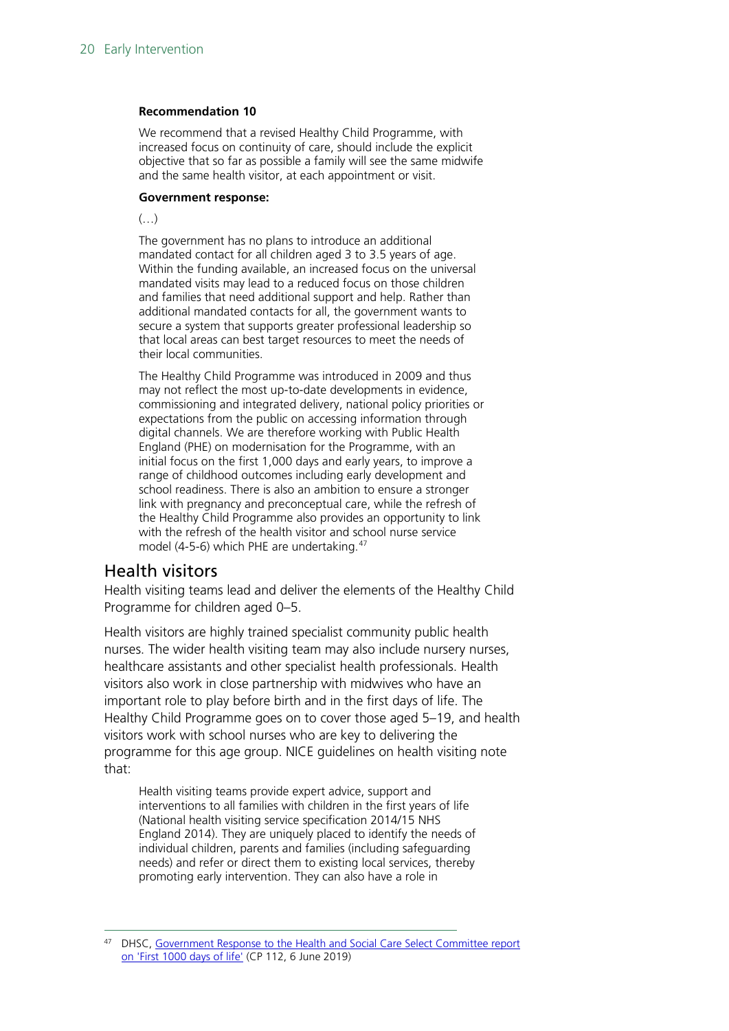**Recommendation 10**

> We recommend that a revised Healthy Child Programme, with increased focus on continuity of care, should include the explicit objective that so far as possible a family will see the same midwife and the same health visitor, at each appointment or visit.
>
> **Government response:**
>
> (…)
>
> The government has no plans to introduce an additional mandated contact for all children aged 3 to 3.5 years of age. Within the funding available, an increased focus on the universal mandated visits may lead to a reduced focus on those children and families that need additional support and help. Rather than additional mandated contacts for all, the government wants to secure a system that supports greater professional leadership so that local areas can best target resources to meet the needs of their local communities.
>
> The Healthy Child Programme was introduced in 2009 and thus may not reflect the most up-to-date developments in evidence, commissioning and integrated delivery, national policy priorities or expectations from the public on accessing information through digital channels. We are therefore working with Public Health England (PHE) on modernisation for the Programme, with an initial focus on the first 1,000 days and early years, to improve a range of childhood outcomes including early development and school readiness. There is also an ambition to ensure a stronger link with pregnancy and preconceptual care, while the refresh of the Healthy Child Programme also provides an opportunity to link with the refresh of the health visitor and school nurse service model (4-5-6) which PHE are undertaking.[47]

## Health visitors

Health visiting teams lead and deliver the elements of the Healthy Child Programme for children aged 0–5.

Health visitors are highly trained specialist community public health nurses. The wider health visiting team may also include nursery nurses, healthcare assistants and other specialist health professionals. Health visitors also work in close partnership with midwives who have an important role to play before birth and in the first days of life. The Healthy Child Programme goes on to cover those aged 5–19, and health visitors work with school nurses who are key to delivering the programme for this age group. NICE guidelines on health visiting note that:

> Health visiting teams provide expert advice, support and interventions to all families with children in the first years of life (National health visiting service specification 2014/15 NHS England 2014). They are uniquely placed to identify the needs of individual children, parents and families (including safeguarding needs) and refer or direct them to existing local services, thereby promoting early intervention. They can also have a role in

---

[47] DHSC, Government Response to the Health and Social Care Select Committee report on 'First 1000 days of life' (CP 112, 6 June 2019)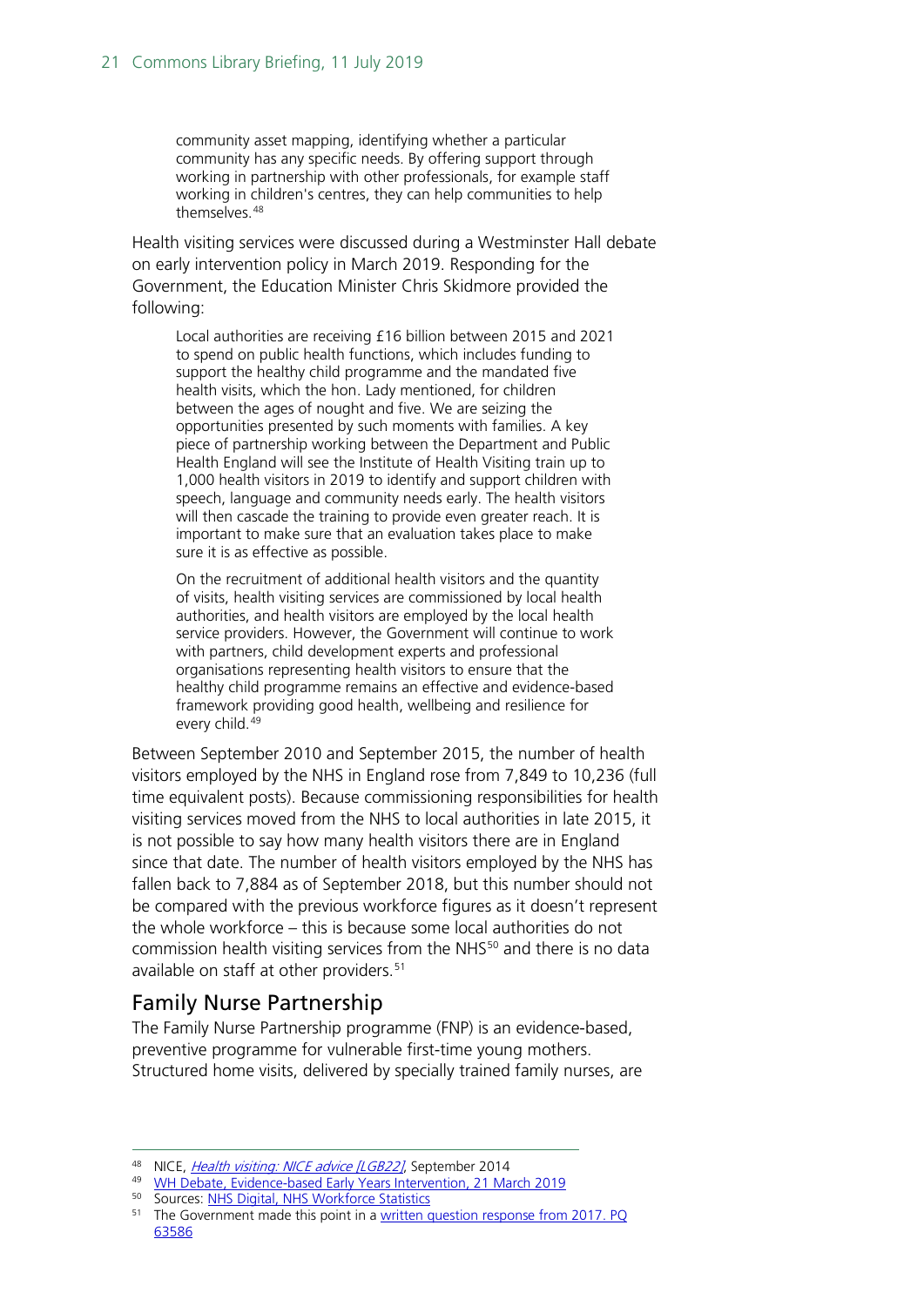> community asset mapping, identifying whether a particular community has any specific needs. By offering support through working in partnership with other professionals, for example staff working in children's centres, they can help communities to help themselves.[48]

Health visiting services were discussed during a Westminster Hall debate on early intervention policy in March 2019. Responding for the Government, the Education Minister Chris Skidmore provided the following:

> Local authorities are receiving £16 billion between 2015 and 2021 to spend on public health functions, which includes funding to support the healthy child programme and the mandated five health visits, which the hon. Lady mentioned, for children between the ages of nought and five. We are seizing the opportunities presented by such moments with families. A key piece of partnership working between the Department and Public Health England will see the Institute of Health Visiting train up to 1,000 health visitors in 2019 to identify and support children with speech, language and community needs early. The health visitors will then cascade the training to provide even greater reach. It is important to make sure that an evaluation takes place to make sure it is as effective as possible.
>
> On the recruitment of additional health visitors and the quantity of visits, health visiting services are commissioned by local health authorities, and health visitors are employed by the local health service providers. However, the Government will continue to work with partners, child development experts and professional organisations representing health visitors to ensure that the healthy child programme remains an effective and evidence-based framework providing good health, wellbeing and resilience for every child.[49]

Between September 2010 and September 2015, the number of health visitors employed by the NHS in England rose from 7,849 to 10,236 (full time equivalent posts). Because commissioning responsibilities for health visiting services moved from the NHS to local authorities in late 2015, it is not possible to say how many health visitors there are in England since that date. The number of health visitors employed by the NHS has fallen back to 7,884 as of September 2018, but this number should not be compared with the previous workforce figures as it doesn't represent the whole workforce – this is because some local authorities do not commission health visiting services from the NHS[50] and there is no data available on staff at other providers.[51]

## Family Nurse Partnership

The Family Nurse Partnership programme (FNP) is an evidence-based, preventive programme for vulnerable first-time young mothers. Structured home visits, delivered by specially trained family nurses, are

---

[48] NICE, *Health visiting: NICE advice [LGB22]*, September 2014

[49] WH Debate, Evidence-based Early Years Intervention, 21 March 2019

[50] Sources: NHS Digital, NHS Workforce Statistics

[51] The Government made this point in a written question response from 2017. PQ 63586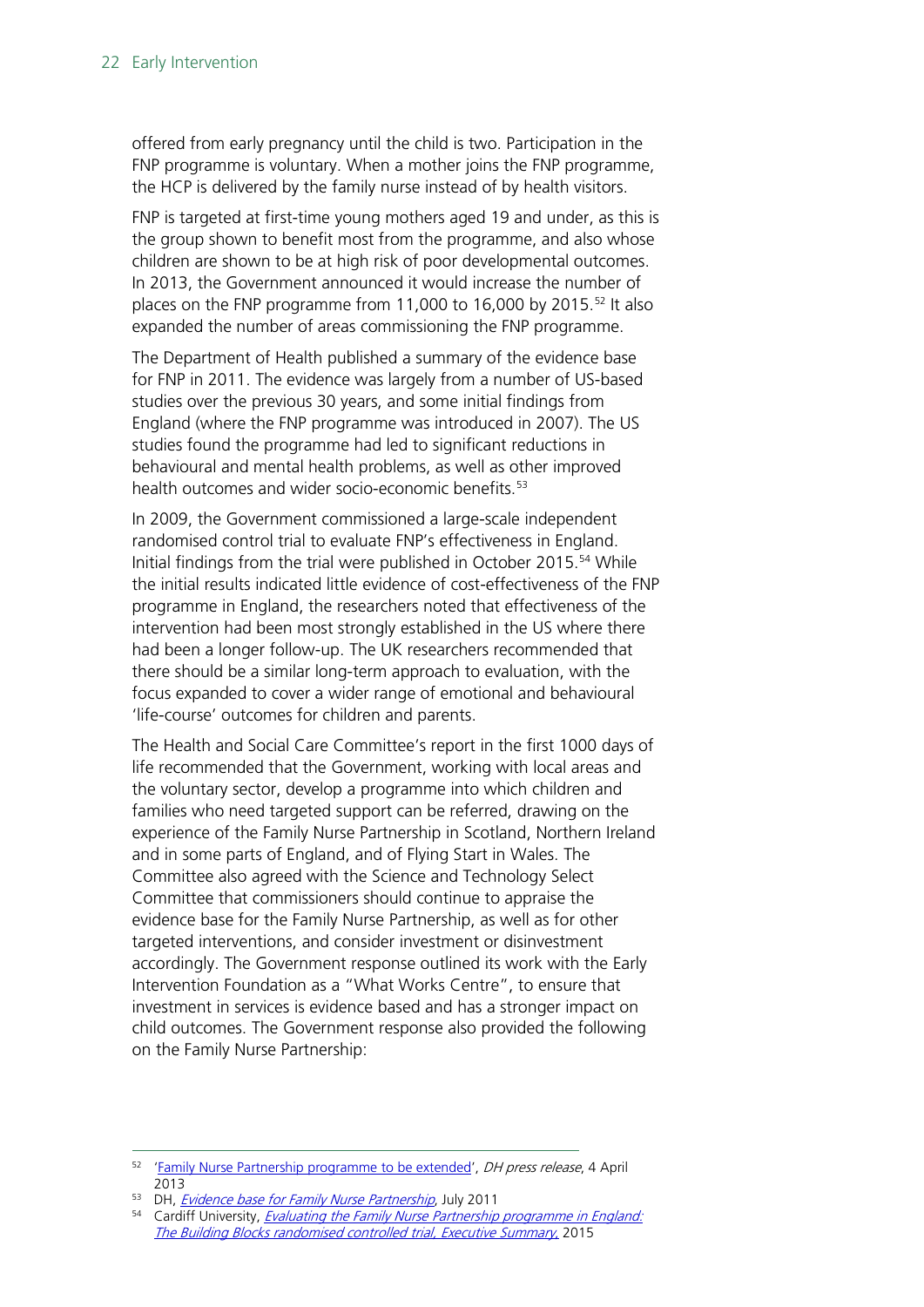offered from early pregnancy until the child is two. Participation in the FNP programme is voluntary. When a mother joins the FNP programme, the HCP is delivered by the family nurse instead of by health visitors.

FNP is targeted at first-time young mothers aged 19 and under, as this is the group shown to benefit most from the programme, and also whose children are shown to be at high risk of poor developmental outcomes. In 2013, the Government announced it would increase the number of places on the FNP programme from 11,000 to 16,000 by 2015.[52] It also expanded the number of areas commissioning the FNP programme.

The Department of Health published a summary of the evidence base for FNP in 2011. The evidence was largely from a number of US-based studies over the previous 30 years, and some initial findings from England (where the FNP programme was introduced in 2007). The US studies found the programme had led to significant reductions in behavioural and mental health problems, as well as other improved health outcomes and wider socio-economic benefits.[53]

In 2009, the Government commissioned a large-scale independent randomised control trial to evaluate FNP's effectiveness in England. Initial findings from the trial were published in October 2015.[54] While the initial results indicated little evidence of cost-effectiveness of the FNP programme in England, the researchers noted that effectiveness of the intervention had been most strongly established in the US where there had been a longer follow-up. The UK researchers recommended that there should be a similar long-term approach to evaluation, with the focus expanded to cover a wider range of emotional and behavioural 'life-course' outcomes for children and parents.

The Health and Social Care Committee's report in the first 1000 days of life recommended that the Government, working with local areas and the voluntary sector, develop a programme into which children and families who need targeted support can be referred, drawing on the experience of the Family Nurse Partnership in Scotland, Northern Ireland and in some parts of England, and of Flying Start in Wales. The Committee also agreed with the Science and Technology Select Committee that commissioners should continue to appraise the evidence base for the Family Nurse Partnership, as well as for other targeted interventions, and consider investment or disinvestment accordingly. The Government response outlined its work with the Early Intervention Foundation as a "What Works Centre", to ensure that investment in services is evidence based and has a stronger impact on child outcomes. The Government response also provided the following on the Family Nurse Partnership:

---

[52] 'Family Nurse Partnership programme to be extended', *DH press release*, 4 April 2013

[53] DH, *Evidence base for Family Nurse Partnership*, July 2011

[54] Cardiff University, *Evaluating the Family Nurse Partnership programme in England: The Building Blocks randomised controlled trial, Executive Summary*, 2015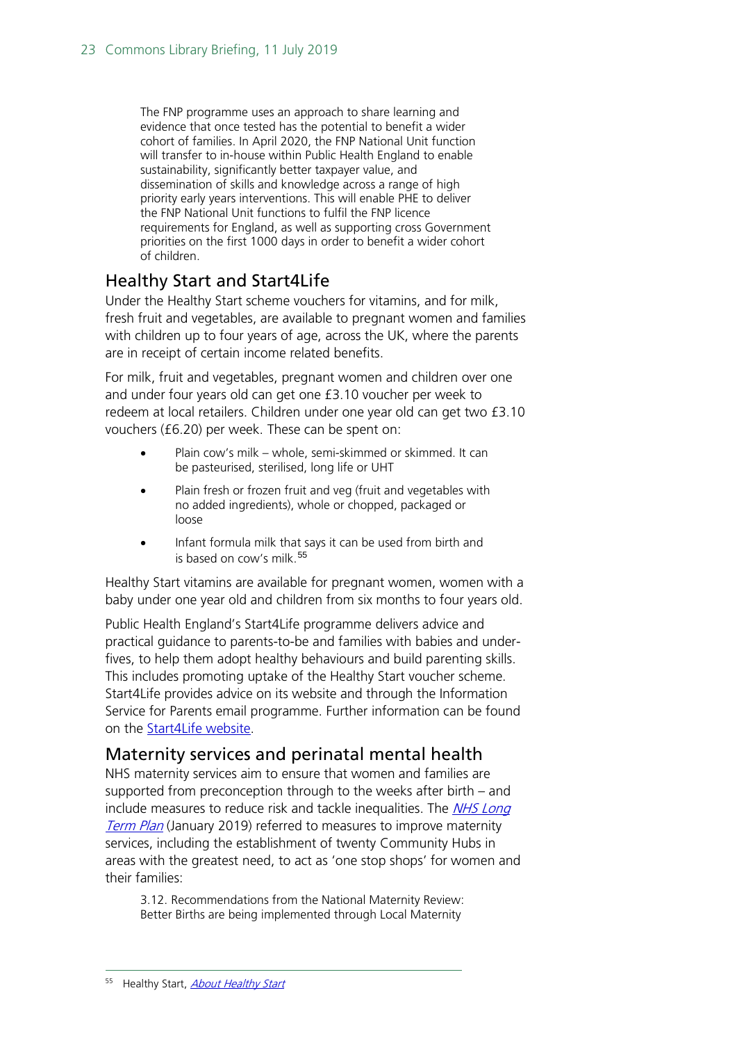> The FNP programme uses an approach to share learning and evidence that once tested has the potential to benefit a wider cohort of families. In April 2020, the FNP National Unit function will transfer to in-house within Public Health England to enable sustainability, significantly better taxpayer value, and dissemination of skills and knowledge across a range of high priority early years interventions. This will enable PHE to deliver the FNP National Unit functions to fulfil the FNP licence requirements for England, as well as supporting cross Government priorities on the first 1000 days in order to benefit a wider cohort of children.

## Healthy Start and Start4Life

Under the Healthy Start scheme vouchers for vitamins, and for milk, fresh fruit and vegetables, are available to pregnant women and families with children up to four years of age, across the UK, where the parents are in receipt of certain income related benefits.

For milk, fruit and vegetables, pregnant women and children over one and under four years old can get one £3.10 voucher per week to redeem at local retailers. Children under one year old can get two £3.10 vouchers (£6.20) per week. These can be spent on:

- Plain cow's milk – whole, semi-skimmed or skimmed. It can be pasteurised, sterilised, long life or UHT
- Plain fresh or frozen fruit and veg (fruit and vegetables with no added ingredients), whole or chopped, packaged or loose
- Infant formula milk that says it can be used from birth and is based on cow's milk.[55]

Healthy Start vitamins are available for pregnant women, women with a baby under one year old and children from six months to four years old.

Public Health England's Start4Life programme delivers advice and practical guidance to parents-to-be and families with babies and under-fives, to help them adopt healthy behaviours and build parenting skills. This includes promoting uptake of the Healthy Start voucher scheme. Start4Life provides advice on its website and through the Information Service for Parents email programme. Further information can be found on the Start4Life website.

## Maternity services and perinatal mental health

NHS maternity services aim to ensure that women and families are supported from preconception through to the weeks after birth – and include measures to reduce risk and tackle inequalities. The *NHS Long Term Plan* (January 2019) referred to measures to improve maternity services, including the establishment of twenty Community Hubs in areas with the greatest need, to act as 'one stop shops' for women and their families:

> 3.12. Recommendations from the National Maternity Review: Better Births are being implemented through Local Maternity

---

55 Healthy Start, *About Healthy Start*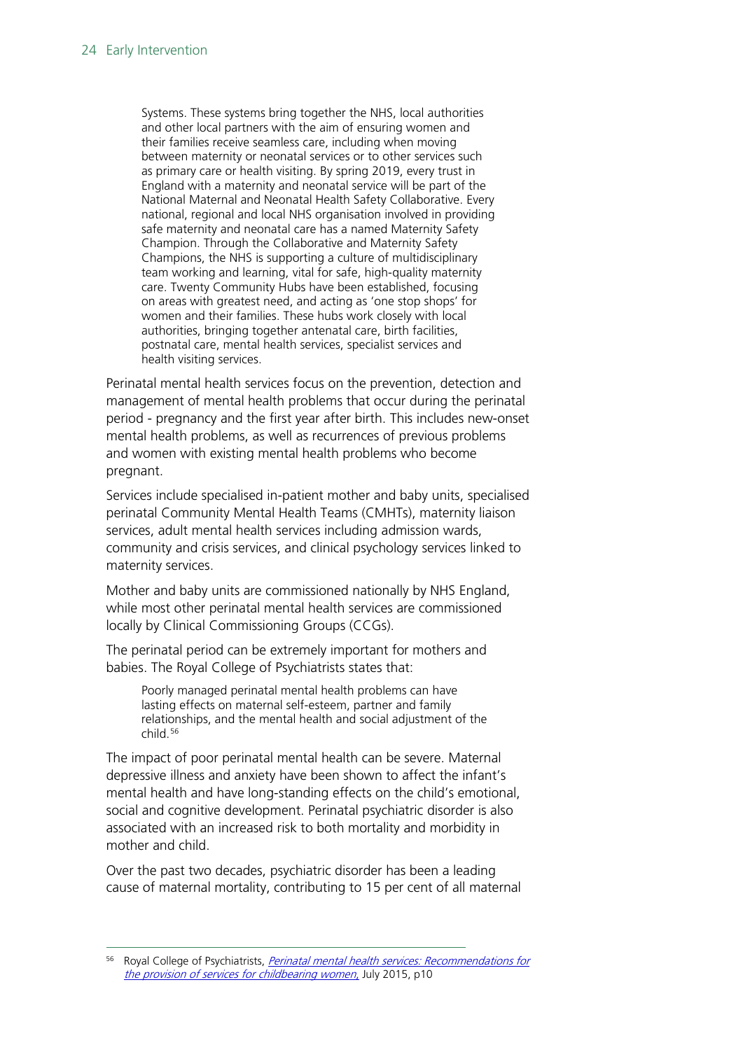> Systems. These systems bring together the NHS, local authorities and other local partners with the aim of ensuring women and their families receive seamless care, including when moving between maternity or neonatal services or to other services such as primary care or health visiting. By spring 2019, every trust in England with a maternity and neonatal service will be part of the National Maternal and Neonatal Health Safety Collaborative. Every national, regional and local NHS organisation involved in providing safe maternity and neonatal care has a named Maternity Safety Champion. Through the Collaborative and Maternity Safety Champions, the NHS is supporting a culture of multidisciplinary team working and learning, vital for safe, high-quality maternity care. Twenty Community Hubs have been established, focusing on areas with greatest need, and acting as 'one stop shops' for women and their families. These hubs work closely with local authorities, bringing together antenatal care, birth facilities, postnatal care, mental health services, specialist services and health visiting services.

Perinatal mental health services focus on the prevention, detection and management of mental health problems that occur during the perinatal period - pregnancy and the first year after birth. This includes new-onset mental health problems, as well as recurrences of previous problems and women with existing mental health problems who become pregnant.

Services include specialised in-patient mother and baby units, specialised perinatal Community Mental Health Teams (CMHTs), maternity liaison services, adult mental health services including admission wards, community and crisis services, and clinical psychology services linked to maternity services.

Mother and baby units are commissioned nationally by NHS England, while most other perinatal mental health services are commissioned locally by Clinical Commissioning Groups (CCGs).

The perinatal period can be extremely important for mothers and babies. The Royal College of Psychiatrists states that:

> Poorly managed perinatal mental health problems can have lasting effects on maternal self-esteem, partner and family relationships, and the mental health and social adjustment of the child.[56]

The impact of poor perinatal mental health can be severe. Maternal depressive illness and anxiety have been shown to affect the infant's mental health and have long-standing effects on the child's emotional, social and cognitive development. Perinatal psychiatric disorder is also associated with an increased risk to both mortality and morbidity in mother and child.

Over the past two decades, psychiatric disorder has been a leading cause of maternal mortality, contributing to 15 per cent of all maternal

---

[56] Royal College of Psychiatrists, *Perinatal mental health services: Recommendations for the provision of services for childbearing women*, July 2015, p10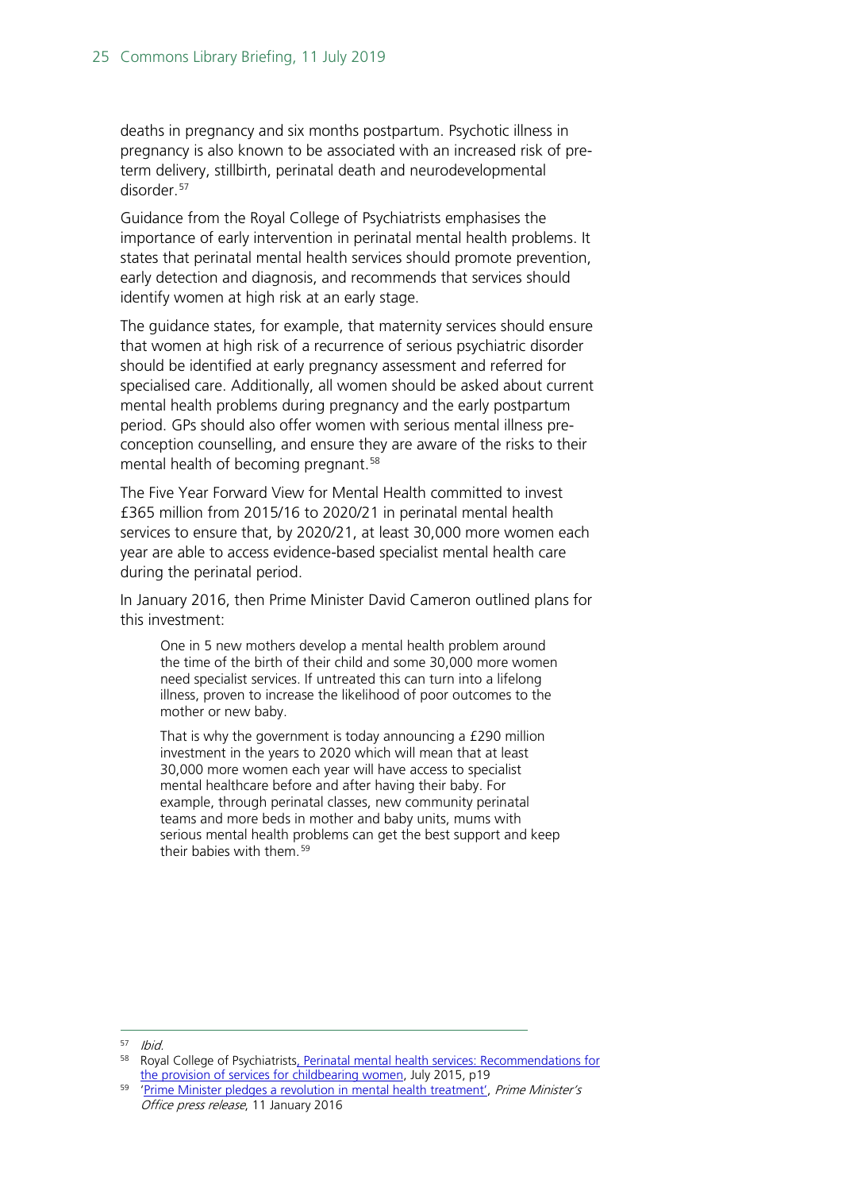deaths in pregnancy and six months postpartum. Psychotic illness in pregnancy is also known to be associated with an increased risk of pre-term delivery, stillbirth, perinatal death and neurodevelopmental disorder.[57]

Guidance from the Royal College of Psychiatrists emphasises the importance of early intervention in perinatal mental health problems. It states that perinatal mental health services should promote prevention, early detection and diagnosis, and recommends that services should identify women at high risk at an early stage.

The guidance states, for example, that maternity services should ensure that women at high risk of a recurrence of serious psychiatric disorder should be identified at early pregnancy assessment and referred for specialised care. Additionally, all women should be asked about current mental health problems during pregnancy and the early postpartum period. GPs should also offer women with serious mental illness pre-conception counselling, and ensure they are aware of the risks to their mental health of becoming pregnant.[58]

The Five Year Forward View for Mental Health committed to invest £365 million from 2015/16 to 2020/21 in perinatal mental health services to ensure that, by 2020/21, at least 30,000 more women each year are able to access evidence-based specialist mental health care during the perinatal period.

In January 2016, then Prime Minister David Cameron outlined plans for this investment:

> One in 5 new mothers develop a mental health problem around the time of the birth of their child and some 30,000 more women need specialist services. If untreated this can turn into a lifelong illness, proven to increase the likelihood of poor outcomes to the mother or new baby.
>
> That is why the government is today announcing a £290 million investment in the years to 2020 which will mean that at least 30,000 more women each year will have access to specialist mental healthcare before and after having their baby. For example, through perinatal classes, new community perinatal teams and more beds in mother and baby units, mums with serious mental health problems can get the best support and keep their babies with them.[59]

---

[57] *Ibid.*

[58] Royal College of Psychiatrists, Perinatal mental health services: Recommendations for the provision of services for childbearing women, July 2015, p19

[59] 'Prime Minister pledges a revolution in mental health treatment', *Prime Minister's Office press release*, 11 January 2016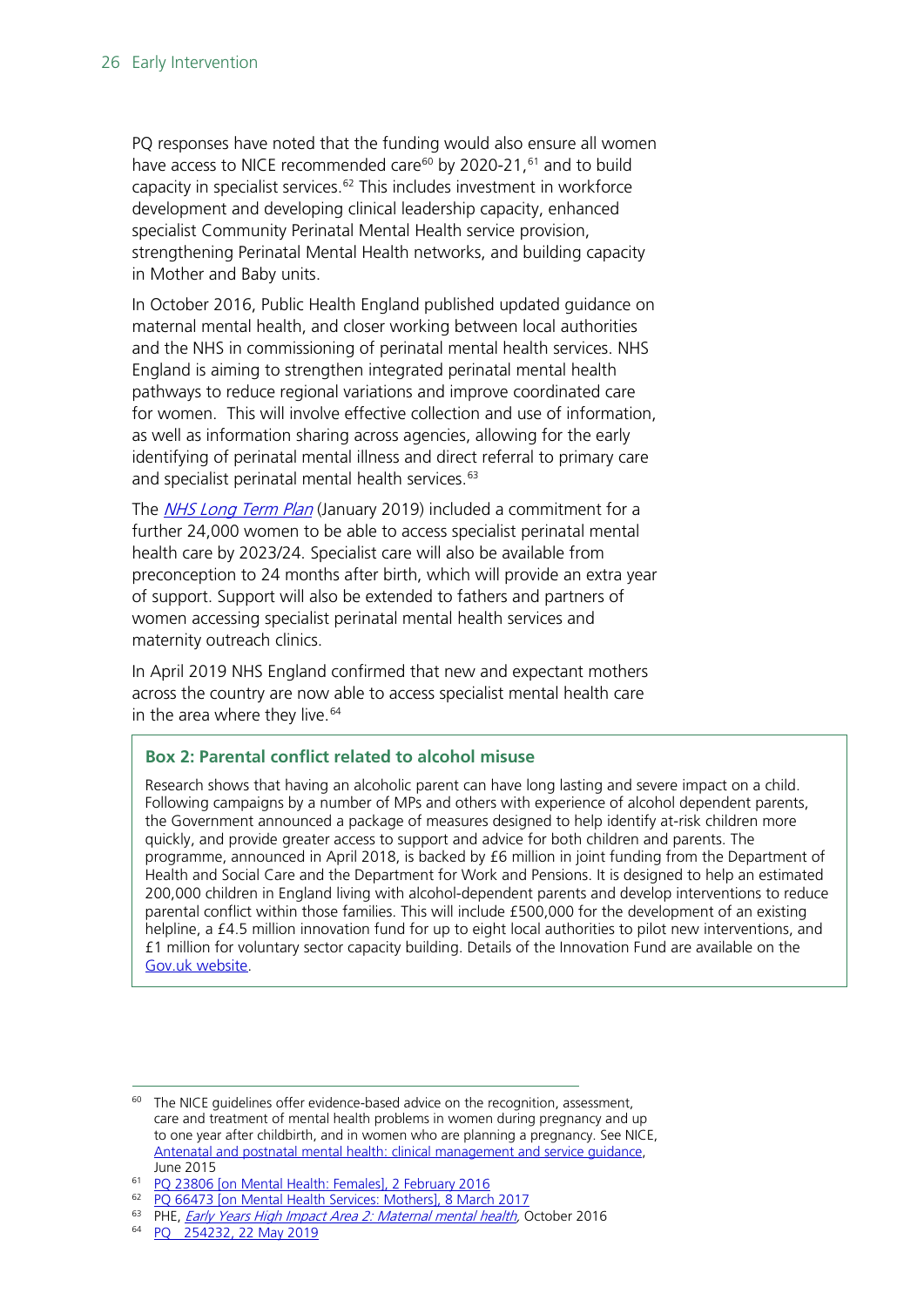PQ responses have noted that the funding would also ensure all women have access to NICE recommended care[60] by 2020-21,[61] and to build capacity in specialist services.[62] This includes investment in workforce development and developing clinical leadership capacity, enhanced specialist Community Perinatal Mental Health service provision, strengthening Perinatal Mental Health networks, and building capacity in Mother and Baby units.

In October 2016, Public Health England published updated guidance on maternal mental health, and closer working between local authorities and the NHS in commissioning of perinatal mental health services. NHS England is aiming to strengthen integrated perinatal mental health pathways to reduce regional variations and improve coordinated care for women. This will involve effective collection and use of information, as well as information sharing across agencies, allowing for the early identifying of perinatal mental illness and direct referral to primary care and specialist perinatal mental health services.[63]

The *NHS Long Term Plan* (January 2019) included a commitment for a further 24,000 women to be able to access specialist perinatal mental health care by 2023/24. Specialist care will also be available from preconception to 24 months after birth, which will provide an extra year of support. Support will also be extended to fathers and partners of women accessing specialist perinatal mental health services and maternity outreach clinics.

In April 2019 NHS England confirmed that new and expectant mothers across the country are now able to access specialist mental health care in the area where they live.[64]

> **Box 2: Parental conflict related to alcohol misuse**
>
> Research shows that having an alcoholic parent can have long lasting and severe impact on a child. Following campaigns by a number of MPs and others with experience of alcohol dependent parents, the Government announced a package of measures designed to help identify at-risk children more quickly, and provide greater access to support and advice for both children and parents. The programme, announced in April 2018, is backed by £6 million in joint funding from the Department of Health and Social Care and the Department for Work and Pensions. It is designed to help an estimated 200,000 children in England living with alcohol-dependent parents and develop interventions to reduce parental conflict within those families. This will include £500,000 for the development of an existing helpline, a £4.5 million innovation fund for up to eight local authorities to pilot new interventions, and £1 million for voluntary sector capacity building. Details of the Innovation Fund are available on the Gov.uk website.

---

[60] The NICE guidelines offer evidence-based advice on the recognition, assessment, care and treatment of mental health problems in women during pregnancy and up to one year after childbirth, and in women who are planning a pregnancy. See NICE, Antenatal and postnatal mental health: clinical management and service guidance, June 2015

[61] PQ 23806 [on Mental Health: Females], 2 February 2016

[62] PQ 66473 [on Mental Health Services: Mothers], 8 March 2017

[63] PHE, *Early Years High Impact Area 2: Maternal mental health*, October 2016

[64] PQ 254232, 22 May 2019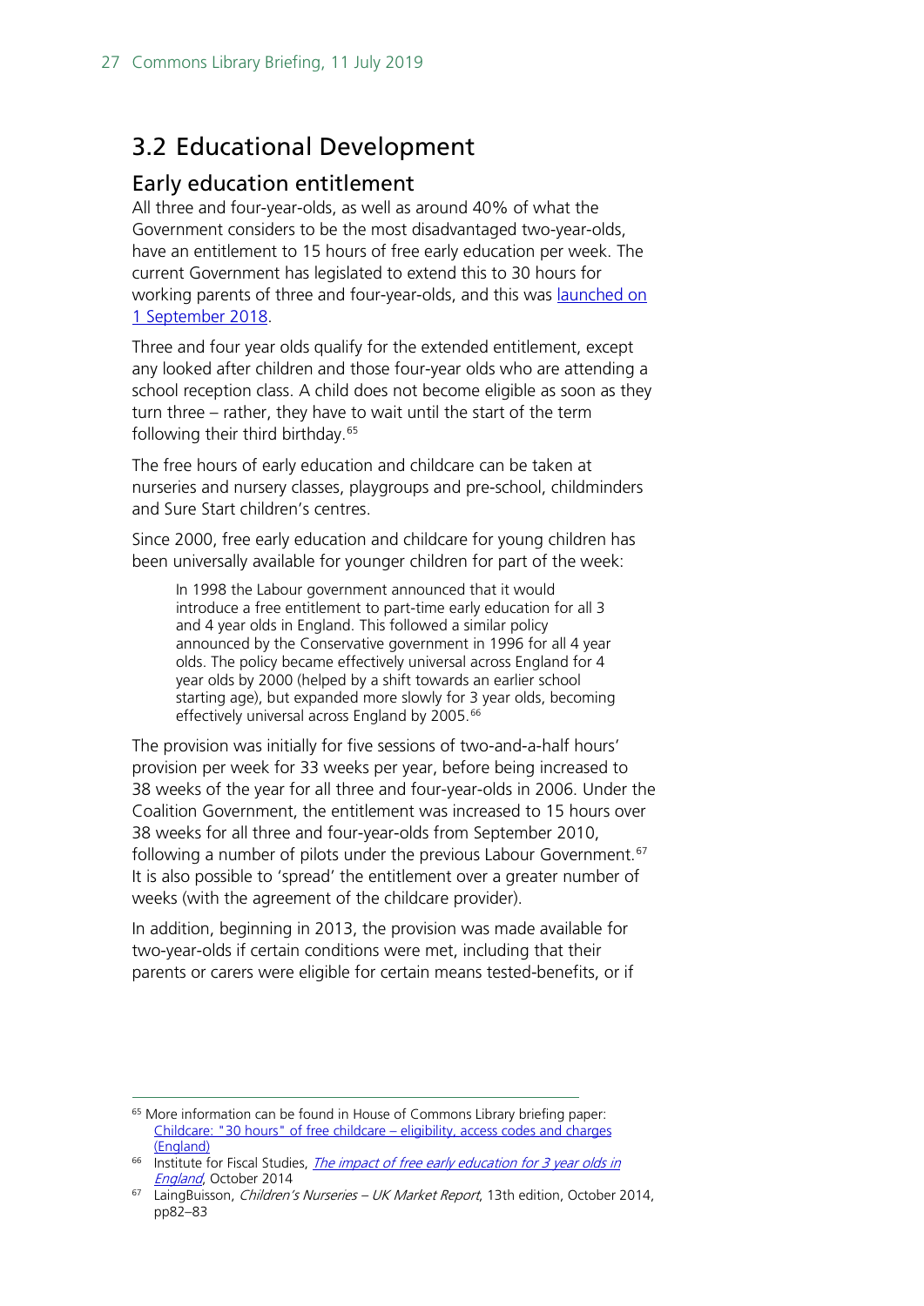## 3.2 Educational Development

### Early education entitlement

All three and four-year-olds, as well as around 40% of what the Government considers to be the most disadvantaged two-year-olds, have an entitlement to 15 hours of free early education per week. The current Government has legislated to extend this to 30 hours for working parents of three and four-year-olds, and this was launched on 1 September 2018.

Three and four year olds qualify for the extended entitlement, except any looked after children and those four-year olds who are attending a school reception class. A child does not become eligible as soon as they turn three – rather, they have to wait until the start of the term following their third birthday.[65]

The free hours of early education and childcare can be taken at nurseries and nursery classes, playgroups and pre-school, childminders and Sure Start children's centres.

Since 2000, free early education and childcare for young children has been universally available for younger children for part of the week:

> In 1998 the Labour government announced that it would introduce a free entitlement to part-time early education for all 3 and 4 year olds in England. This followed a similar policy announced by the Conservative government in 1996 for all 4 year olds. The policy became effectively universal across England for 4 year olds by 2000 (helped by a shift towards an earlier school starting age), but expanded more slowly for 3 year olds, becoming effectively universal across England by 2005.[66]

The provision was initially for five sessions of two-and-a-half hours' provision per week for 33 weeks per year, before being increased to 38 weeks of the year for all three and four-year-olds in 2006. Under the Coalition Government, the entitlement was increased to 15 hours over 38 weeks for all three and four-year-olds from September 2010, following a number of pilots under the previous Labour Government.[67] It is also possible to 'spread' the entitlement over a greater number of weeks (with the agreement of the childcare provider).

In addition, beginning in 2013, the provision was made available for two-year-olds if certain conditions were met, including that their parents or carers were eligible for certain means tested-benefits, or if

---

[65] More information can be found in House of Commons Library briefing paper: Childcare: "30 hours" of free childcare – eligibility, access codes and charges (England)

[66] Institute for Fiscal Studies, *The impact of free early education for 3 year olds in England*, October 2014

[67] LaingBuisson, *Children's Nurseries – UK Market Report*, 13th edition, October 2014, pp82–83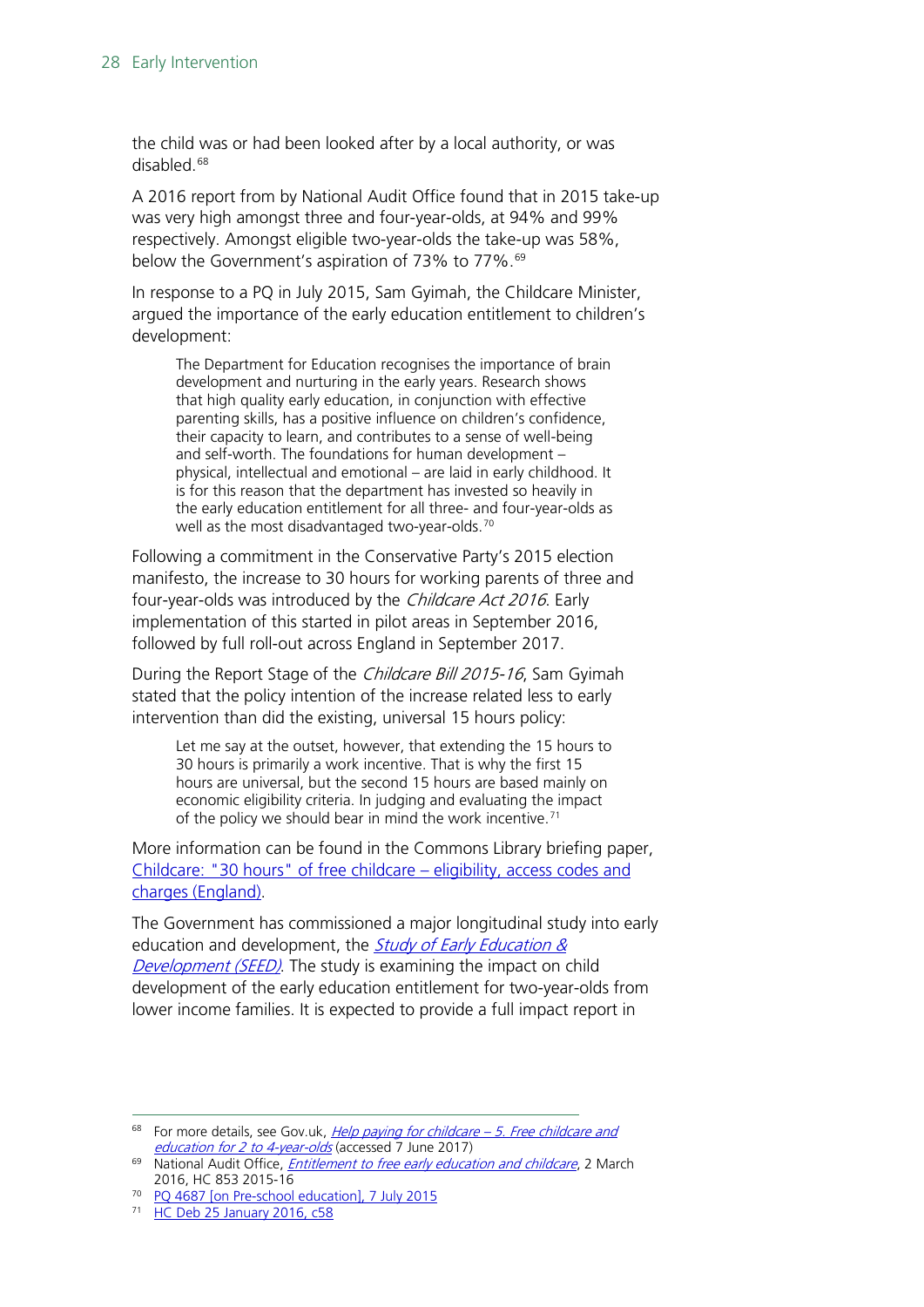the child was or had been looked after by a local authority, or was disabled.[68]

A 2016 report from by National Audit Office found that in 2015 take-up was very high amongst three and four-year-olds, at 94% and 99% respectively. Amongst eligible two-year-olds the take-up was 58%, below the Government's aspiration of 73% to 77%.[69]

In response to a PQ in July 2015, Sam Gyimah, the Childcare Minister, argued the importance of the early education entitlement to children's development:

> The Department for Education recognises the importance of brain development and nurturing in the early years. Research shows that high quality early education, in conjunction with effective parenting skills, has a positive influence on children's confidence, their capacity to learn, and contributes to a sense of well-being and self-worth. The foundations for human development – physical, intellectual and emotional – are laid in early childhood. It is for this reason that the department has invested so heavily in the early education entitlement for all three- and four-year-olds as well as the most disadvantaged two-year-olds.[70]

Following a commitment in the Conservative Party's 2015 election manifesto, the increase to 30 hours for working parents of three and four-year-olds was introduced by the *Childcare Act 2016*. Early implementation of this started in pilot areas in September 2016, followed by full roll-out across England in September 2017.

During the Report Stage of the *Childcare Bill 2015-16*, Sam Gyimah stated that the policy intention of the increase related less to early intervention than did the existing, universal 15 hours policy:

> Let me say at the outset, however, that extending the 15 hours to 30 hours is primarily a work incentive. That is why the first 15 hours are universal, but the second 15 hours are based mainly on economic eligibility criteria. In judging and evaluating the impact of the policy we should bear in mind the work incentive.[71]

More information can be found in the Commons Library briefing paper, [Childcare: "30 hours" of free childcare – eligibility, access codes and charges (England)](#).

The Government has commissioned a major longitudinal study into early education and development, the *[Study of Early Education & Development (SEED)](#)*. The study is examining the impact on child development of the early education entitlement for two-year-olds from lower income families. It is expected to provide a full impact report in

---

[68] For more details, see Gov.uk, *Help paying for childcare – 5. Free childcare and education for 2 to 4-year-olds* (accessed 7 June 2017)

[69] National Audit Office, *Entitlement to free early education and childcare*, 2 March 2016, HC 853 2015-16

[70] PQ 4687 [on Pre-school education], 7 July 2015

[71] HC Deb 25 January 2016, c58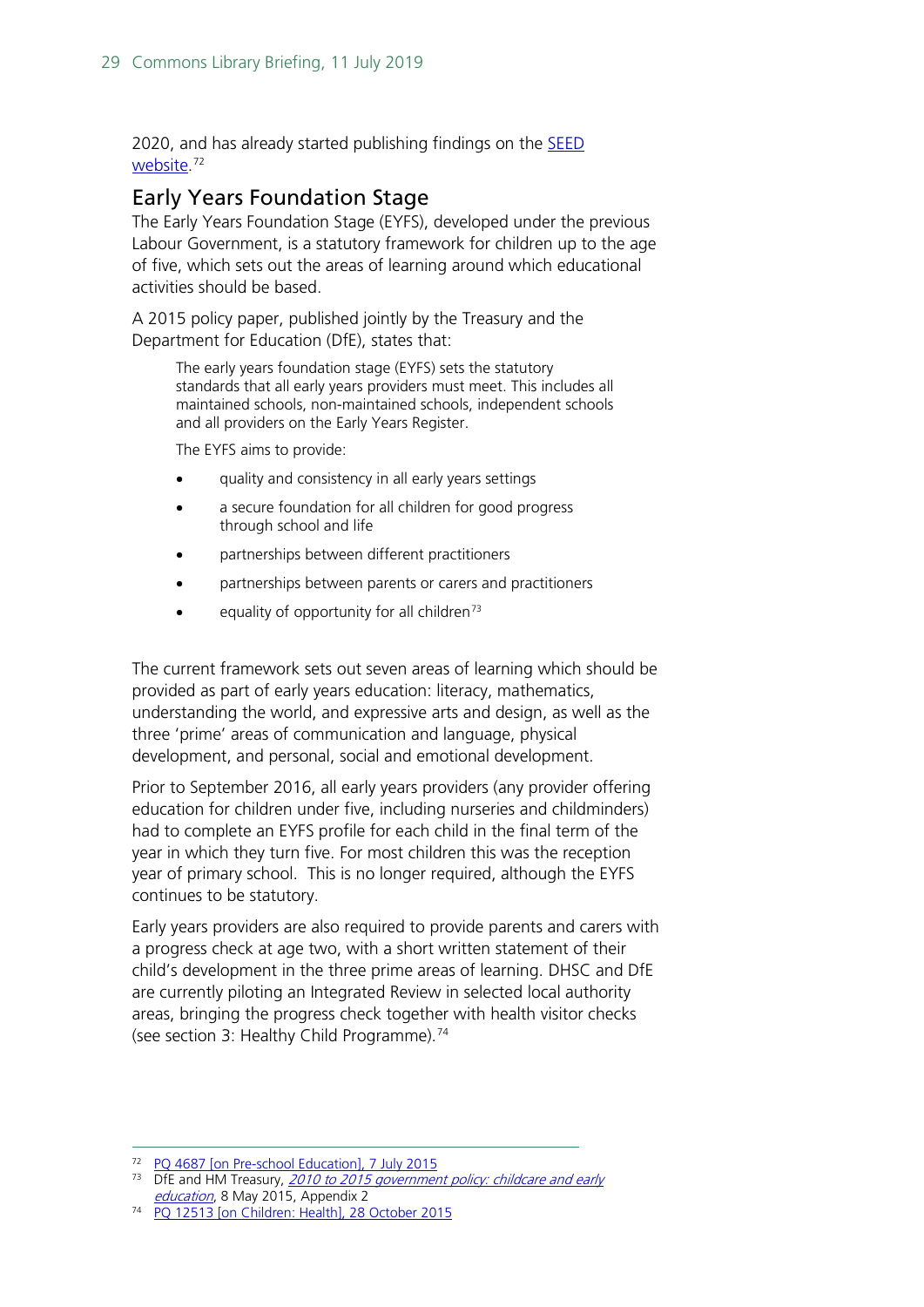2020, and has already started publishing findings on the SEED website.[72]

## Early Years Foundation Stage

The Early Years Foundation Stage (EYFS), developed under the previous Labour Government, is a statutory framework for children up to the age of five, which sets out the areas of learning around which educational activities should be based.

A 2015 policy paper, published jointly by the Treasury and the Department for Education (DfE), states that:

> The early years foundation stage (EYFS) sets the statutory standards that all early years providers must meet. This includes all maintained schools, non-maintained schools, independent schools and all providers on the Early Years Register.
>
> The EYFS aims to provide:
>
> - quality and consistency in all early years settings
> - a secure foundation for all children for good progress through school and life
> - partnerships between different practitioners
> - partnerships between parents or carers and practitioners
> - equality of opportunity for all children[73]

The current framework sets out seven areas of learning which should be provided as part of early years education: literacy, mathematics, understanding the world, and expressive arts and design, as well as the three 'prime' areas of communication and language, physical development, and personal, social and emotional development.

Prior to September 2016, all early years providers (any provider offering education for children under five, including nurseries and childminders) had to complete an EYFS profile for each child in the final term of the year in which they turn five. For most children this was the reception year of primary school. This is no longer required, although the EYFS continues to be statutory.

Early years providers are also required to provide parents and carers with a progress check at age two, with a short written statement of their child's development in the three prime areas of learning. DHSC and DfE are currently piloting an Integrated Review in selected local authority areas, bringing the progress check together with health visitor checks (see section 3: Healthy Child Programme).[74]

---

[72] PQ 4687 [on Pre-school Education], 7 July 2015

[73] DfE and HM Treasury, *2010 to 2015 government policy: childcare and early education*, 8 May 2015, Appendix 2

[74] PQ 12513 [on Children: Health], 28 October 2015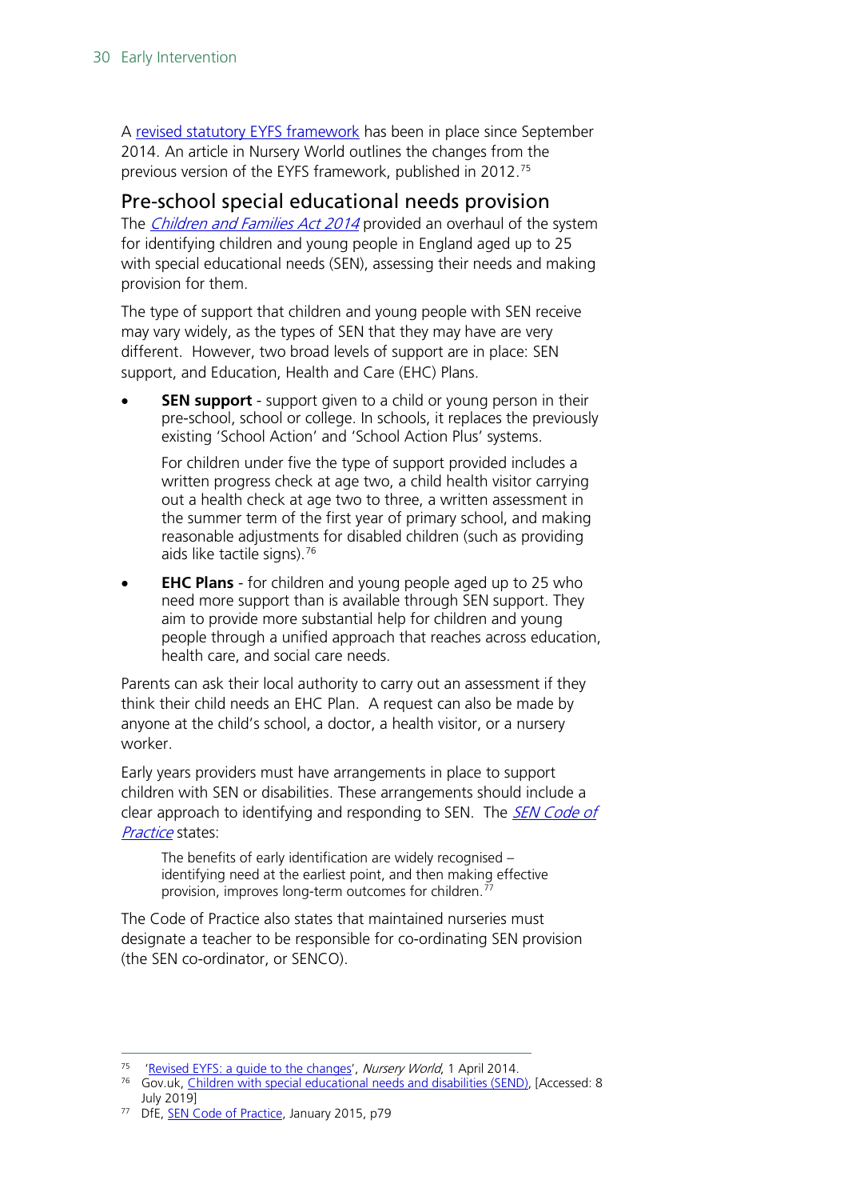A revised statutory EYFS framework has been in place since September 2014. An article in Nursery World outlines the changes from the previous version of the EYFS framework, published in 2012.[75]

## Pre-school special educational needs provision

The *Children and Families Act 2014* provided an overhaul of the system for identifying children and young people in England aged up to 25 with special educational needs (SEN), assessing their needs and making provision for them.

The type of support that children and young people with SEN receive may vary widely, as the types of SEN that they may have are very different. However, two broad levels of support are in place: SEN support, and Education, Health and Care (EHC) Plans.

- **SEN support** - support given to a child or young person in their pre-school, school or college. In schools, it replaces the previously existing 'School Action' and 'School Action Plus' systems.

  For children under five the type of support provided includes a written progress check at age two, a child health visitor carrying out a health check at age two to three, a written assessment in the summer term of the first year of primary school, and making reasonable adjustments for disabled children (such as providing aids like tactile signs).[76]

- **EHC Plans** - for children and young people aged up to 25 who need more support than is available through SEN support. They aim to provide more substantial help for children and young people through a unified approach that reaches across education, health care, and social care needs.

Parents can ask their local authority to carry out an assessment if they think their child needs an EHC Plan. A request can also be made by anyone at the child's school, a doctor, a health visitor, or a nursery worker.

Early years providers must have arrangements in place to support children with SEN or disabilities. These arrangements should include a clear approach to identifying and responding to SEN. The *SEN Code of Practice* states:

> The benefits of early identification are widely recognised – identifying need at the earliest point, and then making effective provision, improves long-term outcomes for children.[77]

The Code of Practice also states that maintained nurseries must designate a teacher to be responsible for co-ordinating SEN provision (the SEN co-ordinator, or SENCO).

---

[75] 'Revised EYFS: a guide to the changes', *Nursery World*, 1 April 2014.

[76] Gov.uk, Children with special educational needs and disabilities (SEND), [Accessed: 8 July 2019]

[77] DfE, SEN Code of Practice, January 2015, p79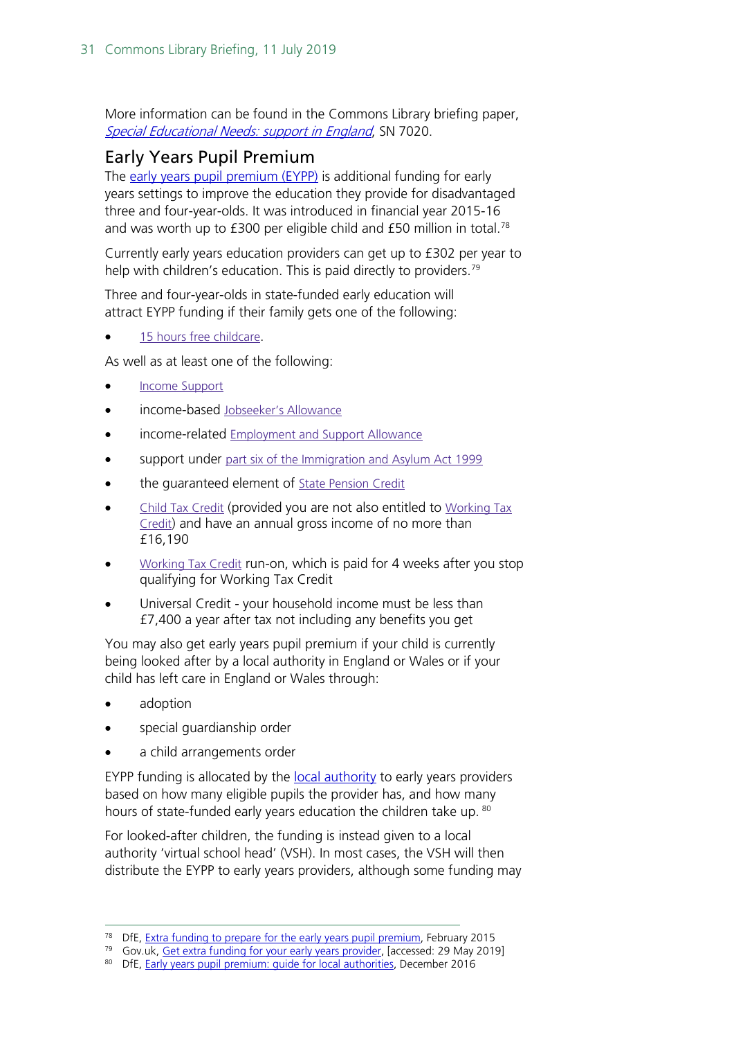More information can be found in the Commons Library briefing paper, *Special Educational Needs: support in England*, SN 7020.

## Early Years Pupil Premium

The early years pupil premium (EYPP) is additional funding for early years settings to improve the education they provide for disadvantaged three and four-year-olds. It was introduced in financial year 2015-16 and was worth up to £300 per eligible child and £50 million in total.[78]

Currently early years education providers can get up to £302 per year to help with children's education. This is paid directly to providers.[79]

Three and four-year-olds in state-funded early education will attract EYPP funding if their family gets one of the following:

- 15 hours free childcare.

As well as at least one of the following:

- Income Support
- income-based Jobseeker's Allowance
- income-related Employment and Support Allowance
- support under part six of the Immigration and Asylum Act 1999
- the guaranteed element of State Pension Credit
- Child Tax Credit (provided you are not also entitled to Working Tax Credit) and have an annual gross income of no more than £16,190
- Working Tax Credit run-on, which is paid for 4 weeks after you stop qualifying for Working Tax Credit
- Universal Credit - your household income must be less than £7,400 a year after tax not including any benefits you get

You may also get early years pupil premium if your child is currently being looked after by a local authority in England or Wales or if your child has left care in England or Wales through:

- adoption
- special guardianship order
- a child arrangements order

EYPP funding is allocated by the local authority to early years providers based on how many eligible pupils the provider has, and how many hours of state-funded early years education the children take up. [80]

For looked-after children, the funding is instead given to a local authority 'virtual school head' (VSH). In most cases, the VSH will then distribute the EYPP to early years providers, although some funding may

---

[78] DfE, Extra funding to prepare for the early years pupil premium, February 2015

[79] Gov.uk, Get extra funding for your early years provider, [accessed: 29 May 2019]

[80] DfE, Early years pupil premium: guide for local authorities, December 2016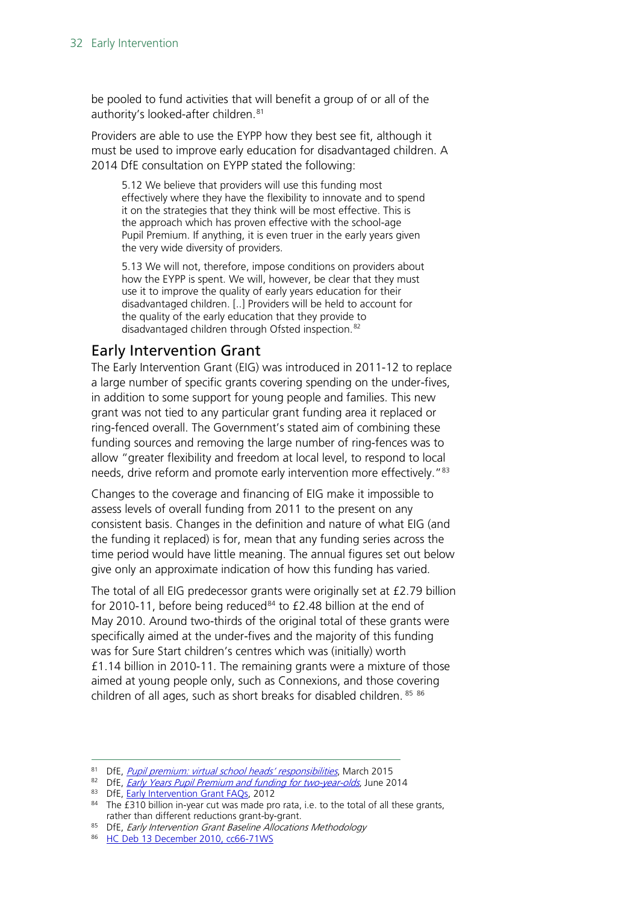be pooled to fund activities that will benefit a group of or all of the authority's looked-after children.[81]

Providers are able to use the EYPP how they best see fit, although it must be used to improve early education for disadvantaged children. A 2014 DfE consultation on EYPP stated the following:

> 5.12 We believe that providers will use this funding most effectively where they have the flexibility to innovate and to spend it on the strategies that they think will be most effective. This is the approach which has proven effective with the school-age Pupil Premium. If anything, it is even truer in the early years given the very wide diversity of providers.
>
> 5.13 We will not, therefore, impose conditions on providers about how the EYPP is spent. We will, however, be clear that they must use it to improve the quality of early years education for their disadvantaged children. [..] Providers will be held to account for the quality of the early education that they provide to disadvantaged children through Ofsted inspection.[82]

## Early Intervention Grant

The Early Intervention Grant (EIG) was introduced in 2011-12 to replace a large number of specific grants covering spending on the under-fives, in addition to some support for young people and families. This new grant was not tied to any particular grant funding area it replaced or ring-fenced overall. The Government's stated aim of combining these funding sources and removing the large number of ring-fences was to allow "greater flexibility and freedom at local level, to respond to local needs, drive reform and promote early intervention more effectively."[83]

Changes to the coverage and financing of EIG make it impossible to assess levels of overall funding from 2011 to the present on any consistent basis. Changes in the definition and nature of what EIG (and the funding it replaced) is for, mean that any funding series across the time period would have little meaning. The annual figures set out below give only an approximate indication of how this funding has varied.

The total of all EIG predecessor grants were originally set at £2.79 billion for 2010-11, before being reduced[84] to £2.48 billion at the end of May 2010. Around two-thirds of the original total of these grants were specifically aimed at the under-fives and the majority of this funding was for Sure Start children's centres which was (initially) worth £1.14 billion in 2010-11. The remaining grants were a mixture of those aimed at young people only, such as Connexions, and those covering children of all ages, such as short breaks for disabled children. [85] [86]

---

[81] DfE, *Pupil premium: virtual school heads' responsibilities*, March 2015

[82] DfE, *Early Years Pupil Premium and funding for two-year-olds*, June 2014

[83] DfE, Early Intervention Grant FAQs, 2012

[84] The £310 billion in-year cut was made pro rata, i.e. to the total of all these grants, rather than different reductions grant-by-grant.

[85] DfE, *Early Intervention Grant Baseline Allocations Methodology*

[86] HC Deb 13 December 2010, cc66-71WS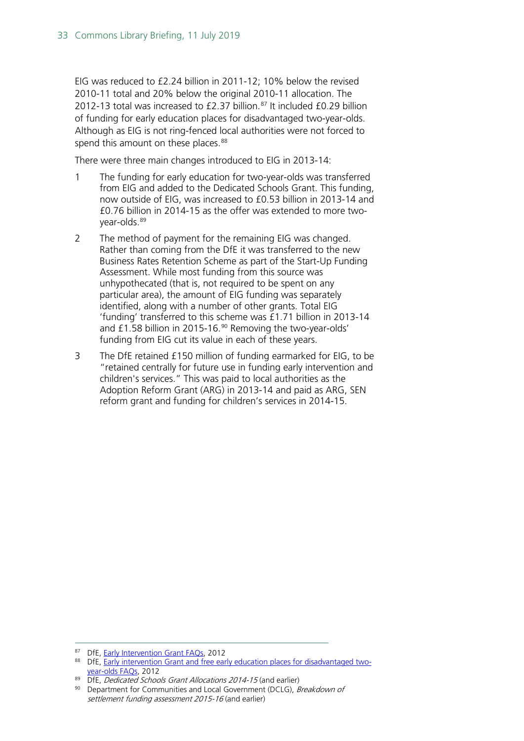EIG was reduced to £2.24 billion in 2011-12; 10% below the revised 2010-11 total and 20% below the original 2010-11 allocation. The 2012-13 total was increased to £2.37 billion.[87] It included £0.29 billion of funding for early education places for disadvantaged two-year-olds. Although as EIG is not ring-fenced local authorities were not forced to spend this amount on these places.[88]

There were three main changes introduced to EIG in 2013-14:

1. The funding for early education for two-year-olds was transferred from EIG and added to the Dedicated Schools Grant. This funding, now outside of EIG, was increased to £0.53 billion in 2013-14 and £0.76 billion in 2014-15 as the offer was extended to more two-year-olds.[89]
2. The method of payment for the remaining EIG was changed. Rather than coming from the DfE it was transferred to the new Business Rates Retention Scheme as part of the Start-Up Funding Assessment. While most funding from this source was unhypothecated (that is, not required to be spent on any particular area), the amount of EIG funding was separately identified, along with a number of other grants. Total EIG 'funding' transferred to this scheme was £1.71 billion in 2013-14 and £1.58 billion in 2015-16.[90] Removing the two-year-olds' funding from EIG cut its value in each of these years.
3. The DfE retained £150 million of funding earmarked for EIG, to be "retained centrally for future use in funding early intervention and children's services." This was paid to local authorities as the Adoption Reform Grant (ARG) in 2013-14 and paid as ARG, SEN reform grant and funding for children's services in 2014-15.

---

[87] DfE, Early Intervention Grant FAQs, 2012

[88] DfE, Early intervention Grant and free early education places for disadvantaged two-year-olds FAQs, 2012

[89] DfE, *Dedicated Schools Grant Allocations 2014-15* (and earlier)

[90] Department for Communities and Local Government (DCLG), *Breakdown of settlement funding assessment 2015-16* (and earlier)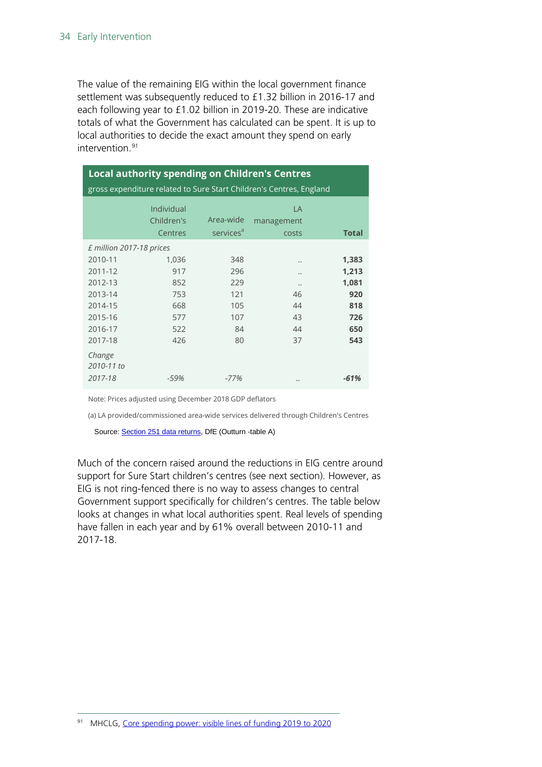The value of the remaining EIG within the local government finance settlement was subsequently reduced to £1.32 billion in 2016-17 and each following year to £1.02 billion in 2019-20. These are indicative totals of what the Government has calculated can be spent. It is up to local authorities to decide the exact amount they spend on early intervention.[91]

**Local authority spending on Children's Centres**

gross expenditure related to Sure Start Children's Centres, England

| | Individual Children's Centres | Area-wide services[a] | LA management costs | **Total** |
|---|---|---|---|---|
| *£ million 2017-18 prices* | | | | |
| 2010-11 | 1,036 | 348 | .. | **1,383** |
| 2011-12 | 917 | 296 | .. | **1,213** |
| 2012-13 | 852 | 229 | .. | **1,081** |
| 2013-14 | 753 | 121 | 46 | **920** |
| 2014-15 | 668 | 105 | 44 | **818** |
| 2015-16 | 577 | 107 | 43 | **726** |
| 2016-17 | 522 | 84 | 44 | **650** |
| 2017-18 | 426 | 80 | 37 | **543** |
| *Change 2010-11 to 2017-18* | *-59%* | *-77%* | .. | ***-61%*** |

Note: Prices adjusted using December 2018 GDP deflators

(a) LA provided/commissioned area-wide services delivered through Children's Centres

Source: Section 251 data returns, DfE (Outturn -table A)

Much of the concern raised around the reductions in EIG centre around support for Sure Start children's centres (see next section). However, as EIG is not ring-fenced there is no way to assess changes to central Government support specifically for children's centres. The table below looks at changes in what local authorities spent. Real levels of spending have fallen in each year and by 61% overall between 2010-11 and 2017-18.

[91] MHCLG, Core spending power: visible lines of funding 2019 to 2020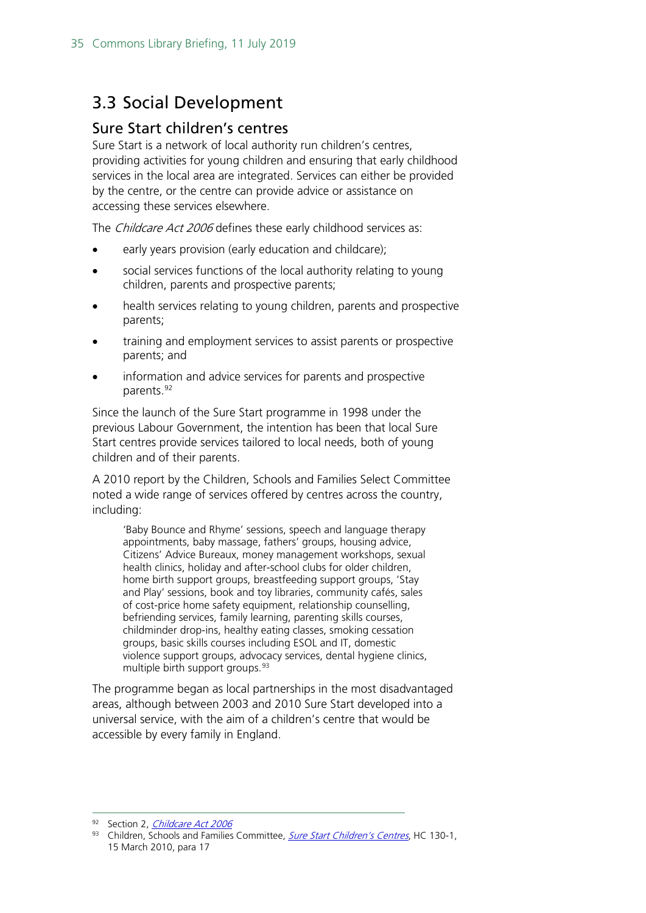## 3.3 Social Development

### Sure Start children's centres

Sure Start is a network of local authority run children's centres, providing activities for young children and ensuring that early childhood services in the local area are integrated. Services can either be provided by the centre, or the centre can provide advice or assistance on accessing these services elsewhere.

The *Childcare Act 2006* defines these early childhood services as:

- early years provision (early education and childcare);
- social services functions of the local authority relating to young children, parents and prospective parents;
- health services relating to young children, parents and prospective parents;
- training and employment services to assist parents or prospective parents; and
- information and advice services for parents and prospective parents.[92]

Since the launch of the Sure Start programme in 1998 under the previous Labour Government, the intention has been that local Sure Start centres provide services tailored to local needs, both of young children and of their parents.

A 2010 report by the Children, Schools and Families Select Committee noted a wide range of services offered by centres across the country, including:

> 'Baby Bounce and Rhyme' sessions, speech and language therapy appointments, baby massage, fathers' groups, housing advice, Citizens' Advice Bureaux, money management workshops, sexual health clinics, holiday and after-school clubs for older children, home birth support groups, breastfeeding support groups, 'Stay and Play' sessions, book and toy libraries, community cafés, sales of cost-price home safety equipment, relationship counselling, befriending services, family learning, parenting skills courses, childminder drop-ins, healthy eating classes, smoking cessation groups, basic skills courses including ESOL and IT, domestic violence support groups, advocacy services, dental hygiene clinics, multiple birth support groups.[93]

The programme began as local partnerships in the most disadvantaged areas, although between 2003 and 2010 Sure Start developed into a universal service, with the aim of a children's centre that would be accessible by every family in England.

---

92 Section 2, *Childcare Act 2006*

93 Children, Schools and Families Committee, *Sure Start Children's Centres*, HC 130-1, 15 March 2010, para 17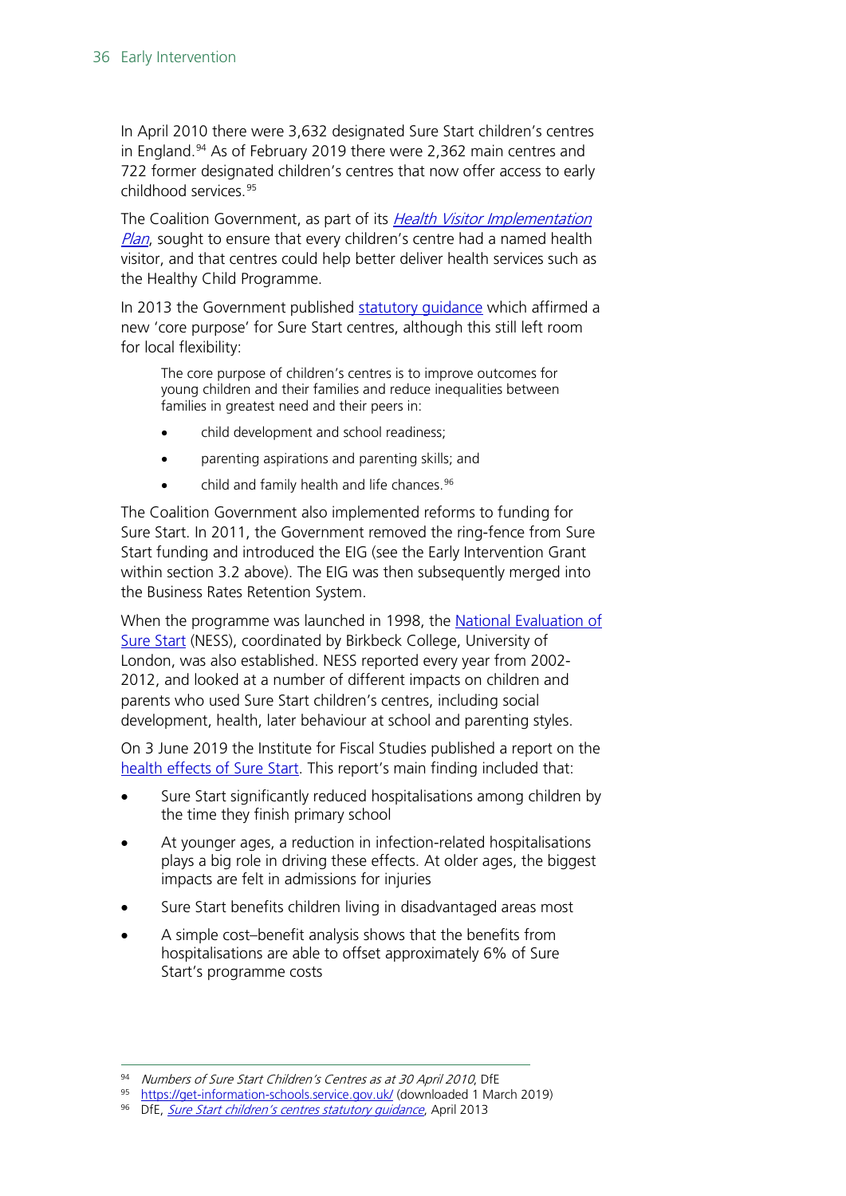In April 2010 there were 3,632 designated Sure Start children's centres in England.[94] As of February 2019 there were 2,362 main centres and 722 former designated children's centres that now offer access to early childhood services.[95]

The Coalition Government, as part of its *Health Visitor Implementation Plan*, sought to ensure that every children's centre had a named health visitor, and that centres could help better deliver health services such as the Healthy Child Programme.

In 2013 the Government published statutory guidance which affirmed a new 'core purpose' for Sure Start centres, although this still left room for local flexibility:

> The core purpose of children's centres is to improve outcomes for young children and their families and reduce inequalities between families in greatest need and their peers in:
>
> - child development and school readiness;
> - parenting aspirations and parenting skills; and
> - child and family health and life chances.[96]

The Coalition Government also implemented reforms to funding for Sure Start. In 2011, the Government removed the ring-fence from Sure Start funding and introduced the EIG (see the Early Intervention Grant within section 3.2 above). The EIG was then subsequently merged into the Business Rates Retention System.

When the programme was launched in 1998, the National Evaluation of Sure Start (NESS), coordinated by Birkbeck College, University of London, was also established. NESS reported every year from 2002-2012, and looked at a number of different impacts on children and parents who used Sure Start children's centres, including social development, health, later behaviour at school and parenting styles.

On 3 June 2019 the Institute for Fiscal Studies published a report on the health effects of Sure Start. This report's main finding included that:

- Sure Start significantly reduced hospitalisations among children by the time they finish primary school
- At younger ages, a reduction in infection-related hospitalisations plays a big role in driving these effects. At older ages, the biggest impacts are felt in admissions for injuries
- Sure Start benefits children living in disadvantaged areas most
- A simple cost–benefit analysis shows that the benefits from hospitalisations are able to offset approximately 6% of Sure Start's programme costs

---

[94] *Numbers of Sure Start Children's Centres as at 30 April 2010*, DfE

[95] https://get-information-schools.service.gov.uk/ (downloaded 1 March 2019)

[96] DfE, *Sure Start children's centres statutory guidance*, April 2013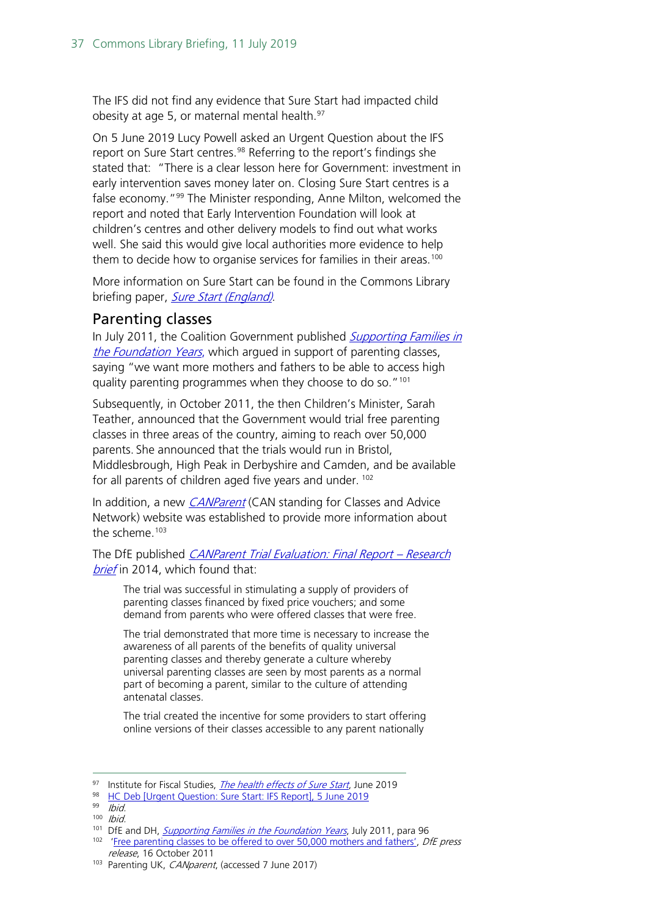The IFS did not find any evidence that Sure Start had impacted child obesity at age 5, or maternal mental health.[97]

On 5 June 2019 Lucy Powell asked an Urgent Question about the IFS report on Sure Start centres.[98] Referring to the report's findings she stated that: "There is a clear lesson here for Government: investment in early intervention saves money later on. Closing Sure Start centres is a false economy."[99] The Minister responding, Anne Milton, welcomed the report and noted that Early Intervention Foundation will look at children's centres and other delivery models to find out what works well. She said this would give local authorities more evidence to help them to decide how to organise services for families in their areas.[100]

More information on Sure Start can be found in the Commons Library briefing paper, *Sure Start (England)*.

## Parenting classes

In July 2011, the Coalition Government published *Supporting Families in the Foundation Years*, which argued in support of parenting classes, saying "we want more mothers and fathers to be able to access high quality parenting programmes when they choose to do so."[101]

Subsequently, in October 2011, the then Children's Minister, Sarah Teather, announced that the Government would trial free parenting classes in three areas of the country, aiming to reach over 50,000 parents. She announced that the trials would run in Bristol, Middlesbrough, High Peak in Derbyshire and Camden, and be available for all parents of children aged five years and under.[102]

In addition, a new *CANParent* (CAN standing for Classes and Advice Network) website was established to provide more information about the scheme.[103]

The DfE published *CANParent Trial Evaluation: Final Report – Research brief* in 2014, which found that:

> The trial was successful in stimulating a supply of providers of parenting classes financed by fixed price vouchers; and some demand from parents who were offered classes that were free.
>
> The trial demonstrated that more time is necessary to increase the awareness of all parents of the benefits of quality universal parenting classes and thereby generate a culture whereby universal parenting classes are seen by most parents as a normal part of becoming a parent, similar to the culture of attending antenatal classes.
>
> The trial created the incentive for some providers to start offering online versions of their classes accessible to any parent nationally

---

[97] Institute for Fiscal Studies, *The health effects of Sure Start*, June 2019

[98] HC Deb [Urgent Question: Sure Start: IFS Report], 5 June 2019

[99] *Ibid.*

[100] *Ibid.*

[101] DfE and DH, *Supporting Families in the Foundation Years*, July 2011, para 96

[102] 'Free parenting classes to be offered to over 50,000 mothers and fathers', *DfE press release*, 16 October 2011

[103] Parenting UK, *CANparent*, (accessed 7 June 2017)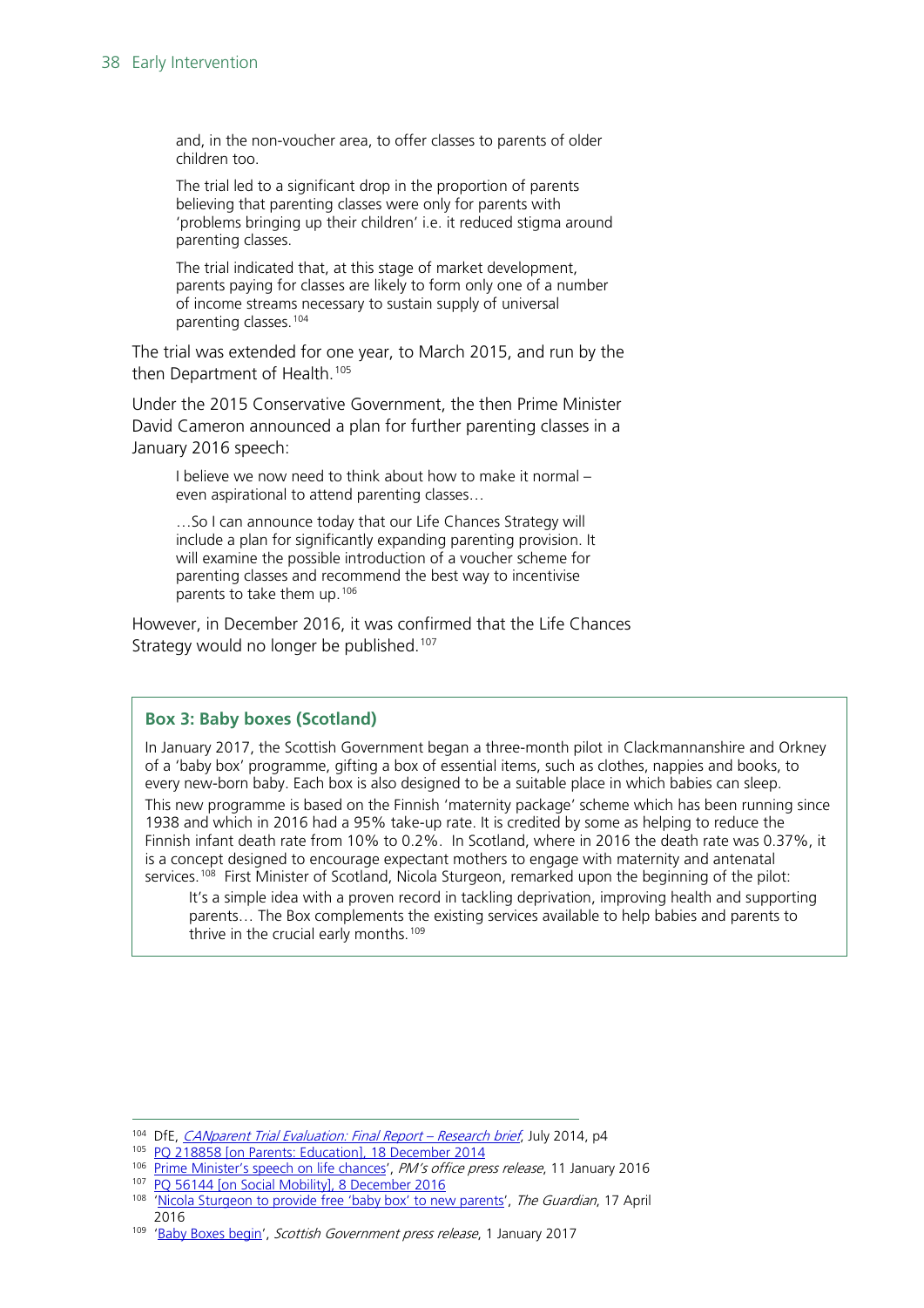> and, in the non-voucher area, to offer classes to parents of older children too.
>
> The trial led to a significant drop in the proportion of parents believing that parenting classes were only for parents with 'problems bringing up their children' i.e. it reduced stigma around parenting classes.
>
> The trial indicated that, at this stage of market development, parents paying for classes are likely to form only one of a number of income streams necessary to sustain supply of universal parenting classes.[104]

The trial was extended for one year, to March 2015, and run by the then Department of Health.[105]

Under the 2015 Conservative Government, the then Prime Minister David Cameron announced a plan for further parenting classes in a January 2016 speech:

> I believe we now need to think about how to make it normal – even aspirational to attend parenting classes…
>
> …So I can announce today that our Life Chances Strategy will include a plan for significantly expanding parenting provision. It will examine the possible introduction of a voucher scheme for parenting classes and recommend the best way to incentivise parents to take them up.[106]

However, in December 2016, it was confirmed that the Life Chances Strategy would no longer be published.[107]

**Box 3: Baby boxes (Scotland)**

In January 2017, the Scottish Government began a three-month pilot in Clackmannanshire and Orkney of a 'baby box' programme, gifting a box of essential items, such as clothes, nappies and books, to every new-born baby. Each box is also designed to be a suitable place in which babies can sleep.

This new programme is based on the Finnish 'maternity package' scheme which has been running since 1938 and which in 2016 had a 95% take-up rate. It is credited by some as helping to reduce the Finnish infant death rate from 10% to 0.2%. In Scotland, where in 2016 the death rate was 0.37%, it is a concept designed to encourage expectant mothers to engage with maternity and antenatal services.[108] First Minister of Scotland, Nicola Sturgeon, remarked upon the beginning of the pilot:

> It's a simple idea with a proven record in tackling deprivation, improving health and supporting parents… The Box complements the existing services available to help babies and parents to thrive in the crucial early months.[109]

---

[104] DfE, *CANparent Trial Evaluation: Final Report – Research brief*, July 2014, p4

[105] PQ 218858 [on Parents: Education], 18 December 2014

[106] 'Prime Minister's speech on life chances', *PM's office press release*, 11 January 2016

[107] PQ 56144 [on Social Mobility], 8 December 2016

[108] 'Nicola Sturgeon to provide free 'baby box' to new parents', *The Guardian*, 17 April 2016

[109] 'Baby Boxes begin', *Scottish Government press release*, 1 January 2017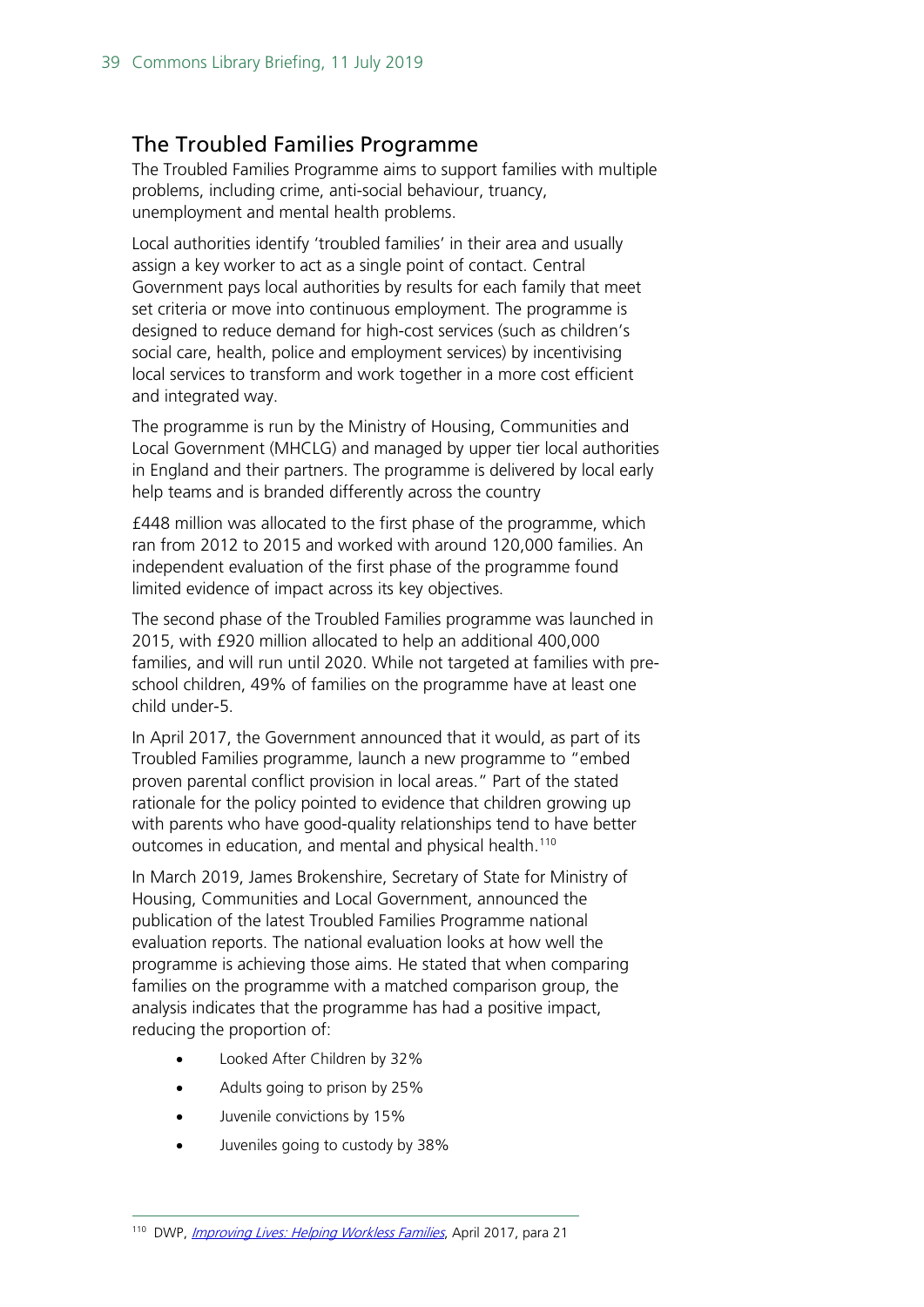## The Troubled Families Programme

The Troubled Families Programme aims to support families with multiple problems, including crime, anti-social behaviour, truancy, unemployment and mental health problems.

Local authorities identify 'troubled families' in their area and usually assign a key worker to act as a single point of contact. Central Government pays local authorities by results for each family that meet set criteria or move into continuous employment. The programme is designed to reduce demand for high-cost services (such as children's social care, health, police and employment services) by incentivising local services to transform and work together in a more cost efficient and integrated way.

The programme is run by the Ministry of Housing, Communities and Local Government (MHCLG) and managed by upper tier local authorities in England and their partners. The programme is delivered by local early help teams and is branded differently across the country

£448 million was allocated to the first phase of the programme, which ran from 2012 to 2015 and worked with around 120,000 families. An independent evaluation of the first phase of the programme found limited evidence of impact across its key objectives.

The second phase of the Troubled Families programme was launched in 2015, with £920 million allocated to help an additional 400,000 families, and will run until 2020. While not targeted at families with pre-school children, 49% of families on the programme have at least one child under-5.

In April 2017, the Government announced that it would, as part of its Troubled Families programme, launch a new programme to "embed proven parental conflict provision in local areas." Part of the stated rationale for the policy pointed to evidence that children growing up with parents who have good-quality relationships tend to have better outcomes in education, and mental and physical health.[110]

In March 2019, James Brokenshire, Secretary of State for Ministry of Housing, Communities and Local Government, announced the publication of the latest Troubled Families Programme national evaluation reports. The national evaluation looks at how well the programme is achieving those aims. He stated that when comparing families on the programme with a matched comparison group, the analysis indicates that the programme has had a positive impact, reducing the proportion of:

- Looked After Children by 32%
- Adults going to prison by 25%
- Juvenile convictions by 15%
- Juveniles going to custody by 38%

---

[110] DWP, *Improving Lives: Helping Workless Families*, April 2017, para 21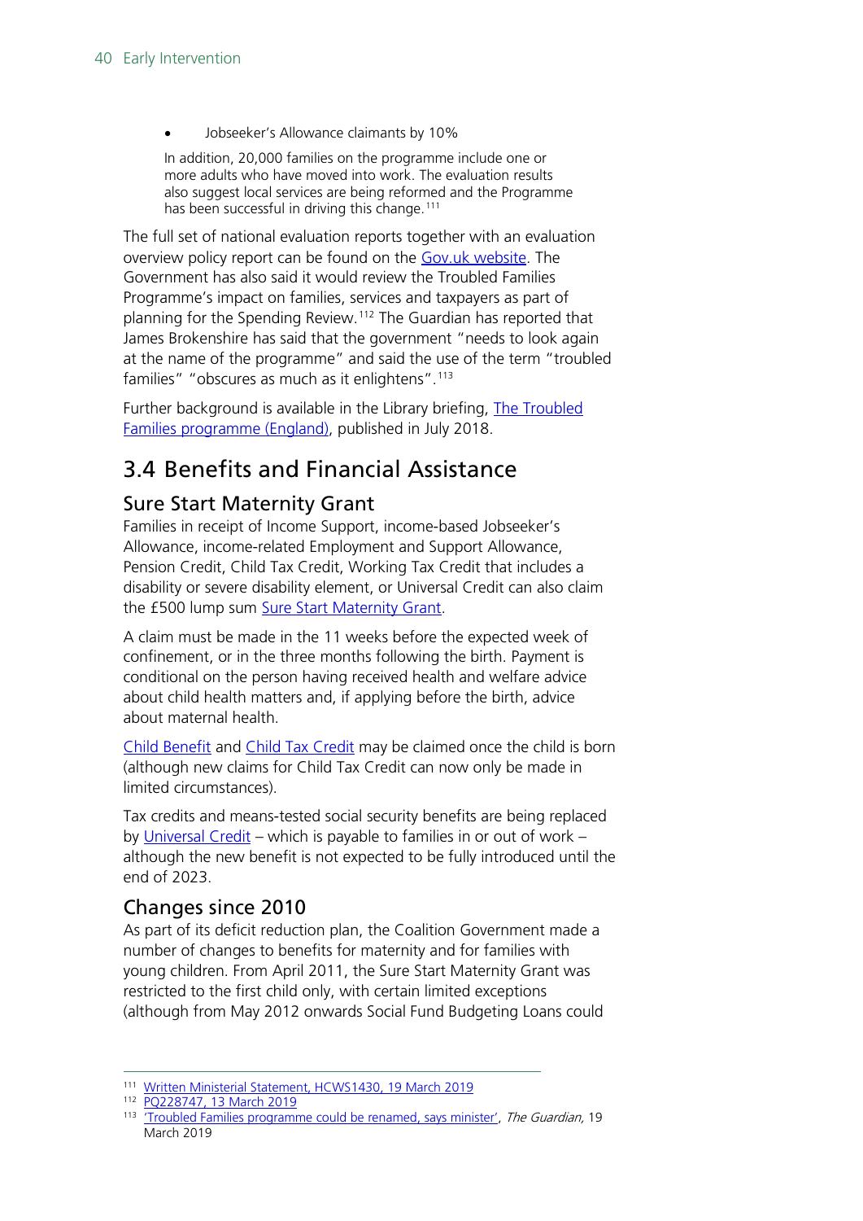- Jobseeker's Allowance claimants by 10%

In addition, 20,000 families on the programme include one or more adults who have moved into work. The evaluation results also suggest local services are being reformed and the Programme has been successful in driving this change.[111]

The full set of national evaluation reports together with an evaluation overview policy report can be found on the Gov.uk website. The Government has also said it would review the Troubled Families Programme's impact on families, services and taxpayers as part of planning for the Spending Review.[112] The Guardian has reported that James Brokenshire has said that the government "needs to look again at the name of the programme" and said the use of the term "troubled families" "obscures as much as it enlightens".[113]

Further background is available in the Library briefing, The Troubled Families programme (England), published in July 2018.

## 3.4 Benefits and Financial Assistance

### Sure Start Maternity Grant

Families in receipt of Income Support, income-based Jobseeker's Allowance, income-related Employment and Support Allowance, Pension Credit, Child Tax Credit, Working Tax Credit that includes a disability or severe disability element, or Universal Credit can also claim the £500 lump sum Sure Start Maternity Grant.

A claim must be made in the 11 weeks before the expected week of confinement, or in the three months following the birth. Payment is conditional on the person having received health and welfare advice about child health matters and, if applying before the birth, advice about maternal health.

Child Benefit and Child Tax Credit may be claimed once the child is born (although new claims for Child Tax Credit can now only be made in limited circumstances).

Tax credits and means-tested social security benefits are being replaced by Universal Credit – which is payable to families in or out of work – although the new benefit is not expected to be fully introduced until the end of 2023.

### Changes since 2010

As part of its deficit reduction plan, the Coalition Government made a number of changes to benefits for maternity and for families with young children. From April 2011, the Sure Start Maternity Grant was restricted to the first child only, with certain limited exceptions (although from May 2012 onwards Social Fund Budgeting Loans could

---

[111] Written Ministerial Statement, HCWS1430, 19 March 2019

[112] PQ228747, 13 March 2019

[113] 'Troubled Families programme could be renamed, says minister', *The Guardian,* 19 March 2019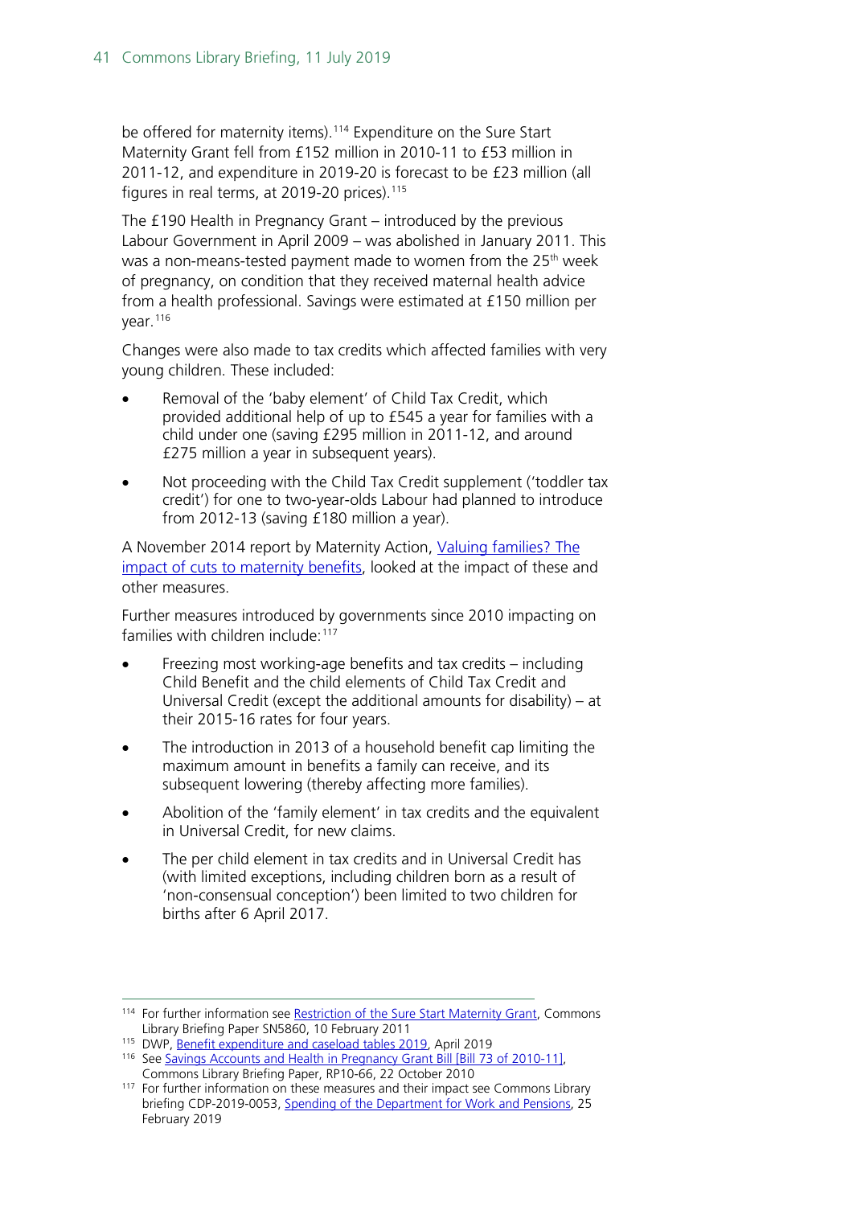be offered for maternity items).[114] Expenditure on the Sure Start Maternity Grant fell from £152 million in 2010-11 to £53 million in 2011-12, and expenditure in 2019-20 is forecast to be £23 million (all figures in real terms, at 2019-20 prices).[115]

The £190 Health in Pregnancy Grant – introduced by the previous Labour Government in April 2009 – was abolished in January 2011. This was a non-means-tested payment made to women from the 25th week of pregnancy, on condition that they received maternal health advice from a health professional. Savings were estimated at £150 million per year.[116]

Changes were also made to tax credits which affected families with very young children. These included:

- Removal of the 'baby element' of Child Tax Credit, which provided additional help of up to £545 a year for families with a child under one (saving £295 million in 2011-12, and around £275 million a year in subsequent years).
- Not proceeding with the Child Tax Credit supplement ('toddler tax credit') for one to two-year-olds Labour had planned to introduce from 2012-13 (saving £180 million a year).

A November 2014 report by Maternity Action, Valuing families? The impact of cuts to maternity benefits, looked at the impact of these and other measures.

Further measures introduced by governments since 2010 impacting on families with children include:[117]

- Freezing most working-age benefits and tax credits – including Child Benefit and the child elements of Child Tax Credit and Universal Credit (except the additional amounts for disability) – at their 2015-16 rates for four years.
- The introduction in 2013 of a household benefit cap limiting the maximum amount in benefits a family can receive, and its subsequent lowering (thereby affecting more families).
- Abolition of the 'family element' in tax credits and the equivalent in Universal Credit, for new claims.
- The per child element in tax credits and in Universal Credit has (with limited exceptions, including children born as a result of 'non-consensual conception') been limited to two children for births after 6 April 2017.

---

[114] For further information see Restriction of the Sure Start Maternity Grant, Commons Library Briefing Paper SN5860, 10 February 2011

[115] DWP, Benefit expenditure and caseload tables 2019, April 2019

[116] See Savings Accounts and Health in Pregnancy Grant Bill [Bill 73 of 2010-11], Commons Library Briefing Paper, RP10-66, 22 October 2010

[117] For further information on these measures and their impact see Commons Library briefing CDP-2019-0053, Spending of the Department for Work and Pensions, 25 February 2019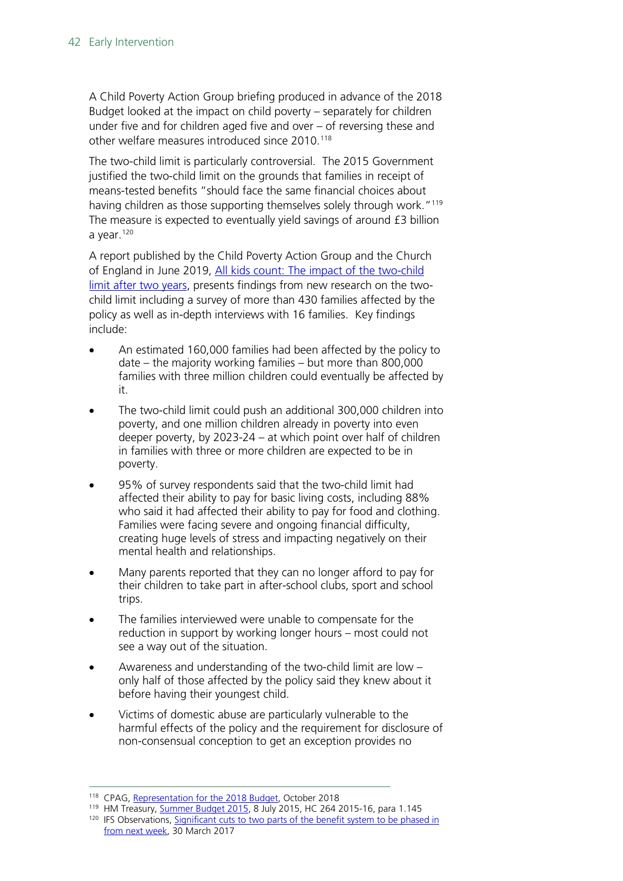A Child Poverty Action Group briefing produced in advance of the 2018 Budget looked at the impact on child poverty – separately for children under five and for children aged five and over – of reversing these and other welfare measures introduced since 2010.[118]

The two-child limit is particularly controversial. The 2015 Government justified the two-child limit on the grounds that families in receipt of means-tested benefits "should face the same financial choices about having children as those supporting themselves solely through work."[119] The measure is expected to eventually yield savings of around £3 billion a year.[120]

A report published by the Child Poverty Action Group and the Church of England in June 2019, All kids count: The impact of the two-child limit after two years, presents findings from new research on the two-child limit including a survey of more than 430 families affected by the policy as well as in-depth interviews with 16 families. Key findings include:

- An estimated 160,000 families had been affected by the policy to date – the majority working families – but more than 800,000 families with three million children could eventually be affected by it.
- The two-child limit could push an additional 300,000 children into poverty, and one million children already in poverty into even deeper poverty, by 2023-24 – at which point over half of children in families with three or more children are expected to be in poverty.
- 95% of survey respondents said that the two-child limit had affected their ability to pay for basic living costs, including 88% who said it had affected their ability to pay for food and clothing. Families were facing severe and ongoing financial difficulty, creating huge levels of stress and impacting negatively on their mental health and relationships.
- Many parents reported that they can no longer afford to pay for their children to take part in after-school clubs, sport and school trips.
- The families interviewed were unable to compensate for the reduction in support by working longer hours – most could not see a way out of the situation.
- Awareness and understanding of the two-child limit are low – only half of those affected by the policy said they knew about it before having their youngest child.
- Victims of domestic abuse are particularly vulnerable to the harmful effects of the policy and the requirement for disclosure of non-consensual conception to get an exception provides no

---

[118] CPAG, Representation for the 2018 Budget, October 2018

[119] HM Treasury, Summer Budget 2015, 8 July 2015, HC 264 2015-16, para 1.145

[120] IFS Observations, Significant cuts to two parts of the benefit system to be phased in from next week, 30 March 2017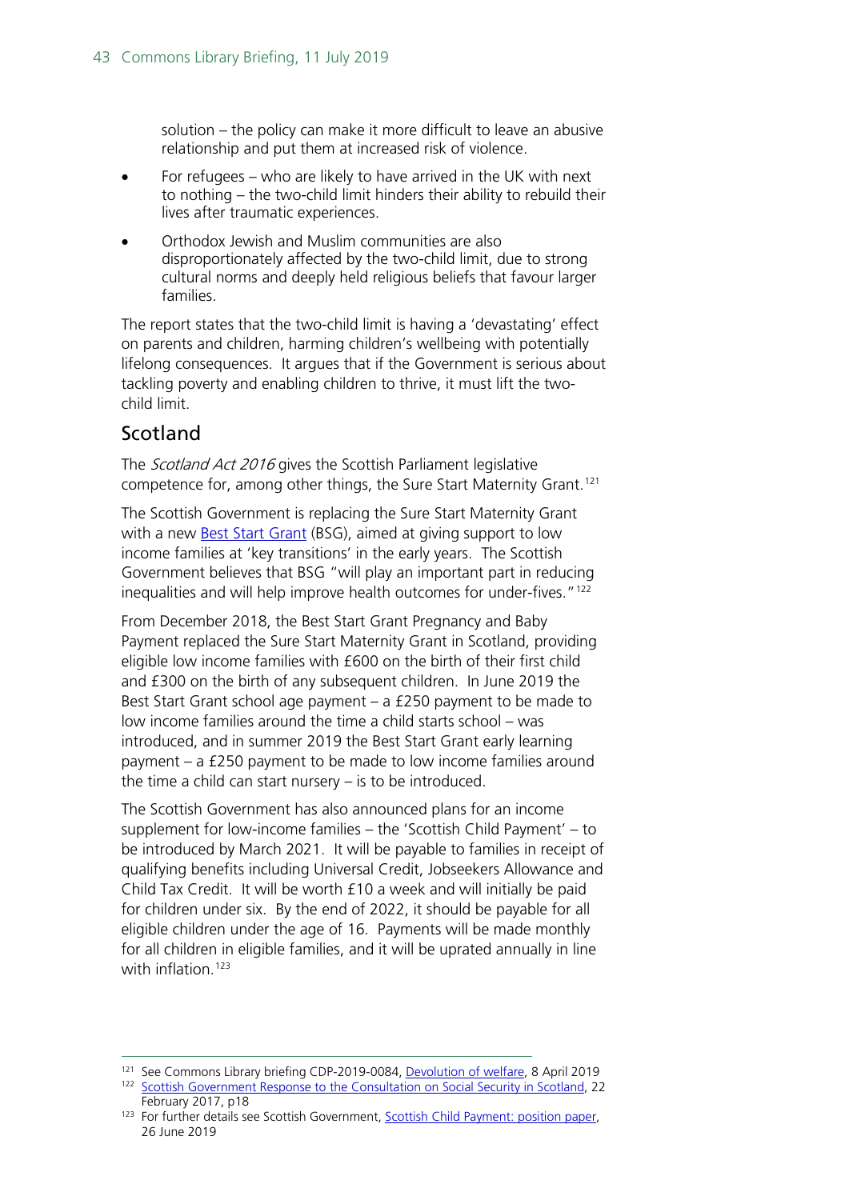solution – the policy can make it more difficult to leave an abusive relationship and put them at increased risk of violence.

- For refugees – who are likely to have arrived in the UK with next to nothing – the two-child limit hinders their ability to rebuild their lives after traumatic experiences.
- Orthodox Jewish and Muslim communities are also disproportionately affected by the two-child limit, due to strong cultural norms and deeply held religious beliefs that favour larger families.

The report states that the two-child limit is having a 'devastating' effect on parents and children, harming children's wellbeing with potentially lifelong consequences. It argues that if the Government is serious about tackling poverty and enabling children to thrive, it must lift the two-child limit.

## Scotland

The *Scotland Act 2016* gives the Scottish Parliament legislative competence for, among other things, the Sure Start Maternity Grant.[121]

The Scottish Government is replacing the Sure Start Maternity Grant with a new Best Start Grant (BSG), aimed at giving support to low income families at 'key transitions' in the early years. The Scottish Government believes that BSG "will play an important part in reducing inequalities and will help improve health outcomes for under-fives."[122]

From December 2018, the Best Start Grant Pregnancy and Baby Payment replaced the Sure Start Maternity Grant in Scotland, providing eligible low income families with £600 on the birth of their first child and £300 on the birth of any subsequent children. In June 2019 the Best Start Grant school age payment – a £250 payment to be made to low income families around the time a child starts school – was introduced, and in summer 2019 the Best Start Grant early learning payment – a £250 payment to be made to low income families around the time a child can start nursery – is to be introduced.

The Scottish Government has also announced plans for an income supplement for low-income families – the 'Scottish Child Payment' – to be introduced by March 2021. It will be payable to families in receipt of qualifying benefits including Universal Credit, Jobseekers Allowance and Child Tax Credit. It will be worth £10 a week and will initially be paid for children under six. By the end of 2022, it should be payable for all eligible children under the age of 16. Payments will be made monthly for all children in eligible families, and it will be uprated annually in line with inflation.[123]

---

[121] See Commons Library briefing CDP-2019-0084, Devolution of welfare, 8 April 2019

[122] Scottish Government Response to the Consultation on Social Security in Scotland, 22 February 2017, p18

[123] For further details see Scottish Government, Scottish Child Payment: position paper, 26 June 2019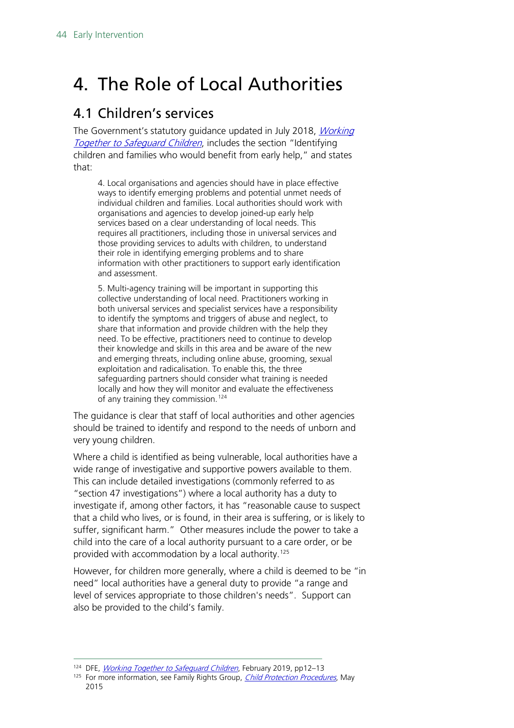# 4. The Role of Local Authorities

## 4.1 Children's services

The Government's statutory guidance updated in July 2018, *Working Together to Safeguard Children*, includes the section "Identifying children and families who would benefit from early help," and states that:

> 4. Local organisations and agencies should have in place effective ways to identify emerging problems and potential unmet needs of individual children and families. Local authorities should work with organisations and agencies to develop joined-up early help services based on a clear understanding of local needs. This requires all practitioners, including those in universal services and those providing services to adults with children, to understand their role in identifying emerging problems and to share information with other practitioners to support early identification and assessment.
>
> 5. Multi-agency training will be important in supporting this collective understanding of local need. Practitioners working in both universal services and specialist services have a responsibility to identify the symptoms and triggers of abuse and neglect, to share that information and provide children with the help they need. To be effective, practitioners need to continue to develop their knowledge and skills in this area and be aware of the new and emerging threats, including online abuse, grooming, sexual exploitation and radicalisation. To enable this, the three safeguarding partners should consider what training is needed locally and how they will monitor and evaluate the effectiveness of any training they commission.[124]

The guidance is clear that staff of local authorities and other agencies should be trained to identify and respond to the needs of unborn and very young children.

Where a child is identified as being vulnerable, local authorities have a wide range of investigative and supportive powers available to them. This can include detailed investigations (commonly referred to as "section 47 investigations") where a local authority has a duty to investigate if, among other factors, it has "reasonable cause to suspect that a child who lives, or is found, in their area is suffering, or is likely to suffer, significant harm." Other measures include the power to take a child into the care of a local authority pursuant to a care order, or be provided with accommodation by a local authority.[125]

However, for children more generally, where a child is deemed to be "in need" local authorities have a general duty to provide "a range and level of services appropriate to those children's needs". Support can also be provided to the child's family.

---

[124] DFE, *Working Together to Safeguard Children*, February 2019, pp12–13

[125] For more information, see Family Rights Group, *Child Protection Procedures*, May 2015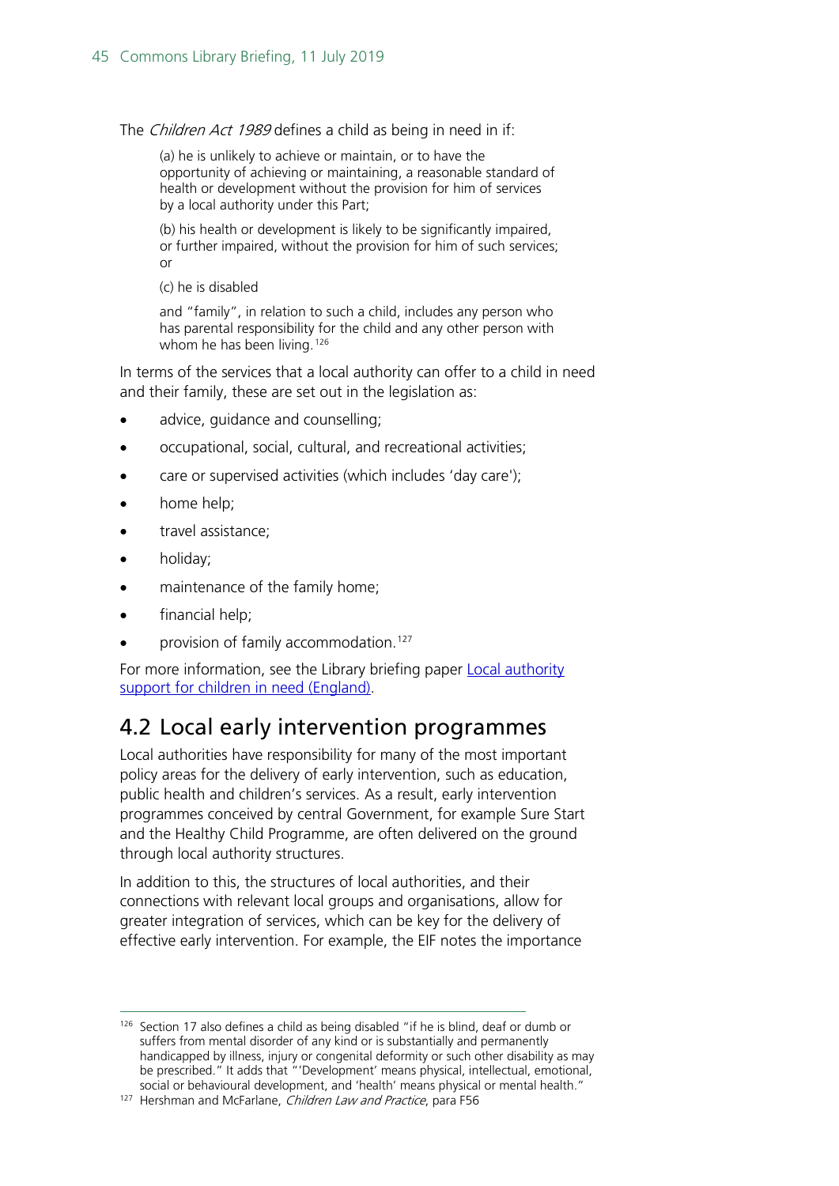The *Children Act 1989* defines a child as being in need in if:

> (a) he is unlikely to achieve or maintain, or to have the opportunity of achieving or maintaining, a reasonable standard of health or development without the provision for him of services by a local authority under this Part;
>
> (b) his health or development is likely to be significantly impaired, or further impaired, without the provision for him of such services; or
>
> (c) he is disabled
>
> and "family", in relation to such a child, includes any person who has parental responsibility for the child and any other person with whom he has been living.[126]

In terms of the services that a local authority can offer to a child in need and their family, these are set out in the legislation as:

- advice, guidance and counselling;
- occupational, social, cultural, and recreational activities;
- care or supervised activities (which includes 'day care');
- home help;
- travel assistance;
- holiday;
- maintenance of the family home;
- financial help;
- provision of family accommodation.[127]

For more information, see the Library briefing paper Local authority support for children in need (England).

## 4.2 Local early intervention programmes

Local authorities have responsibility for many of the most important policy areas for the delivery of early intervention, such as education, public health and children's services. As a result, early intervention programmes conceived by central Government, for example Sure Start and the Healthy Child Programme, are often delivered on the ground through local authority structures.

In addition to this, the structures of local authorities, and their connections with relevant local groups and organisations, allow for greater integration of services, which can be key for the delivery of effective early intervention. For example, the EIF notes the importance

---

[126] Section 17 also defines a child as being disabled "if he is blind, deaf or dumb or suffers from mental disorder of any kind or is substantially and permanently handicapped by illness, injury or congenital deformity or such other disability as may be prescribed." It adds that "'Development' means physical, intellectual, emotional, social or behavioural development, and 'health' means physical or mental health."

[127] Hershman and McFarlane, *Children Law and Practice*, para F56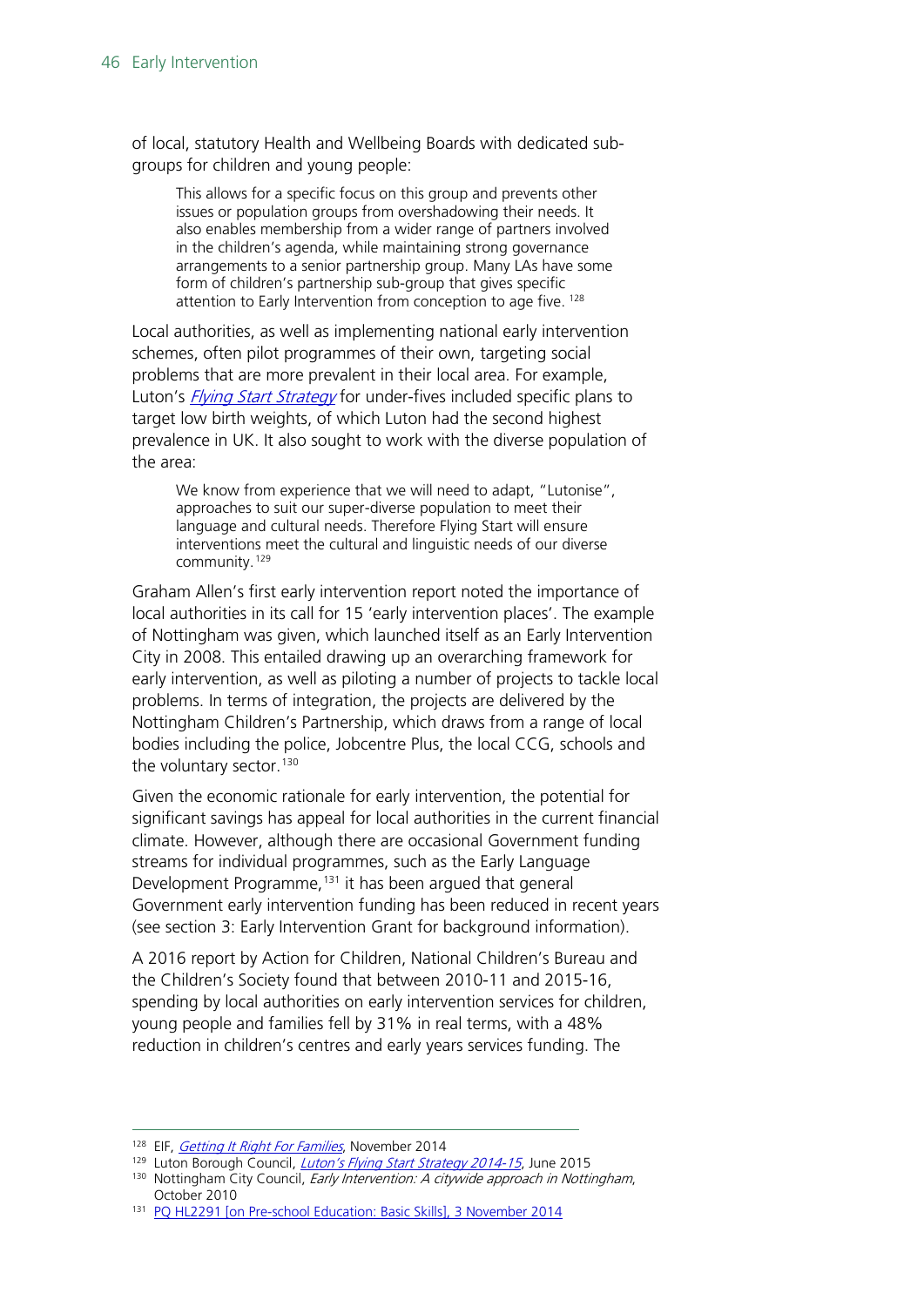of local, statutory Health and Wellbeing Boards with dedicated sub-groups for children and young people:

> This allows for a specific focus on this group and prevents other issues or population groups from overshadowing their needs. It also enables membership from a wider range of partners involved in the children's agenda, while maintaining strong governance arrangements to a senior partnership group. Many LAs have some form of children's partnership sub-group that gives specific attention to Early Intervention from conception to age five. [128]

Local authorities, as well as implementing national early intervention schemes, often pilot programmes of their own, targeting social problems that are more prevalent in their local area. For example, Luton's *Flying Start Strategy* for under-fives included specific plans to target low birth weights, of which Luton had the second highest prevalence in UK. It also sought to work with the diverse population of the area:

> We know from experience that we will need to adapt, "Lutonise", approaches to suit our super-diverse population to meet their language and cultural needs. Therefore Flying Start will ensure interventions meet the cultural and linguistic needs of our diverse community. [129]

Graham Allen's first early intervention report noted the importance of local authorities in its call for 15 'early intervention places'. The example of Nottingham was given, which launched itself as an Early Intervention City in 2008. This entailed drawing up an overarching framework for early intervention, as well as piloting a number of projects to tackle local problems. In terms of integration, the projects are delivered by the Nottingham Children's Partnership, which draws from a range of local bodies including the police, Jobcentre Plus, the local CCG, schools and the voluntary sector. [130]

Given the economic rationale for early intervention, the potential for significant savings has appeal for local authorities in the current financial climate. However, although there are occasional Government funding streams for individual programmes, such as the Early Language Development Programme, [131] it has been argued that general Government early intervention funding has been reduced in recent years (see section 3: Early Intervention Grant for background information).

A 2016 report by Action for Children, National Children's Bureau and the Children's Society found that between 2010-11 and 2015-16, spending by local authorities on early intervention services for children, young people and families fell by 31% in real terms, with a 48% reduction in children's centres and early years services funding. The

---

[128] EIF, *Getting It Right For Families*, November 2014

[129] Luton Borough Council, *Luton's Flying Start Strategy 2014-15*, June 2015

[130] Nottingham City Council, *Early Intervention: A citywide approach in Nottingham*, October 2010

[131] PQ HL2291 [on Pre-school Education: Basic Skills], 3 November 2014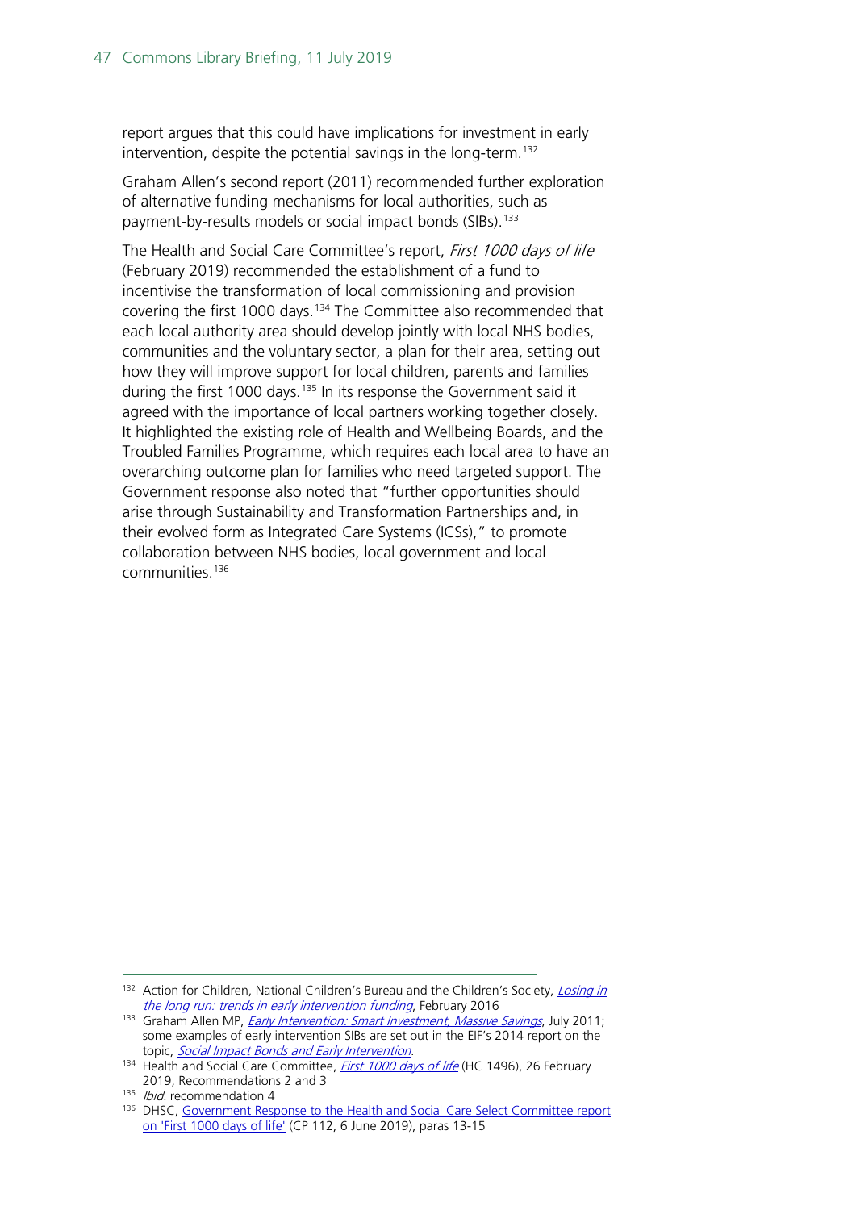report argues that this could have implications for investment in early intervention, despite the potential savings in the long-term.[132]

Graham Allen's second report (2011) recommended further exploration of alternative funding mechanisms for local authorities, such as payment-by-results models or social impact bonds (SIBs).[133]

The Health and Social Care Committee's report, *First 1000 days of life* (February 2019) recommended the establishment of a fund to incentivise the transformation of local commissioning and provision covering the first 1000 days.[134] The Committee also recommended that each local authority area should develop jointly with local NHS bodies, communities and the voluntary sector, a plan for their area, setting out how they will improve support for local children, parents and families during the first 1000 days.[135] In its response the Government said it agreed with the importance of local partners working together closely. It highlighted the existing role of Health and Wellbeing Boards, and the Troubled Families Programme, which requires each local area to have an overarching outcome plan for families who need targeted support. The Government response also noted that "further opportunities should arise through Sustainability and Transformation Partnerships and, in their evolved form as Integrated Care Systems (ICSs)," to promote collaboration between NHS bodies, local government and local communities.[136]

---

[132] Action for Children, National Children's Bureau and the Children's Society, *Losing in the long run: trends in early intervention funding*, February 2016

[133] Graham Allen MP, *Early Intervention: Smart Investment, Massive Savings*, July 2011; some examples of early intervention SIBs are set out in the EIF's 2014 report on the topic, *Social Impact Bonds and Early Intervention*.

[134] Health and Social Care Committee, *First 1000 days of life* (HC 1496), 26 February 2019, Recommendations 2 and 3

[135] *Ibid.* recommendation 4

[136] DHSC, Government Response to the Health and Social Care Select Committee report on 'First 1000 days of life' (CP 112, 6 June 2019), paras 13-15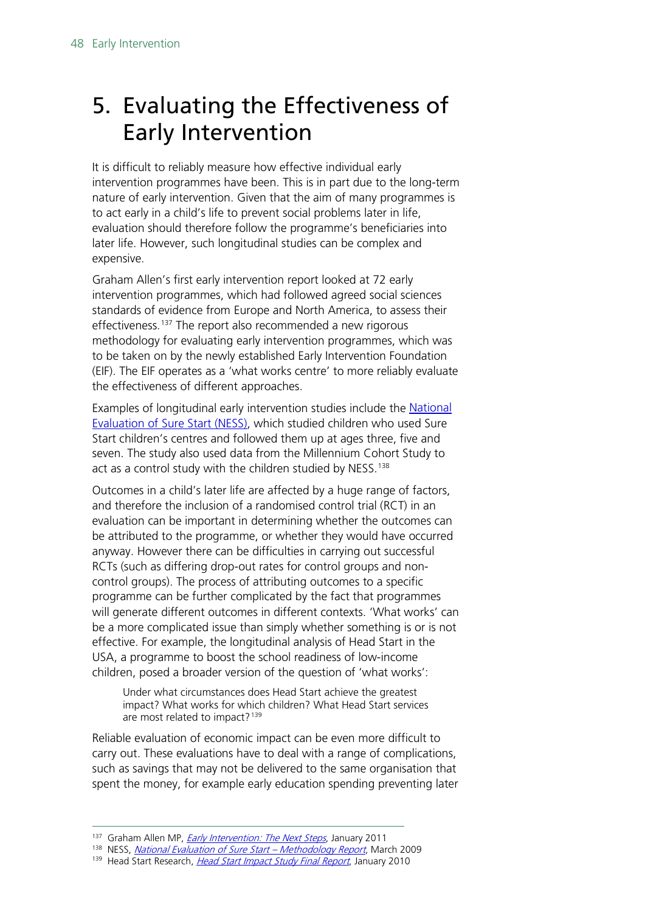# 5. Evaluating the Effectiveness of Early Intervention

It is difficult to reliably measure how effective individual early intervention programmes have been. This is in part due to the long-term nature of early intervention. Given that the aim of many programmes is to act early in a child's life to prevent social problems later in life, evaluation should therefore follow the programme's beneficiaries into later life. However, such longitudinal studies can be complex and expensive.

Graham Allen's first early intervention report looked at 72 early intervention programmes, which had followed agreed social sciences standards of evidence from Europe and North America, to assess their effectiveness.[137] The report also recommended a new rigorous methodology for evaluating early intervention programmes, which was to be taken on by the newly established Early Intervention Foundation (EIF). The EIF operates as a 'what works centre' to more reliably evaluate the effectiveness of different approaches.

Examples of longitudinal early intervention studies include the National Evaluation of Sure Start (NESS), which studied children who used Sure Start children's centres and followed them up at ages three, five and seven. The study also used data from the Millennium Cohort Study to act as a control study with the children studied by NESS.[138]

Outcomes in a child's later life are affected by a huge range of factors, and therefore the inclusion of a randomised control trial (RCT) in an evaluation can be important in determining whether the outcomes can be attributed to the programme, or whether they would have occurred anyway. However there can be difficulties in carrying out successful RCTs (such as differing drop-out rates for control groups and non-control groups). The process of attributing outcomes to a specific programme can be further complicated by the fact that programmes will generate different outcomes in different contexts. 'What works' can be a more complicated issue than simply whether something is or is not effective. For example, the longitudinal analysis of Head Start in the USA, a programme to boost the school readiness of low-income children, posed a broader version of the question of 'what works':

> Under what circumstances does Head Start achieve the greatest impact? What works for which children? What Head Start services are most related to impact?[139]

Reliable evaluation of economic impact can be even more difficult to carry out. These evaluations have to deal with a range of complications, such as savings that may not be delivered to the same organisation that spent the money, for example early education spending preventing later

---

[137] Graham Allen MP, *Early Intervention: The Next Steps*, January 2011

[138] NESS, *National Evaluation of Sure Start – Methodology Report*, March 2009

[139] Head Start Research, *Head Start Impact Study Final Report*, January 2010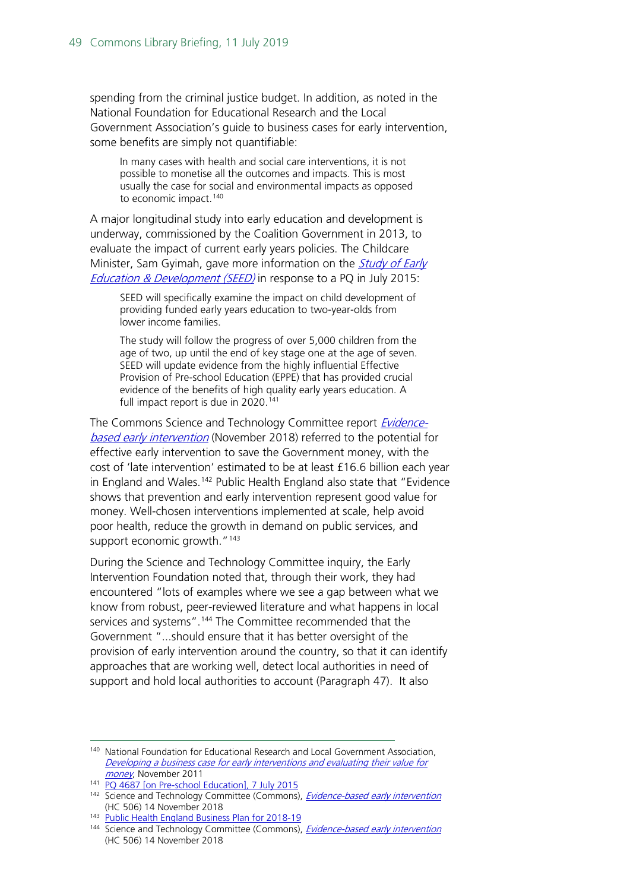spending from the criminal justice budget. In addition, as noted in the National Foundation for Educational Research and the Local Government Association's guide to business cases for early intervention, some benefits are simply not quantifiable:

> In many cases with health and social care interventions, it is not possible to monetise all the outcomes and impacts. This is most usually the case for social and environmental impacts as opposed to economic impact.[140]

A major longitudinal study into early education and development is underway, commissioned by the Coalition Government in 2013, to evaluate the impact of current early years policies. The Childcare Minister, Sam Gyimah, gave more information on the *Study of Early Education & Development (SEED)* in response to a PQ in July 2015:

> SEED will specifically examine the impact on child development of providing funded early years education to two-year-olds from lower income families.
>
> The study will follow the progress of over 5,000 children from the age of two, up until the end of key stage one at the age of seven. SEED will update evidence from the highly influential Effective Provision of Pre-school Education (EPPE) that has provided crucial evidence of the benefits of high quality early years education. A full impact report is due in 2020.[141]

The Commons Science and Technology Committee report *Evidence-based early intervention* (November 2018) referred to the potential for effective early intervention to save the Government money, with the cost of 'late intervention' estimated to be at least £16.6 billion each year in England and Wales.[142] Public Health England also state that "Evidence shows that prevention and early intervention represent good value for money. Well-chosen interventions implemented at scale, help avoid poor health, reduce the growth in demand on public services, and support economic growth."[143]

During the Science and Technology Committee inquiry, the Early Intervention Foundation noted that, through their work, they had encountered "lots of examples where we see a gap between what we know from robust, peer-reviewed literature and what happens in local services and systems".[144] The Committee recommended that the Government "...should ensure that it has better oversight of the provision of early intervention around the country, so that it can identify approaches that are working well, detect local authorities in need of support and hold local authorities to account (Paragraph 47). It also

---

[140] National Foundation for Educational Research and Local Government Association, *Developing a business case for early interventions and evaluating their value for money*, November 2011

[141] PQ 4687 [on Pre-school Education], 7 July 2015

[142] Science and Technology Committee (Commons), *Evidence-based early intervention* (HC 506) 14 November 2018

[143] Public Health England Business Plan for 2018-19

[144] Science and Technology Committee (Commons), *Evidence-based early intervention* (HC 506) 14 November 2018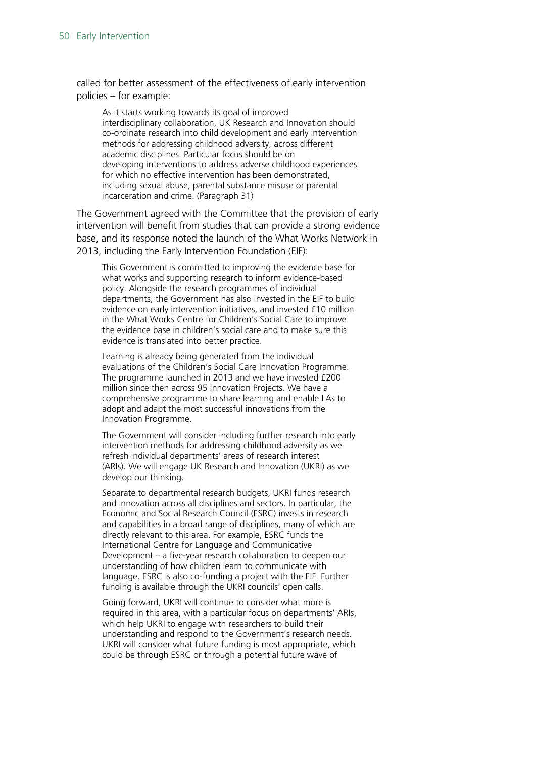called for better assessment of the effectiveness of early intervention policies – for example:

> As it starts working towards its goal of improved interdisciplinary collaboration, UK Research and Innovation should co-ordinate research into child development and early intervention methods for addressing childhood adversity, across different academic disciplines. Particular focus should be on developing interventions to address adverse childhood experiences for which no effective intervention has been demonstrated, including sexual abuse, parental substance misuse or parental incarceration and crime. (Paragraph 31)

The Government agreed with the Committee that the provision of early intervention will benefit from studies that can provide a strong evidence base, and its response noted the launch of the What Works Network in 2013, including the Early Intervention Foundation (EIF):

> This Government is committed to improving the evidence base for what works and supporting research to inform evidence-based policy. Alongside the research programmes of individual departments, the Government has also invested in the EIF to build evidence on early intervention initiatives, and invested £10 million in the What Works Centre for Children's Social Care to improve the evidence base in children's social care and to make sure this evidence is translated into better practice.
>
> Learning is already being generated from the individual evaluations of the Children's Social Care Innovation Programme. The programme launched in 2013 and we have invested £200 million since then across 95 Innovation Projects. We have a comprehensive programme to share learning and enable LAs to adopt and adapt the most successful innovations from the Innovation Programme.
>
> The Government will consider including further research into early intervention methods for addressing childhood adversity as we refresh individual departments' areas of research interest (ARIs). We will engage UK Research and Innovation (UKRI) as we develop our thinking.
>
> Separate to departmental research budgets, UKRI funds research and innovation across all disciplines and sectors. In particular, the Economic and Social Research Council (ESRC) invests in research and capabilities in a broad range of disciplines, many of which are directly relevant to this area. For example, ESRC funds the International Centre for Language and Communicative Development – a five-year research collaboration to deepen our understanding of how children learn to communicate with language. ESRC is also co-funding a project with the EIF. Further funding is available through the UKRI councils' open calls.
>
> Going forward, UKRI will continue to consider what more is required in this area, with a particular focus on departments' ARIs, which help UKRI to engage with researchers to build their understanding and respond to the Government's research needs. UKRI will consider what future funding is most appropriate, which could be through ESRC or through a potential future wave of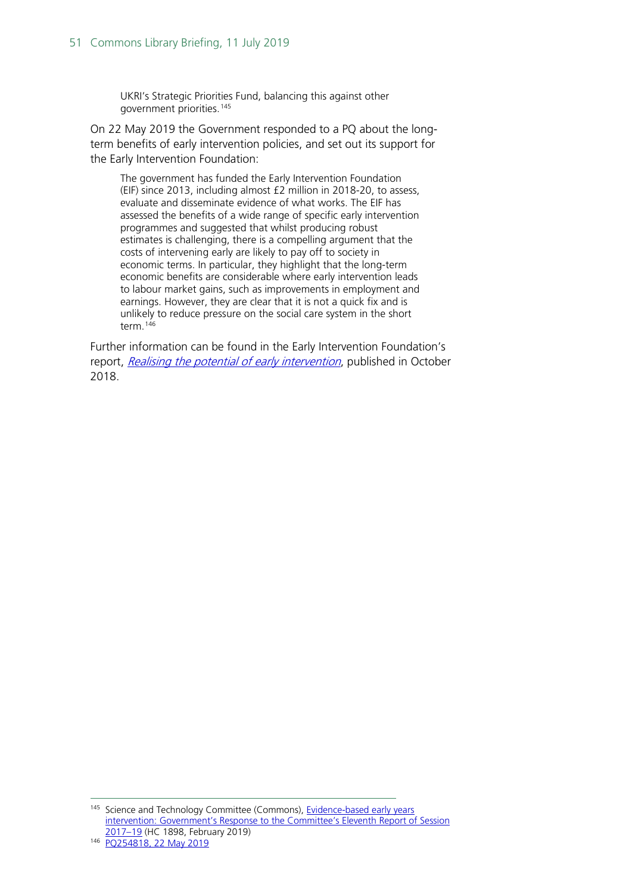> UKRI's Strategic Priorities Fund, balancing this against other government priorities.[145]

On 22 May 2019 the Government responded to a PQ about the long-term benefits of early intervention policies, and set out its support for the Early Intervention Foundation:

> The government has funded the Early Intervention Foundation (EIF) since 2013, including almost £2 million in 2018-20, to assess, evaluate and disseminate evidence of what works. The EIF has assessed the benefits of a wide range of specific early intervention programmes and suggested that whilst producing robust estimates is challenging, there is a compelling argument that the costs of intervening early are likely to pay off to society in economic terms. In particular, they highlight that the long-term economic benefits are considerable where early intervention leads to labour market gains, such as improvements in employment and earnings. However, they are clear that it is not a quick fix and is unlikely to reduce pressure on the social care system in the short term.[146]

Further information can be found in the Early Intervention Foundation's report, *Realising the potential of early intervention*, published in October 2018.

---

[145] Science and Technology Committee (Commons), Evidence-based early years intervention: Government's Response to the Committee's Eleventh Report of Session 2017–19 (HC 1898, February 2019)

[146] PQ254818, 22 May 2019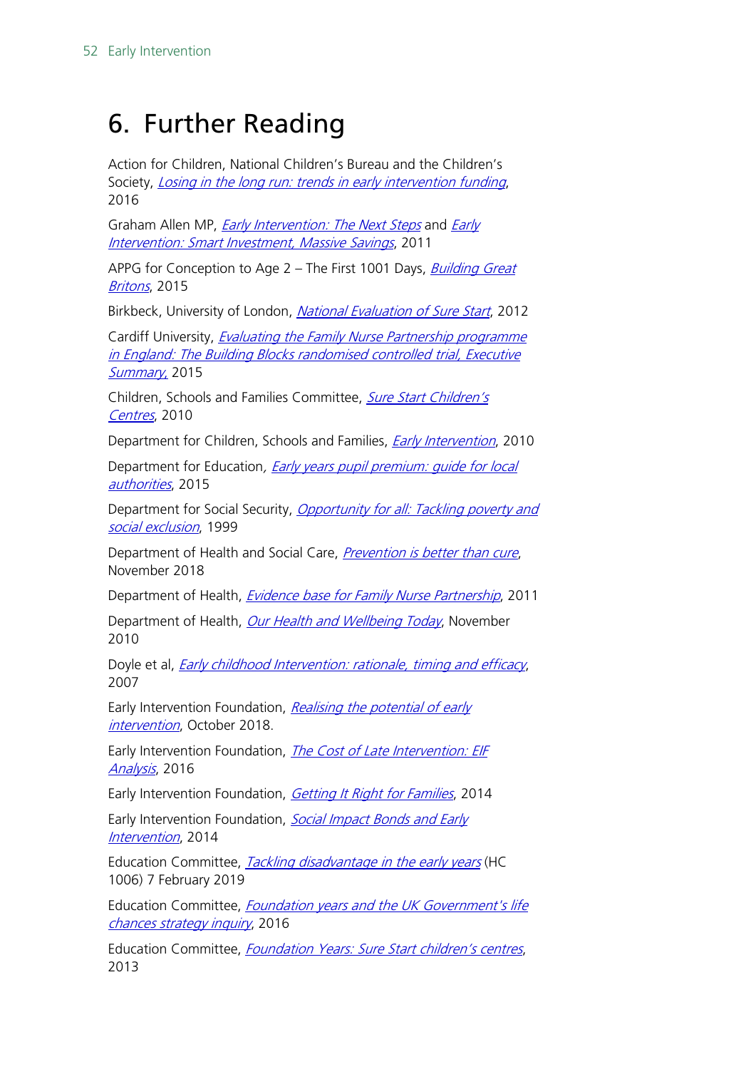# 6. Further Reading

Action for Children, National Children's Bureau and the Children's Society, *Losing in the long run: trends in early intervention funding*, 2016

Graham Allen MP, *Early Intervention: The Next Steps* and *Early Intervention: Smart Investment, Massive Savings*, 2011

APPG for Conception to Age 2 – The First 1001 Days, *Building Great Britons*, 2015

Birkbeck, University of London, *National Evaluation of Sure Start*, 2012

Cardiff University, *Evaluating the Family Nurse Partnership programme in England: The Building Blocks randomised controlled trial, Executive Summary*, 2015

Children, Schools and Families Committee, *Sure Start Children's Centres*, 2010

Department for Children, Schools and Families, *Early Intervention*, 2010

Department for Education, *Early years pupil premium: guide for local authorities*, 2015

Department for Social Security, *Opportunity for all: Tackling poverty and social exclusion*, 1999

Department of Health and Social Care, *Prevention is better than cure*, November 2018

Department of Health, *Evidence base for Family Nurse Partnership*, 2011

Department of Health, *Our Health and Wellbeing Today*, November 2010

Doyle et al, *Early childhood Intervention: rationale, timing and efficacy*, 2007

Early Intervention Foundation, *Realising the potential of early intervention*, October 2018.

Early Intervention Foundation, *The Cost of Late Intervention: EIF Analysis*, 2016

Early Intervention Foundation, *Getting It Right for Families*, 2014

Early Intervention Foundation, *Social Impact Bonds and Early Intervention*, 2014

Education Committee, *Tackling disadvantage in the early years* (HC 1006) 7 February 2019

Education Committee, *Foundation years and the UK Government's life chances strategy inquiry*, 2016

Education Committee, *Foundation Years: Sure Start children's centres*, 2013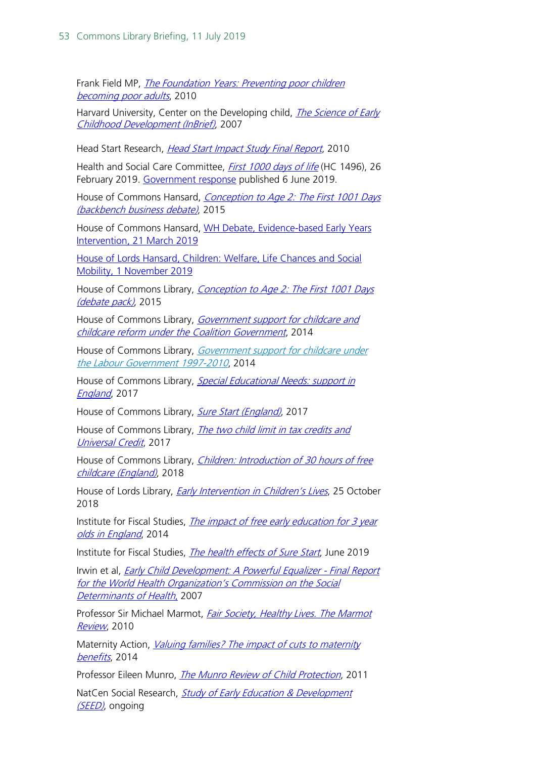Frank Field MP, *The Foundation Years: Preventing poor children becoming poor adults*, 2010

Harvard University, Center on the Developing child, *The Science of Early Childhood Development (InBrief)*, 2007

Head Start Research, *Head Start Impact Study Final Report*, 2010

Health and Social Care Committee, *First 1000 days of life* (HC 1496), 26 February 2019. Government response published 6 June 2019.

House of Commons Hansard, *Conception to Age 2: The First 1001 Days (backbench business debate)*, 2015

House of Commons Hansard, WH Debate, Evidence-based Early Years Intervention, 21 March 2019

House of Lords Hansard, Children: Welfare, Life Chances and Social Mobility, 1 November 2019

House of Commons Library, *Conception to Age 2: The First 1001 Days (debate pack)*, 2015

House of Commons Library, *Government support for childcare and childcare reform under the Coalition Government*, 2014

House of Commons Library, *Government support for childcare under the Labour Government 1997-2010*, 2014

House of Commons Library, *Special Educational Needs: support in England*, 2017

House of Commons Library, *Sure Start (England)*, 2017

House of Commons Library, *The two child limit in tax credits and Universal Credit*, 2017

House of Commons Library, *Children: Introduction of 30 hours of free childcare (England)*, 2018

House of Lords Library, *Early Intervention in Children's Lives*, 25 October 2018

Institute for Fiscal Studies, *The impact of free early education for 3 year olds in England*, 2014

Institute for Fiscal Studies, *The health effects of Sure Start*, June 2019

Irwin et al, *Early Child Development: A Powerful Equalizer - Final Report for the World Health Organization's Commission on the Social Determinants of Health*, 2007

Professor Sir Michael Marmot, *Fair Society, Healthy Lives. The Marmot Review*, 2010

Maternity Action, *Valuing families? The impact of cuts to maternity benefits*, 2014

Professor Eileen Munro, *The Munro Review of Child Protection*, 2011

NatCen Social Research, *Study of Early Education & Development (SEED)*, ongoing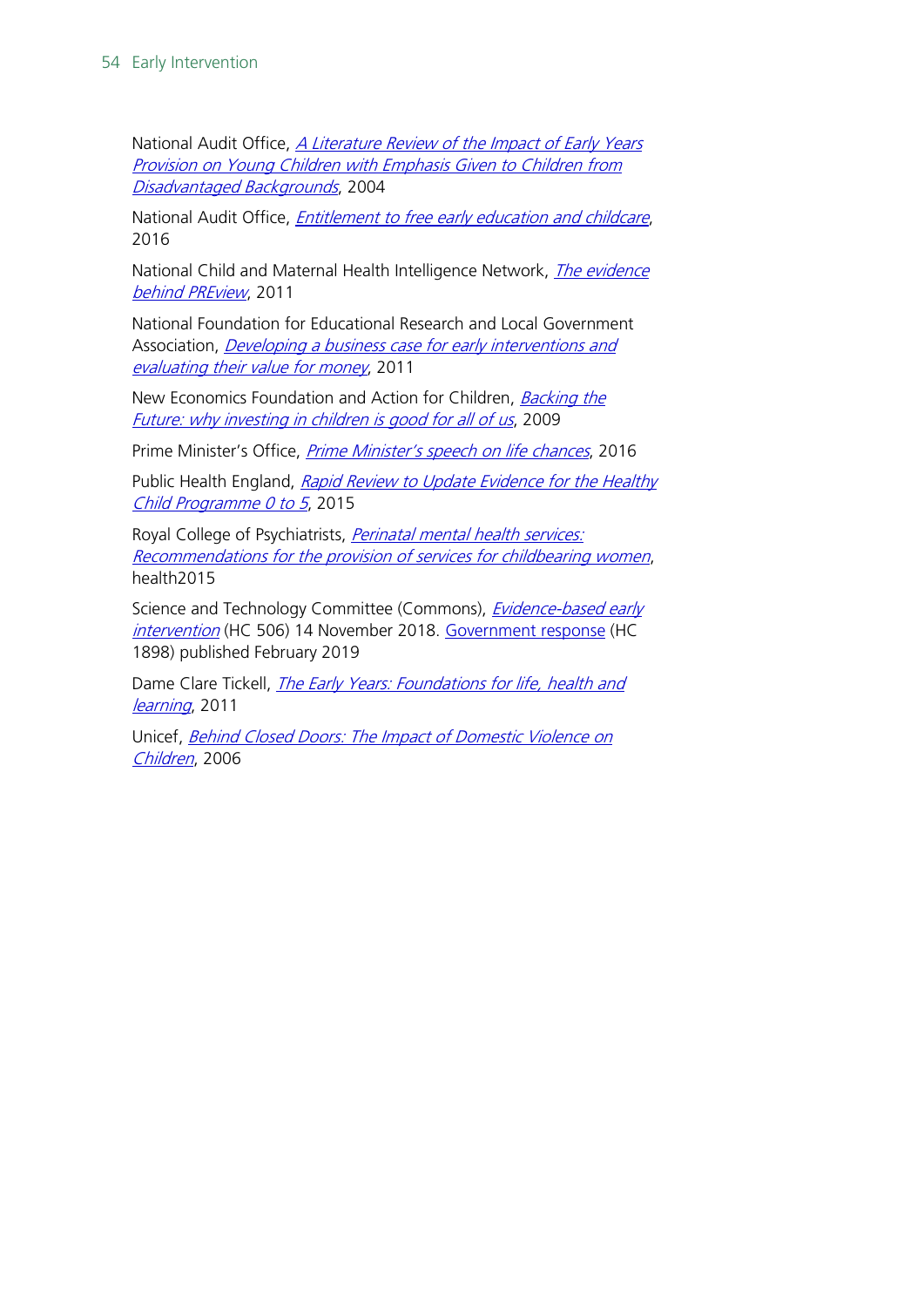National Audit Office, *A Literature Review of the Impact of Early Years Provision on Young Children with Emphasis Given to Children from Disadvantaged Backgrounds*, 2004

National Audit Office, *Entitlement to free early education and childcare*, 2016

National Child and Maternal Health Intelligence Network, *The evidence behind PREview*, 2011

National Foundation for Educational Research and Local Government Association, *Developing a business case for early interventions and evaluating their value for money*, 2011

New Economics Foundation and Action for Children, *Backing the Future: why investing in children is good for all of us*, 2009

Prime Minister's Office, *Prime Minister's speech on life chances*, 2016

Public Health England, *Rapid Review to Update Evidence for the Healthy Child Programme 0 to 5*, 2015

Royal College of Psychiatrists, *Perinatal mental health services: Recommendations for the provision of services for childbearing women*, health2015

Science and Technology Committee (Commons), *Evidence-based early intervention* (HC 506) 14 November 2018. Government response (HC 1898) published February 2019

Dame Clare Tickell, *The Early Years: Foundations for life, health and learning*, 2011

Unicef, *Behind Closed Doors: The Impact of Domestic Violence on Children*, 2006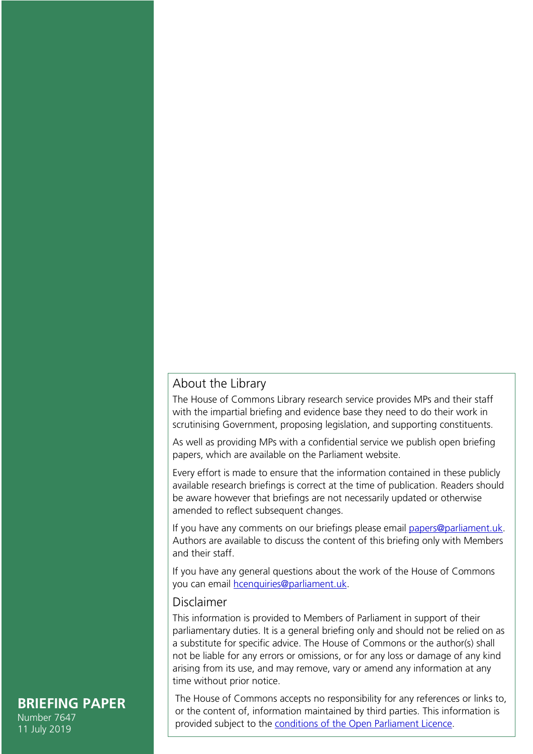## About the Library

The House of Commons Library research service provides MPs and their staff with the impartial briefing and evidence base they need to do their work in scrutinising Government, proposing legislation, and supporting constituents.

As well as providing MPs with a confidential service we publish open briefing papers, which are available on the Parliament website.

Every effort is made to ensure that the information contained in these publicly available research briefings is correct at the time of publication. Readers should be aware however that briefings are not necessarily updated or otherwise amended to reflect subsequent changes.

If you have any comments on our briefings please email papers@parliament.uk. Authors are available to discuss the content of this briefing only with Members and their staff.

If you have any general questions about the work of the House of Commons you can email hcenquiries@parliament.uk.

## Disclaimer

This information is provided to Members of Parliament in support of their parliamentary duties. It is a general briefing only and should not be relied on as a substitute for specific advice. The House of Commons or the author(s) shall not be liable for any errors or omissions, or for any loss or damage of any kind arising from its use, and may remove, vary or amend any information at any time without prior notice.

The House of Commons accepts no responsibility for any references or links to, or the content of, information maintained by third parties. This information is provided subject to the conditions of the Open Parliament Licence.

**BRIEFING PAPER**
Number 7647
11 July 2019